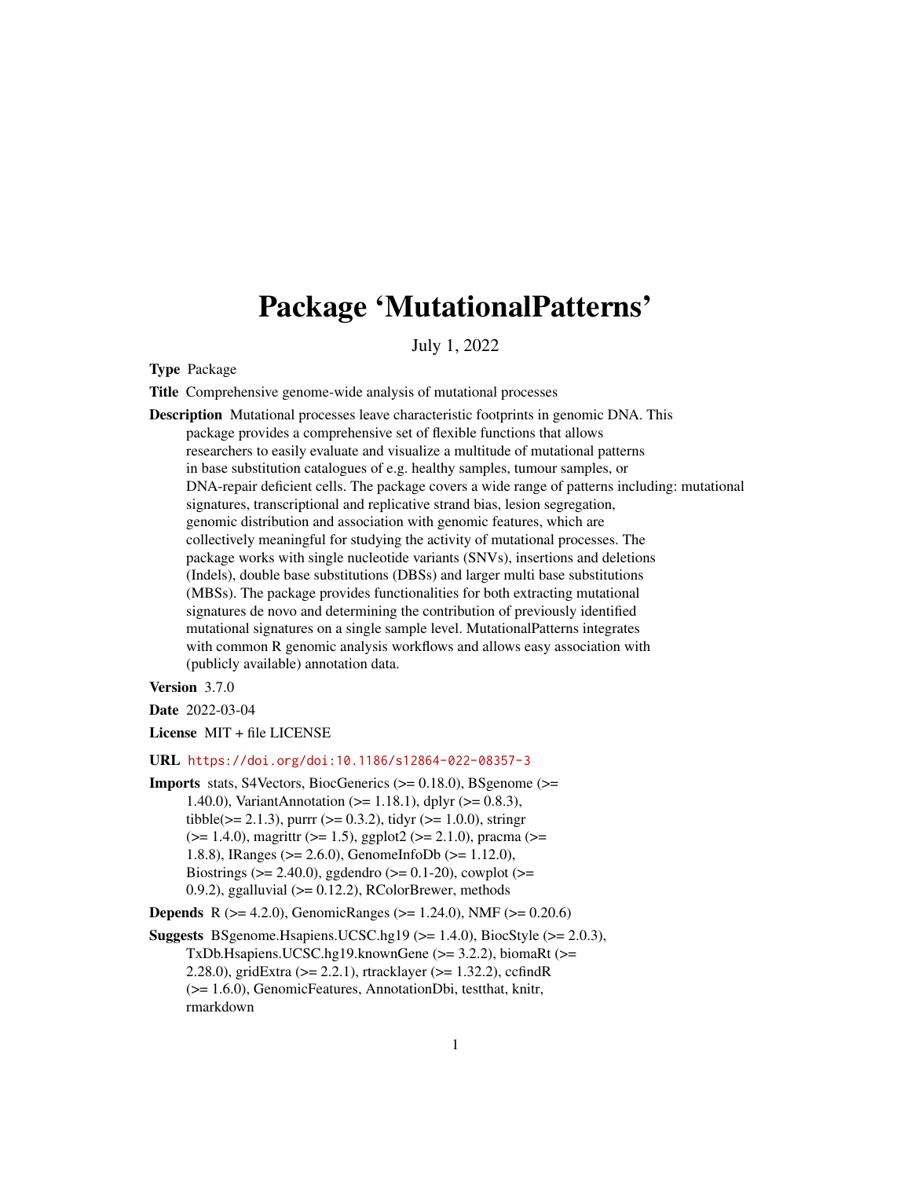# Package 'MutationalPatterns'

July 1, 2022

**Type** Package

**Title** Comprehensive genome-wide analysis of mutational processes

**Description** Mutational processes leave characteristic footprints in genomic DNA. This package provides a comprehensive set of flexible functions that allows researchers to easily evaluate and visualize a multitude of mutational patterns in base substitution catalogues of e.g. healthy samples, tumour samples, or DNA-repair deficient cells. The package covers a wide range of patterns including: mutational signatures, transcriptional and replicative strand bias, lesion segregation, genomic distribution and association with genomic features, which are collectively meaningful for studying the activity of mutational processes. The package works with single nucleotide variants (SNVs), insertions and deletions (Indels), double base substitutions (DBSs) and larger multi base substitutions (MBSs). The package provides functionalities for both extracting mutational signatures de novo and determining the contribution of previously identified mutational signatures on a single sample level. MutationalPatterns integrates with common R genomic analysis workflows and allows easy association with (publicly available) annotation data.

**Version** 3.7.0

**Date** 2022-03-04

**License** MIT + file LICENSE

**URL** https://doi.org/doi:10.1186/s12864-022-08357-3

**Imports** stats, S4Vectors, BiocGenerics (>= 0.18.0), BSgenome (>= 1.40.0), VariantAnnotation (>= 1.18.1), dplyr (>= 0.8.3), tibble(>= 2.1.3), purrr (>= 0.3.2), tidyr (>= 1.0.0), stringr (>= 1.4.0), magrittr (>= 1.5), ggplot2 (>= 2.1.0), pracma (>= 1.8.8), IRanges (>= 2.6.0), GenomeInfoDb (>= 1.12.0), Biostrings (>= 2.40.0), ggdendro (>= 0.1-20), cowplot (>= 0.9.2), ggalluvial (>= 0.12.2), RColorBrewer, methods

**Depends** R (>= 4.2.0), GenomicRanges (>= 1.24.0), NMF (>= 0.20.6)

**Suggests** BSgenome.Hsapiens.UCSC.hg19 (>= 1.4.0), BiocStyle (>= 2.0.3), TxDb.Hsapiens.UCSC.hg19.knownGene (>= 3.2.2), biomaRt (>= 2.28.0), gridExtra (>= 2.2.1), rtracklayer (>= 1.32.2), ccfindR (>= 1.6.0), GenomicFeatures, AnnotationDbi, testthat, knitr, rmarkdown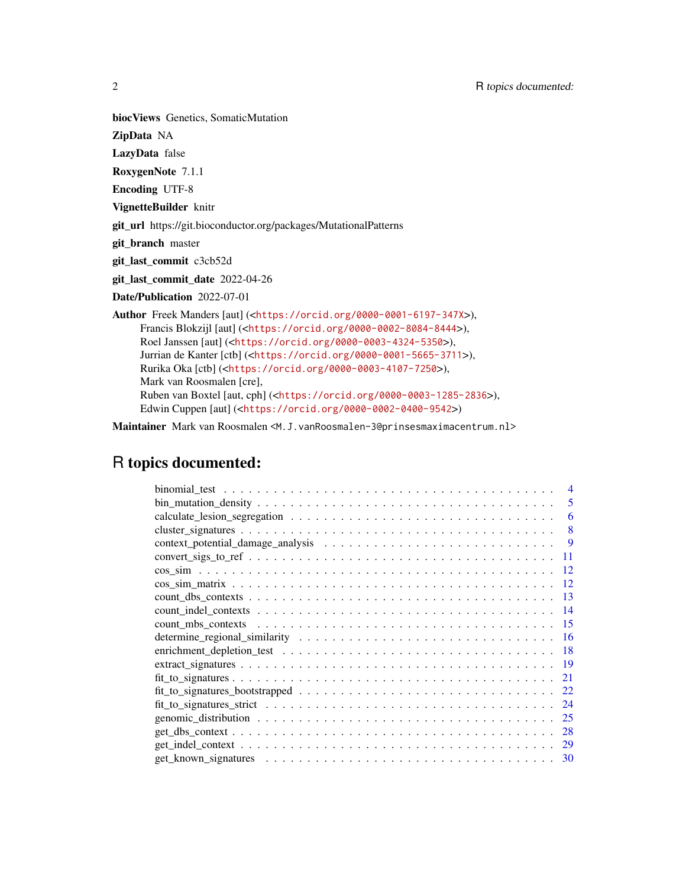**biocViews** Genetics, SomaticMutation

**ZipData** NA

**LazyData** false

**RoxygenNote** 7.1.1

**Encoding** UTF-8

**VignetteBuilder** knitr

**git_url** https://git.bioconductor.org/packages/MutationalPatterns

**git_branch** master

**git_last_commit** c3cb52d

**git_last_commit_date** 2022-04-26

**Date/Publication** 2022-07-01

**Author** Freek Manders [aut] (<https://orcid.org/0000-0001-6197-347X>),
Francis Blokzijl [aut] (<https://orcid.org/0000-0002-8084-8444>),
Roel Janssen [aut] (<https://orcid.org/0000-0003-4324-5350>),
Jurrian de Kanter [ctb] (<https://orcid.org/0000-0001-5665-3711>),
Rurika Oka [ctb] (<https://orcid.org/0000-0003-4107-7250>),
Mark van Roosmalen [cre],
Ruben van Boxtel [aut, cph] (<https://orcid.org/0000-0003-1285-2836>),
Edwin Cuppen [aut] (<https://orcid.org/0000-0002-0400-9542>)

**Maintainer** Mark van Roosmalen <M.J.vanRoosmalen-3@prinsesmaximacentrum.nl>

# R topics documented:

- binomial_test . . . . . . . . . . . . . . . . . . . . . . . . . . . . . . . . . . . . 4
- bin_mutation_density . . . . . . . . . . . . . . . . . . . . . . . . . . . . . . . . 5
- calculate_lesion_segregation . . . . . . . . . . . . . . . . . . . . . . . . . . . . 6
- cluster_signatures . . . . . . . . . . . . . . . . . . . . . . . . . . . . . . . . . 8
- context_potential_damage_analysis . . . . . . . . . . . . . . . . . . . . . . . . . 9
- convert_sigs_to_ref . . . . . . . . . . . . . . . . . . . . . . . . . . . . . . . . 11
- cos_sim . . . . . . . . . . . . . . . . . . . . . . . . . . . . . . . . . . . . . . 12
- cos_sim_matrix . . . . . . . . . . . . . . . . . . . . . . . . . . . . . . . . . . 12
- count_dbs_contexts . . . . . . . . . . . . . . . . . . . . . . . . . . . . . . . . 13
- count_indel_contexts . . . . . . . . . . . . . . . . . . . . . . . . . . . . . . . 14
- count_mbs_contexts . . . . . . . . . . . . . . . . . . . . . . . . . . . . . . . . 15
- determine_regional_similarity . . . . . . . . . . . . . . . . . . . . . . . . . . . 16
- enrichment_depletion_test . . . . . . . . . . . . . . . . . . . . . . . . . . . . . 18
- extract_signatures . . . . . . . . . . . . . . . . . . . . . . . . . . . . . . . . 19
- fit_to_signatures . . . . . . . . . . . . . . . . . . . . . . . . . . . . . . . . . 21
- fit_to_signatures_bootstrapped . . . . . . . . . . . . . . . . . . . . . . . . . . 22
- fit_to_signatures_strict . . . . . . . . . . . . . . . . . . . . . . . . . . . . . 24
- genomic_distribution . . . . . . . . . . . . . . . . . . . . . . . . . . . . . . . 25
- get_dbs_context . . . . . . . . . . . . . . . . . . . . . . . . . . . . . . . . . 28
- get_indel_context . . . . . . . . . . . . . . . . . . . . . . . . . . . . . . . . 29
- get_known_signatures . . . . . . . . . . . . . . . . . . . . . . . . . . . . . . 30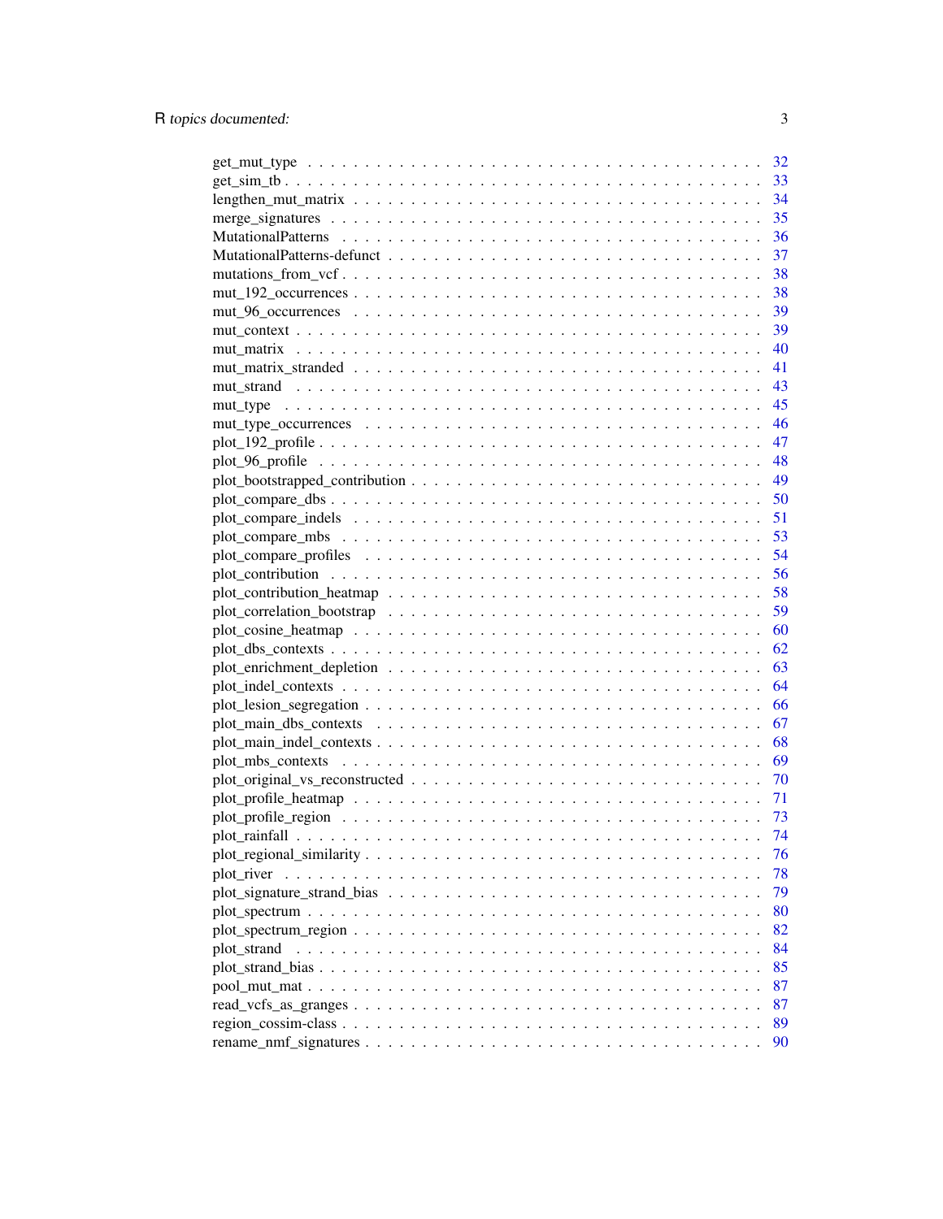get_mut_type . . . . . . . . . . . . . . . . . . . . . . . . . . . . . . . . . . . . . . . . 32
get_sim_tb . . . . . . . . . . . . . . . . . . . . . . . . . . . . . . . . . . . . . . . . . 33
lengthen_mut_matrix . . . . . . . . . . . . . . . . . . . . . . . . . . . . . . . . . . . . 34
merge_signatures . . . . . . . . . . . . . . . . . . . . . . . . . . . . . . . . . . . . . . 35
MutationalPatterns . . . . . . . . . . . . . . . . . . . . . . . . . . . . . . . . . . . . . 36
MutationalPatterns-defunct . . . . . . . . . . . . . . . . . . . . . . . . . . . . . . . . . 37
mutations_from_vcf . . . . . . . . . . . . . . . . . . . . . . . . . . . . . . . . . . . . . 38
mut_192_occurrences . . . . . . . . . . . . . . . . . . . . . . . . . . . . . . . . . . . . 38
mut_96_occurrences . . . . . . . . . . . . . . . . . . . . . . . . . . . . . . . . . . . . 39
mut_context . . . . . . . . . . . . . . . . . . . . . . . . . . . . . . . . . . . . . . . . 39
mut_matrix . . . . . . . . . . . . . . . . . . . . . . . . . . . . . . . . . . . . . . . . 40
mut_matrix_stranded . . . . . . . . . . . . . . . . . . . . . . . . . . . . . . . . . . . . 41
mut_strand . . . . . . . . . . . . . . . . . . . . . . . . . . . . . . . . . . . . . . . . 43
mut_type . . . . . . . . . . . . . . . . . . . . . . . . . . . . . . . . . . . . . . . . . 45
mut_type_occurrences . . . . . . . . . . . . . . . . . . . . . . . . . . . . . . . . . . . 46
plot_192_profile . . . . . . . . . . . . . . . . . . . . . . . . . . . . . . . . . . . . . . 47
plot_96_profile . . . . . . . . . . . . . . . . . . . . . . . . . . . . . . . . . . . . . . 48
plot_bootstrapped_contribution . . . . . . . . . . . . . . . . . . . . . . . . . . . . . . . 49
plot_compare_dbs . . . . . . . . . . . . . . . . . . . . . . . . . . . . . . . . . . . . . . 50
plot_compare_indels . . . . . . . . . . . . . . . . . . . . . . . . . . . . . . . . . . . . 51
plot_compare_mbs . . . . . . . . . . . . . . . . . . . . . . . . . . . . . . . . . . . . . 53
plot_compare_profiles . . . . . . . . . . . . . . . . . . . . . . . . . . . . . . . . . . . 54
plot_contribution . . . . . . . . . . . . . . . . . . . . . . . . . . . . . . . . . . . . . . 56
plot_contribution_heatmap . . . . . . . . . . . . . . . . . . . . . . . . . . . . . . . . . 58
plot_correlation_bootstrap . . . . . . . . . . . . . . . . . . . . . . . . . . . . . . . . . 59
plot_cosine_heatmap . . . . . . . . . . . . . . . . . . . . . . . . . . . . . . . . . . . . 60
plot_dbs_contexts . . . . . . . . . . . . . . . . . . . . . . . . . . . . . . . . . . . . . . 62
plot_enrichment_depletion . . . . . . . . . . . . . . . . . . . . . . . . . . . . . . . . . 63
plot_indel_contexts . . . . . . . . . . . . . . . . . . . . . . . . . . . . . . . . . . . . . 64
plot_lesion_segregation . . . . . . . . . . . . . . . . . . . . . . . . . . . . . . . . . . . 66
plot_main_dbs_contexts . . . . . . . . . . . . . . . . . . . . . . . . . . . . . . . . . . . 67
plot_main_indel_contexts . . . . . . . . . . . . . . . . . . . . . . . . . . . . . . . . . . 68
plot_mbs_contexts . . . . . . . . . . . . . . . . . . . . . . . . . . . . . . . . . . . . . 69
plot_original_vs_reconstructed . . . . . . . . . . . . . . . . . . . . . . . . . . . . . . . 70
plot_profile_heatmap . . . . . . . . . . . . . . . . . . . . . . . . . . . . . . . . . . . . 71
plot_profile_region . . . . . . . . . . . . . . . . . . . . . . . . . . . . . . . . . . . . . 73
plot_rainfall . . . . . . . . . . . . . . . . . . . . . . . . . . . . . . . . . . . . . . . . 74
plot_regional_similarity . . . . . . . . . . . . . . . . . . . . . . . . . . . . . . . . . . . 76
plot_river . . . . . . . . . . . . . . . . . . . . . . . . . . . . . . . . . . . . . . . . . 78
plot_signature_strand_bias . . . . . . . . . . . . . . . . . . . . . . . . . . . . . . . . . 79
plot_spectrum . . . . . . . . . . . . . . . . . . . . . . . . . . . . . . . . . . . . . . . . 80
plot_spectrum_region . . . . . . . . . . . . . . . . . . . . . . . . . . . . . . . . . . . . 82
plot_strand . . . . . . . . . . . . . . . . . . . . . . . . . . . . . . . . . . . . . . . . 84
plot_strand_bias . . . . . . . . . . . . . . . . . . . . . . . . . . . . . . . . . . . . . . 85
pool_mut_mat . . . . . . . . . . . . . . . . . . . . . . . . . . . . . . . . . . . . . . . . 87
read_vcfs_as_granges . . . . . . . . . . . . . . . . . . . . . . . . . . . . . . . . . . . . 87
region_cossim-class . . . . . . . . . . . . . . . . . . . . . . . . . . . . . . . . . . . . . 89
rename_nmf_signatures . . . . . . . . . . . . . . . . . . . . . . . . . . . . . . . . . . . 90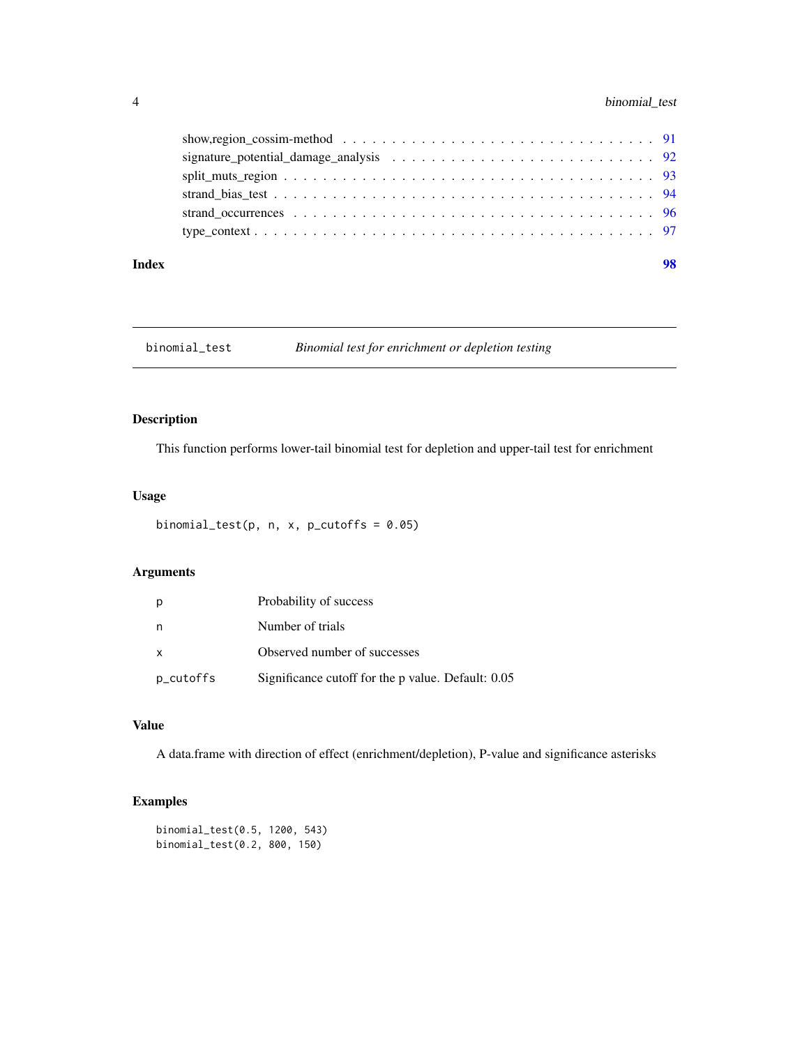show,region_cossim-method . . . . . . . . . . . . . . . . . . . . . . . . . . . . . . 91
signature_potential_damage_analysis . . . . . . . . . . . . . . . . . . . . . . . . . 92
split_muts_region . . . . . . . . . . . . . . . . . . . . . . . . . . . . . . . . . . 93
strand_bias_test . . . . . . . . . . . . . . . . . . . . . . . . . . . . . . . . . . . 94
strand_occurrences . . . . . . . . . . . . . . . . . . . . . . . . . . . . . . . . . 96
type_context . . . . . . . . . . . . . . . . . . . . . . . . . . . . . . . . . . . . . 97

**Index** **98**

---

`binomial_test` *Binomial test for enrichment or depletion testing*

---

## Description

This function performs lower-tail binomial test for depletion and upper-tail test for enrichment

## Usage

```
binomial_test(p, n, x, p_cutoffs = 0.05)
```

## Arguments

| | |
|---|---|
| `p` | Probability of success |
| `n` | Number of trials |
| `x` | Observed number of successes |
| `p_cutoffs` | Significance cutoff for the p value. Default: 0.05 |

## Value

A data.frame with direction of effect (enrichment/depletion), P-value and significance asterisks

## Examples

```
binomial_test(0.5, 1200, 543)
binomial_test(0.2, 800, 150)
```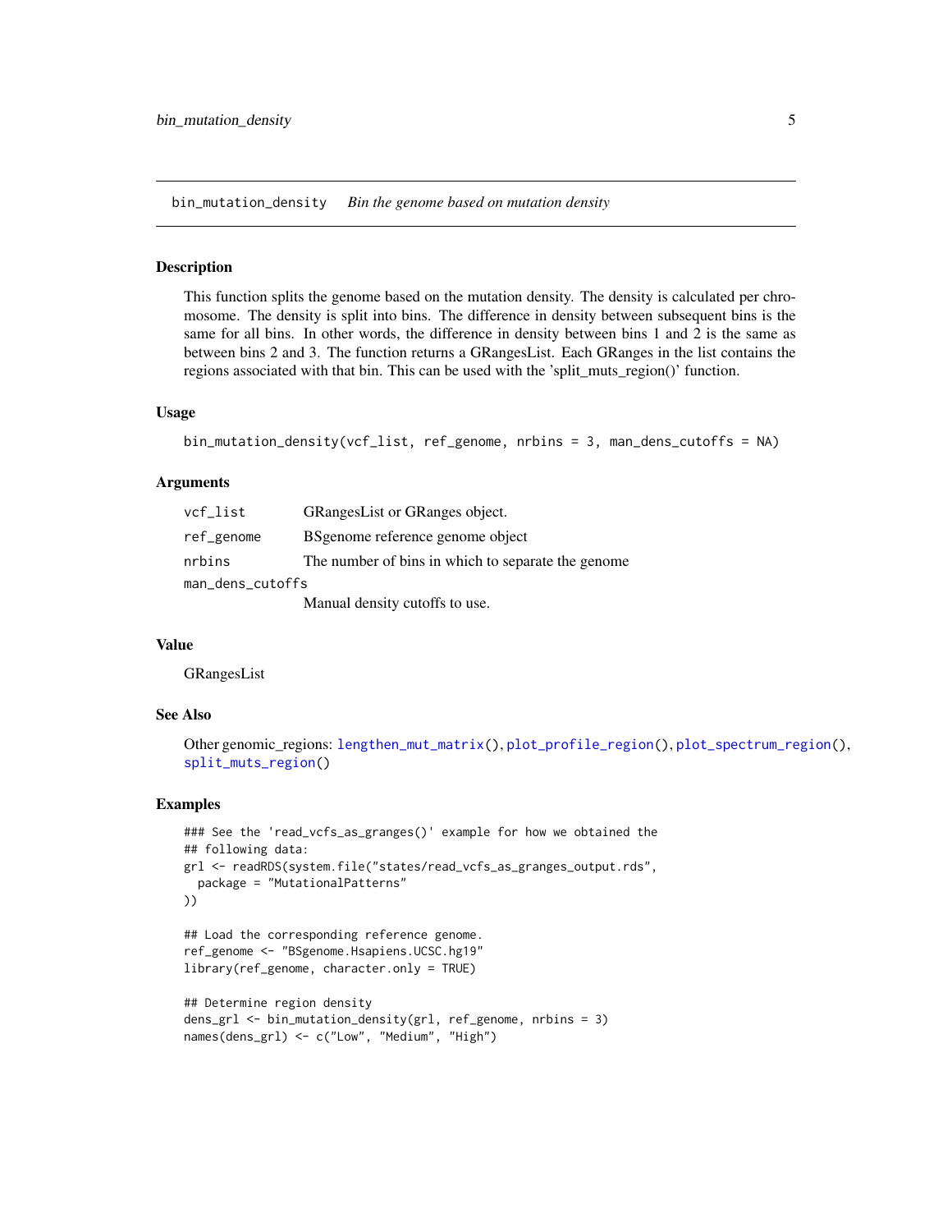## bin_mutation_density &nbsp;&nbsp;&nbsp; *Bin the genome based on mutation density*

### Description

This function splits the genome based on the mutation density. The density is calculated per chromosome. The density is split into bins. The difference in density between subsequent bins is the same for all bins. In other words, the difference in density between bins 1 and 2 is the same as between bins 2 and 3. The function returns a GRangesList. Each GRanges in the list contains the regions associated with that bin. This can be used with the 'split_muts_region()' function.

### Usage

```
bin_mutation_density(vcf_list, ref_genome, nrbins = 3, man_dens_cutoffs = NA)
```

### Arguments

| | |
|---|---|
| `vcf_list` | GRangesList or GRanges object. |
| `ref_genome` | BSgenome reference genome object |
| `nrbins` | The number of bins in which to separate the genome |
| `man_dens_cutoffs` | Manual density cutoffs to use. |

### Value

GRangesList

### See Also

Other genomic_regions: `lengthen_mut_matrix()`, `plot_profile_region()`, `plot_spectrum_region()`, `split_muts_region()`

### Examples

```
### See the 'read_vcfs_as_granges()' example for how we obtained the
## following data:
grl <- readRDS(system.file("states/read_vcfs_as_granges_output.rds",
  package = "MutationalPatterns"
))

## Load the corresponding reference genome.
ref_genome <- "BSgenome.Hsapiens.UCSC.hg19"
library(ref_genome, character.only = TRUE)

## Determine region density
dens_grl <- bin_mutation_density(grl, ref_genome, nrbins = 3)
names(dens_grl) <- c("Low", "Medium", "High")
```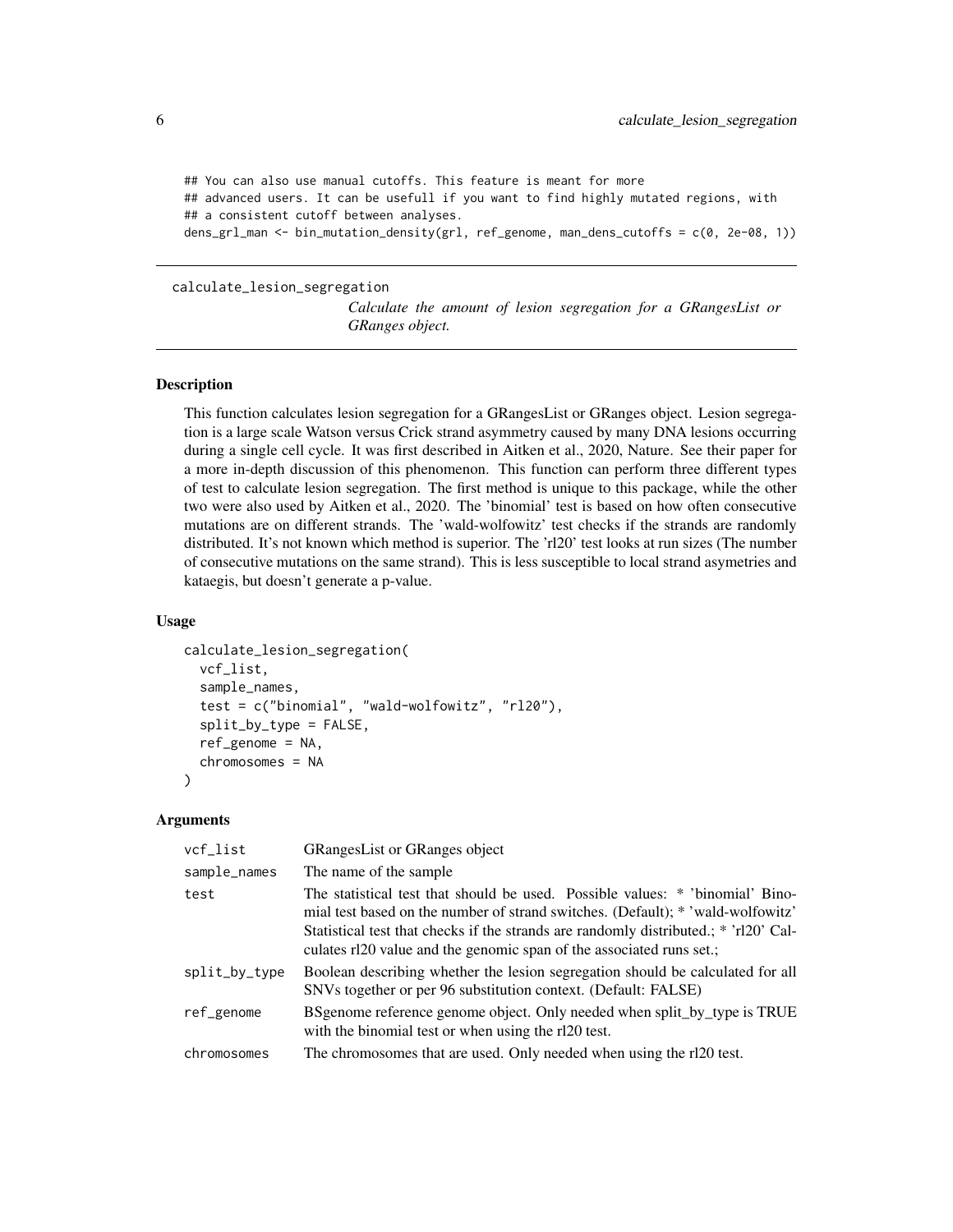```
## You can also use manual cutoffs. This feature is meant for more
## advanced users. It can be usefull if you want to find highly mutated regions, with
## a consistent cutoff between analyses.
dens_grl_man <- bin_mutation_density(grl, ref_genome, man_dens_cutoffs = c(0, 2e-08, 1))
```

---

## calculate_lesion_segregation

*Calculate the amount of lesion segregation for a GRangesList or GRanges object.*

---

### Description

This function calculates lesion segregation for a GRangesList or GRanges object. Lesion segregation is a large scale Watson versus Crick strand asymmetry caused by many DNA lesions occurring during a single cell cycle. It was first described in Aitken et al., 2020, Nature. See their paper for a more in-depth discussion of this phenomenon. This function can perform three different types of test to calculate lesion segregation. The first method is unique to this package, while the other two were also used by Aitken et al., 2020. The 'binomial' test is based on how often consecutive mutations are on different strands. The 'wald-wolfowitz' test checks if the strands are randomly distributed. It's not known which method is superior. The 'rl20' test looks at run sizes (The number of consecutive mutations on the same strand). This is less susceptible to local strand asymetries and kataegis, but doesn't generate a p-value.

### Usage

```
calculate_lesion_segregation(
  vcf_list,
  sample_names,
  test = c("binomial", "wald-wolfowitz", "rl20"),
  split_by_type = FALSE,
  ref_genome = NA,
  chromosomes = NA
)
```

### Arguments

| | |
|---|---|
| vcf_list | GRangesList or GRanges object |
| sample_names | The name of the sample |
| test | The statistical test that should be used. Possible values: * 'binomial' Binomial test based on the number of strand switches. (Default); * 'wald-wolfowitz' Statistical test that checks if the strands are randomly distributed.; * 'rl20' Calculates rl20 value and the genomic span of the associated runs set.; |
| split_by_type | Boolean describing whether the lesion segregation should be calculated for all SNVs together or per 96 substitution context. (Default: FALSE) |
| ref_genome | BSgenome reference genome object. Only needed when split_by_type is TRUE with the binomial test or when using the rl20 test. |
| chromosomes | The chromosomes that are used. Only needed when using the rl20 test. |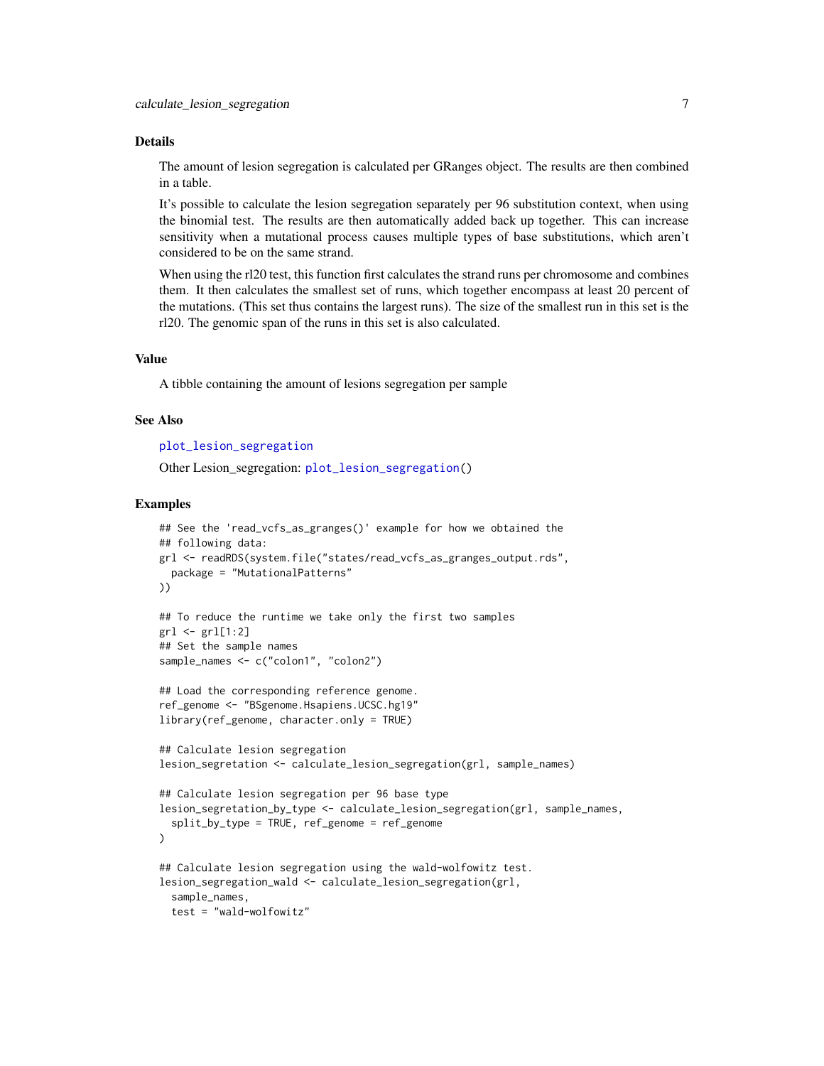### Details

The amount of lesion segregation is calculated per GRanges object. The results are then combined in a table.

It's possible to calculate the lesion segregation separately per 96 substitution context, when using the binomial test. The results are then automatically added back up together. This can increase sensitivity when a mutational process causes multiple types of base substitutions, which aren't considered to be on the same strand.

When using the rl20 test, this function first calculates the strand runs per chromosome and combines them. It then calculates the smallest set of runs, which together encompass at least 20 percent of the mutations. (This set thus contains the largest runs). The size of the smallest run in this set is the rl20. The genomic span of the runs in this set is also calculated.

### Value

A tibble containing the amount of lesions segregation per sample

### See Also

`plot_lesion_segregation`

Other Lesion_segregation: `plot_lesion_segregation()`

### Examples

```
## See the 'read_vcfs_as_granges()' example for how we obtained the
## following data:
grl <- readRDS(system.file("states/read_vcfs_as_granges_output.rds",
  package = "MutationalPatterns"
))

## To reduce the runtime we take only the first two samples
grl <- grl[1:2]
## Set the sample names
sample_names <- c("colon1", "colon2")

## Load the corresponding reference genome.
ref_genome <- "BSgenome.Hsapiens.UCSC.hg19"
library(ref_genome, character.only = TRUE)

## Calculate lesion segregation
lesion_segretation <- calculate_lesion_segregation(grl, sample_names)

## Calculate lesion segregation per 96 base type
lesion_segretation_by_type <- calculate_lesion_segregation(grl, sample_names,
  split_by_type = TRUE, ref_genome = ref_genome
)

## Calculate lesion segregation using the wald-wolfowitz test.
lesion_segregation_wald <- calculate_lesion_segregation(grl,
  sample_names,
  test = "wald-wolfowitz"
```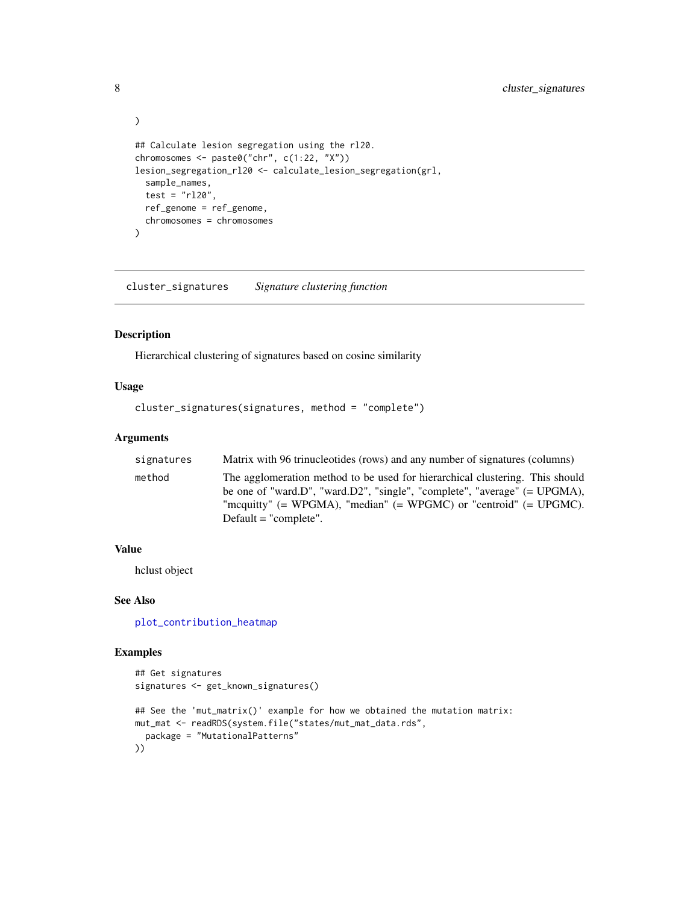```
)

## Calculate lesion segregation using the rl20.
chromosomes <- paste0("chr", c(1:22, "X"))
lesion_segregation_rl20 <- calculate_lesion_segregation(grl,
  sample_names,
  test = "rl20",
  ref_genome = ref_genome,
  chromosomes = chromosomes
)
```

---

## cluster_signatures *Signature clustering function*

---

### Description

Hierarchical clustering of signatures based on cosine similarity

### Usage

```
cluster_signatures(signatures, method = "complete")
```

### Arguments

| | |
|---|---|
| signatures | Matrix with 96 trinucleotides (rows) and any number of signatures (columns) |
| method | The agglomeration method to be used for hierarchical clustering. This should be one of "ward.D", "ward.D2", "single", "complete", "average" (= UPGMA), "mcquitty" (= WPGMA), "median" (= WPGMC) or "centroid" (= UPGMC). Default = "complete". |

### Value

hclust object

### See Also

plot_contribution_heatmap

### Examples

```
## Get signatures
signatures <- get_known_signatures()

## See the 'mut_matrix()' example for how we obtained the mutation matrix:
mut_mat <- readRDS(system.file("states/mut_mat_data.rds",
  package = "MutationalPatterns"
))
```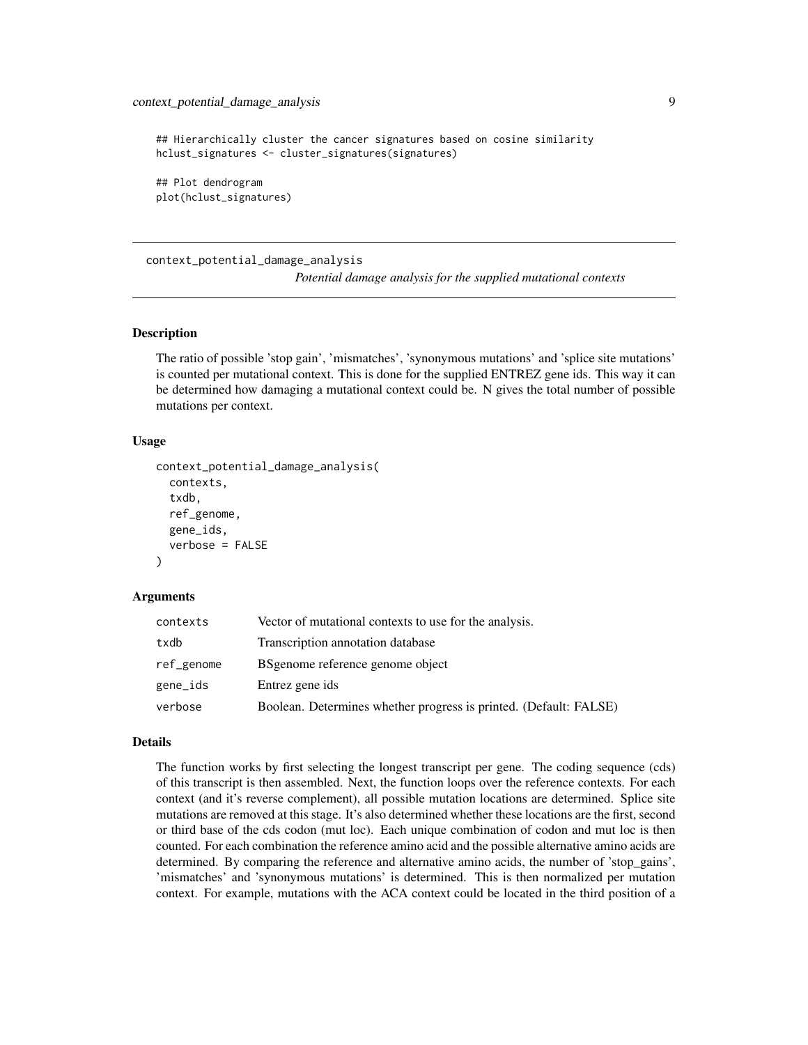```
## Hierarchically cluster the cancer signatures based on cosine similarity
hclust_signatures <- cluster_signatures(signatures)

## Plot dendrogram
plot(hclust_signatures)
```

---

## context_potential_damage_analysis

*Potential damage analysis for the supplied mutational contexts*

### Description

The ratio of possible 'stop gain', 'mismatches', 'synonymous mutations' and 'splice site mutations' is counted per mutational context. This is done for the supplied ENTREZ gene ids. This way it can be determined how damaging a mutational context could be. N gives the total number of possible mutations per context.

### Usage

```
context_potential_damage_analysis(
  contexts,
  txdb,
  ref_genome,
  gene_ids,
  verbose = FALSE
)
```

### Arguments

| | |
|---|---|
| contexts | Vector of mutational contexts to use for the analysis. |
| txdb | Transcription annotation database |
| ref_genome | BSgenome reference genome object |
| gene_ids | Entrez gene ids |
| verbose | Boolean. Determines whether progress is printed. (Default: FALSE) |

### Details

The function works by first selecting the longest transcript per gene. The coding sequence (cds) of this transcript is then assembled. Next, the function loops over the reference contexts. For each context (and it's reverse complement), all possible mutation locations are determined. Splice site mutations are removed at this stage. It's also determined whether these locations are the first, second or third base of the cds codon (mut loc). Each unique combination of codon and mut loc is then counted. For each combination the reference amino acid and the possible alternative amino acids are determined. By comparing the reference and alternative amino acids, the number of 'stop_gains', 'mismatches' and 'synonymous mutations' is determined. This is then normalized per mutation context. For example, mutations with the ACA context could be located in the third position of a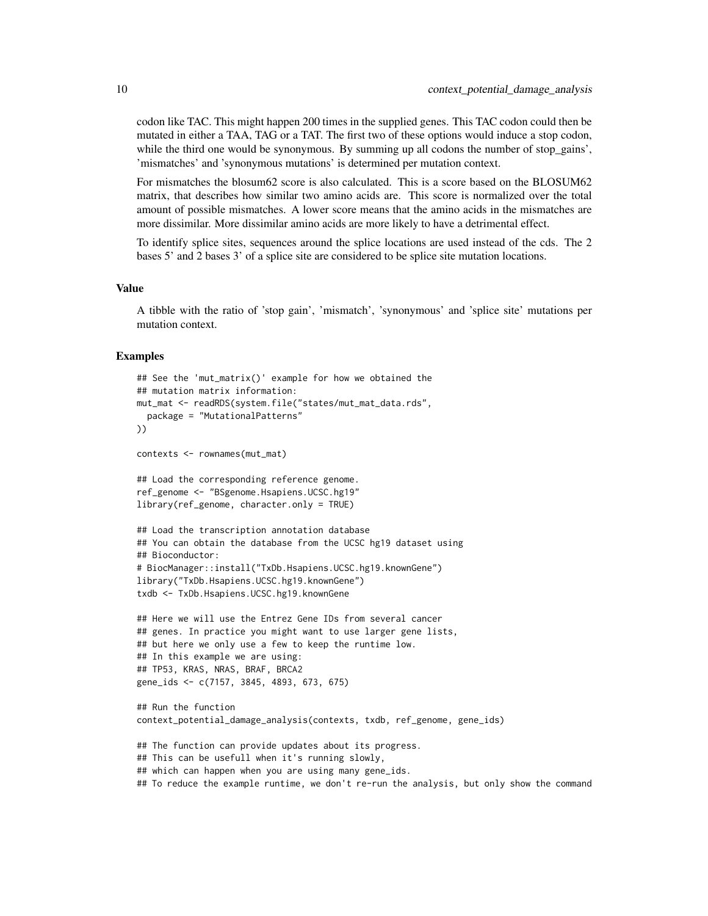codon like TAC. This might happen 200 times in the supplied genes. This TAC codon could then be mutated in either a TAA, TAG or a TAT. The first two of these options would induce a stop codon, while the third one would be synonymous. By summing up all codons the number of stop_gains', 'mismatches' and 'synonymous mutations' is determined per mutation context.

For mismatches the blosum62 score is also calculated. This is a score based on the BLOSUM62 matrix, that describes how similar two amino acids are. This score is normalized over the total amount of possible mismatches. A lower score means that the amino acids in the mismatches are more dissimilar. More dissimilar amino acids are more likely to have a detrimental effect.

To identify splice sites, sequences around the splice locations are used instead of the cds. The 2 bases 5' and 2 bases 3' of a splice site are considered to be splice site mutation locations.

### Value

A tibble with the ratio of 'stop gain', 'mismatch', 'synonymous' and 'splice site' mutations per mutation context.

### Examples

```
## See the 'mut_matrix()' example for how we obtained the
## mutation matrix information:
mut_mat <- readRDS(system.file("states/mut_mat_data.rds",
  package = "MutationalPatterns"
))

contexts <- rownames(mut_mat)

## Load the corresponding reference genome.
ref_genome <- "BSgenome.Hsapiens.UCSC.hg19"
library(ref_genome, character.only = TRUE)

## Load the transcription annotation database
## You can obtain the database from the UCSC hg19 dataset using
## Bioconductor:
# BiocManager::install("TxDb.Hsapiens.UCSC.hg19.knownGene")
library("TxDb.Hsapiens.UCSC.hg19.knownGene")
txdb <- TxDb.Hsapiens.UCSC.hg19.knownGene

## Here we will use the Entrez Gene IDs from several cancer
## genes. In practice you might want to use larger gene lists,
## but here we only use a few to keep the runtime low.
## In this example we are using:
## TP53, KRAS, NRAS, BRAF, BRCA2
gene_ids <- c(7157, 3845, 4893, 673, 675)

## Run the function
context_potential_damage_analysis(contexts, txdb, ref_genome, gene_ids)

## The function can provide updates about its progress.
## This can be usefull when it's running slowly,
## which can happen when you are using many gene_ids.
## To reduce the example runtime, we don't re-run the analysis, but only show the command
```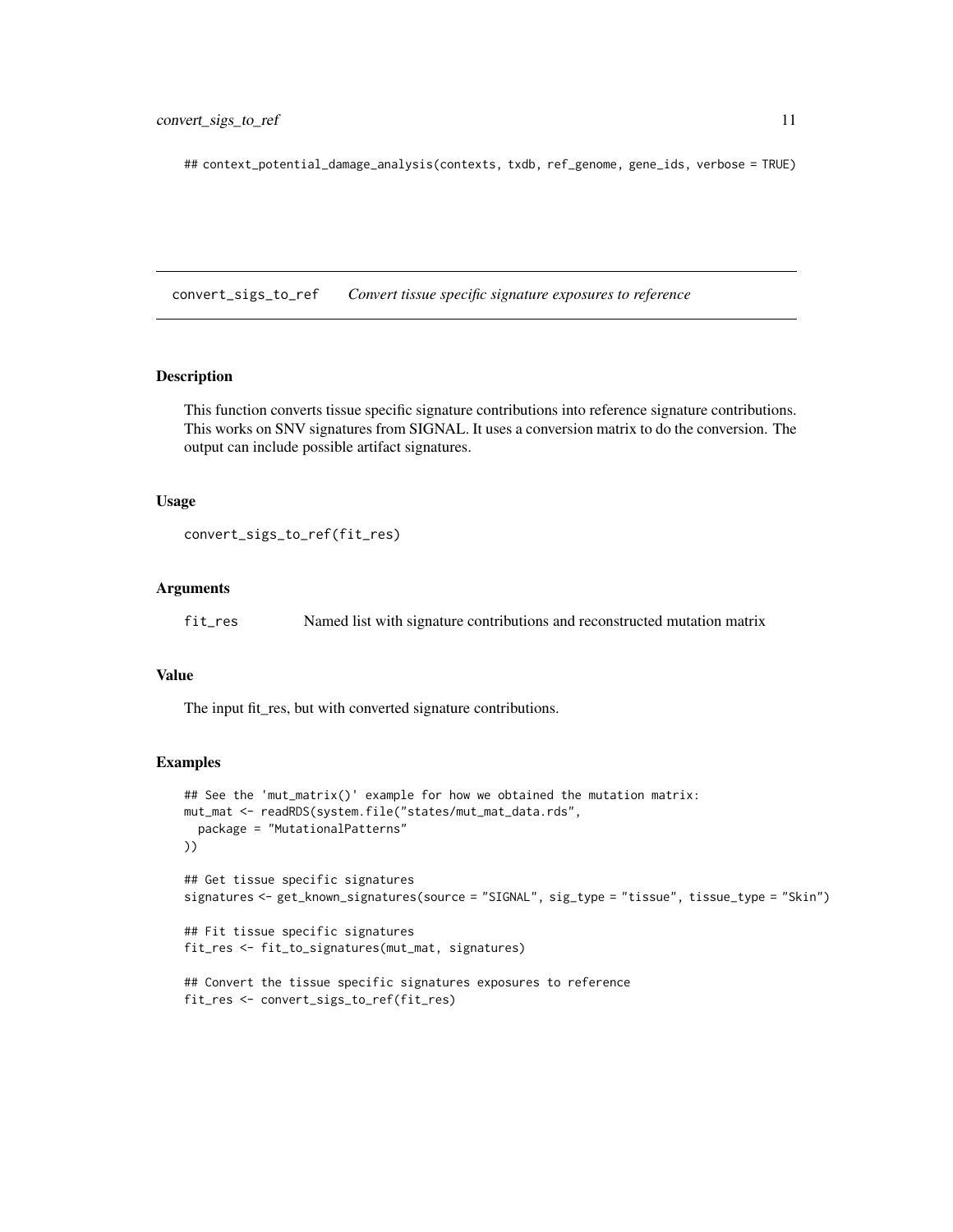```
## context_potential_damage_analysis(contexts, txdb, ref_genome, gene_ids, verbose = TRUE)
```

## convert_sigs_to_ref — *Convert tissue specific signature exposures to reference*

### Description

This function converts tissue specific signature contributions into reference signature contributions. This works on SNV signatures from SIGNAL. It uses a conversion matrix to do the conversion. The output can include possible artifact signatures.

### Usage

```
convert_sigs_to_ref(fit_res)
```

### Arguments

| | |
|---|---|
| fit_res | Named list with signature contributions and reconstructed mutation matrix |

### Value

The input fit_res, but with converted signature contributions.

### Examples

```
## See the 'mut_matrix()' example for how we obtained the mutation matrix:
mut_mat <- readRDS(system.file("states/mut_mat_data.rds",
  package = "MutationalPatterns"
))

## Get tissue specific signatures
signatures <- get_known_signatures(source = "SIGNAL", sig_type = "tissue", tissue_type = "Skin")

## Fit tissue specific signatures
fit_res <- fit_to_signatures(mut_mat, signatures)

## Convert the tissue specific signatures exposures to reference
fit_res <- convert_sigs_to_ref(fit_res)
```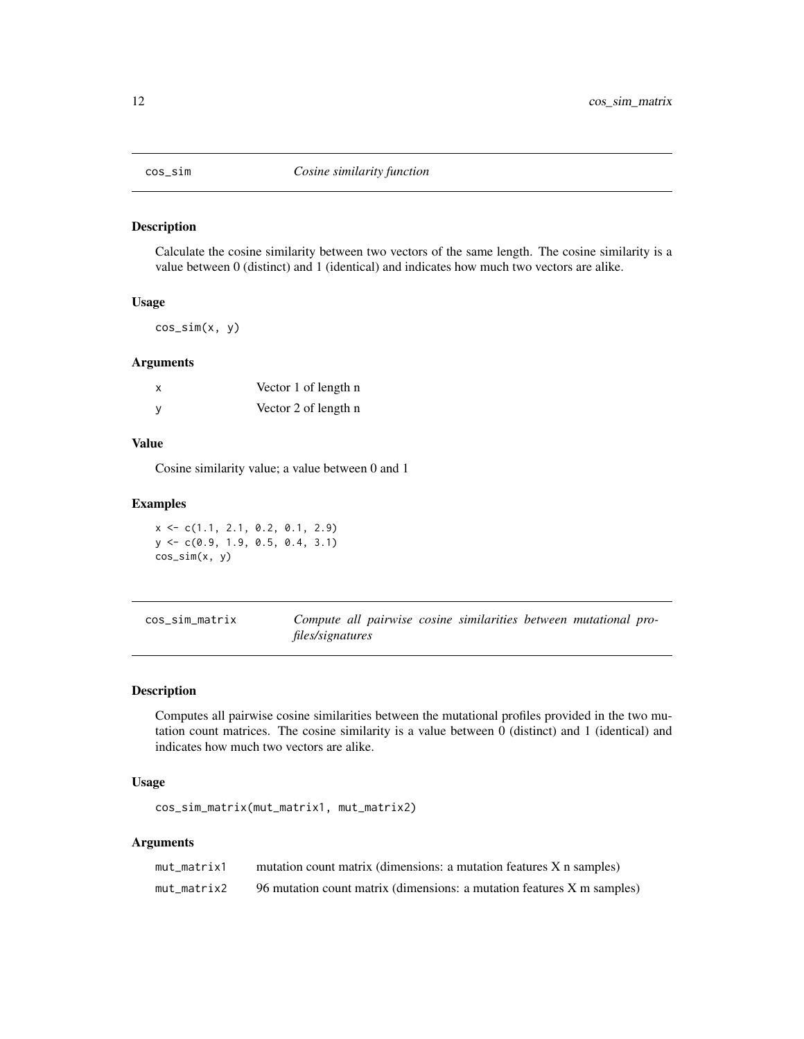## cos_sim — *Cosine similarity function*

### Description

Calculate the cosine similarity between two vectors of the same length. The cosine similarity is a value between 0 (distinct) and 1 (identical) and indicates how much two vectors are alike.

### Usage

```
cos_sim(x, y)
```

### Arguments

| | |
|---|---|
| x | Vector 1 of length n |
| y | Vector 2 of length n |

### Value

Cosine similarity value; a value between 0 and 1

### Examples

```
x <- c(1.1, 2.1, 0.2, 0.1, 2.9)
y <- c(0.9, 1.9, 0.5, 0.4, 3.1)
cos_sim(x, y)
```

## cos_sim_matrix — *Compute all pairwise cosine similarities between mutational profiles/signatures*

### Description

Computes all pairwise cosine similarities between the mutational profiles provided in the two mutation count matrices. The cosine similarity is a value between 0 (distinct) and 1 (identical) and indicates how much two vectors are alike.

### Usage

```
cos_sim_matrix(mut_matrix1, mut_matrix2)
```

### Arguments

| | |
|---|---|
| mut_matrix1 | mutation count matrix (dimensions: a mutation features X n samples) |
| mut_matrix2 | 96 mutation count matrix (dimensions: a mutation features X m samples) |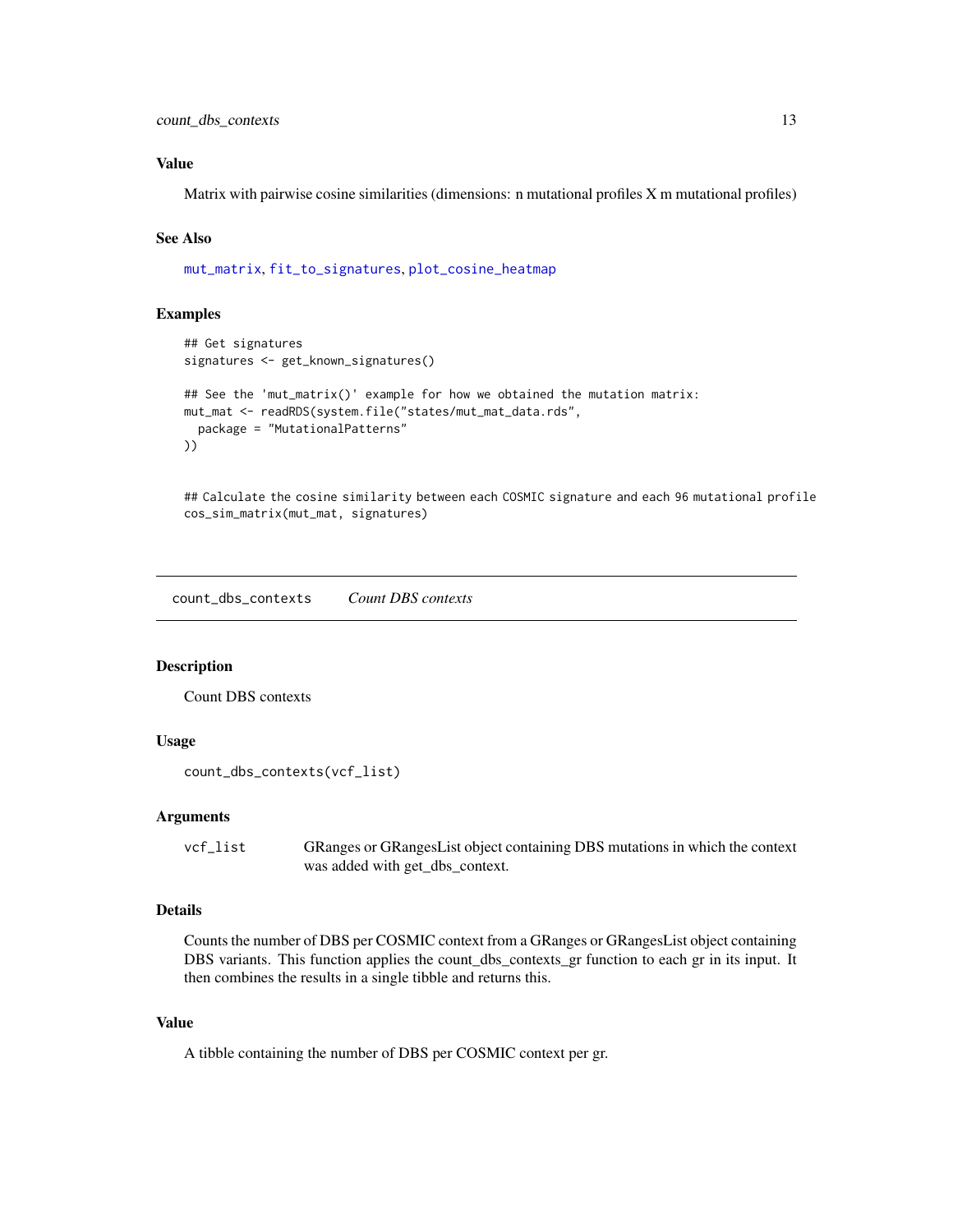### Value

Matrix with pairwise cosine similarities (dimensions: n mutational profiles X m mutational profiles)

### See Also

mut_matrix, fit_to_signatures, plot_cosine_heatmap

### Examples

```
## Get signatures
signatures <- get_known_signatures()

## See the 'mut_matrix()' example for how we obtained the mutation matrix:
mut_mat <- readRDS(system.file("states/mut_mat_data.rds",
  package = "MutationalPatterns"
))


## Calculate the cosine similarity between each COSMIC signature and each 96 mutational profile
cos_sim_matrix(mut_mat, signatures)
```

---

## count_dbs_contexts    *Count DBS contexts*

---

### Description

Count DBS contexts

### Usage

```
count_dbs_contexts(vcf_list)
```

### Arguments

| | |
|---|---|
| vcf_list | GRanges or GRangesList object containing DBS mutations in which the context was added with get_dbs_context. |

### Details

Counts the number of DBS per COSMIC context from a GRanges or GRangesList object containing DBS variants. This function applies the count_dbs_contexts_gr function to each gr in its input. It then combines the results in a single tibble and returns this.

### Value

A tibble containing the number of DBS per COSMIC context per gr.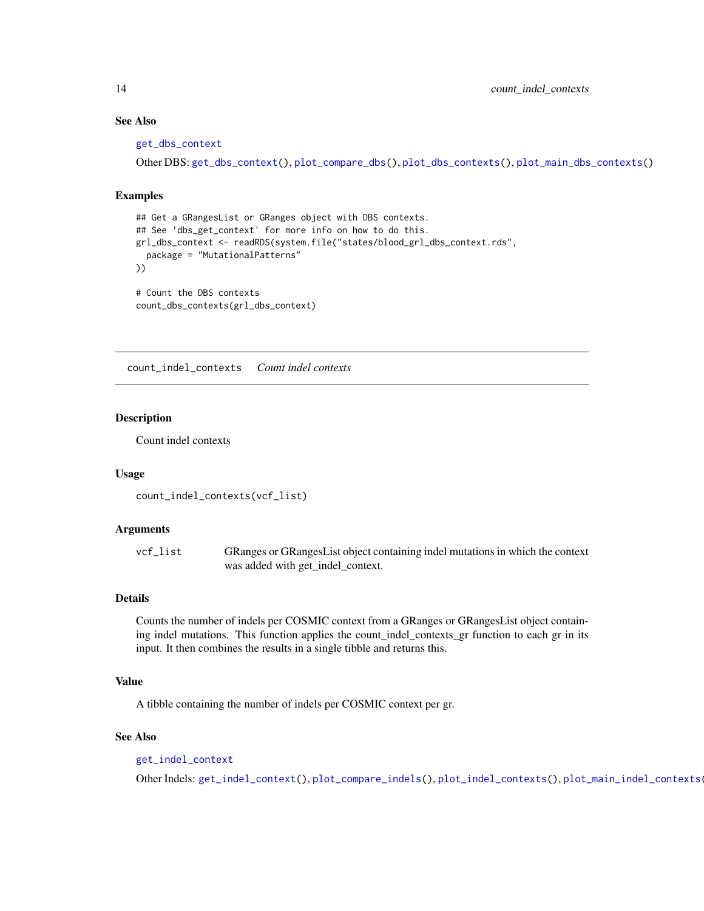### See Also

`get_dbs_context`

Other DBS: `get_dbs_context()`, `plot_compare_dbs()`, `plot_dbs_contexts()`, `plot_main_dbs_contexts()`

### Examples

```
## Get a GRangesList or GRanges object with DBS contexts.
## See 'dbs_get_context' for more info on how to do this.
grl_dbs_context <- readRDS(system.file("states/blood_grl_dbs_context.rds",
  package = "MutationalPatterns"
))

# Count the DBS contexts
count_dbs_contexts(grl_dbs_context)
```

---

## count_indel_contexts    *Count indel contexts*

### Description

Count indel contexts

### Usage

```
count_indel_contexts(vcf_list)
```

### Arguments

| | |
|---|---|
| vcf_list | GRanges or GRangesList object containing indel mutations in which the context was added with get_indel_context. |

### Details

Counts the number of indels per COSMIC context from a GRanges or GRangesList object containing indel mutations. This function applies the count_indel_contexts_gr function to each gr in its input. It then combines the results in a single tibble and returns this.

### Value

A tibble containing the number of indels per COSMIC context per gr.

### See Also

`get_indel_context`

Other Indels: `get_indel_context()`, `plot_compare_indels()`, `plot_indel_contexts()`, `plot_main_indel_contexts()`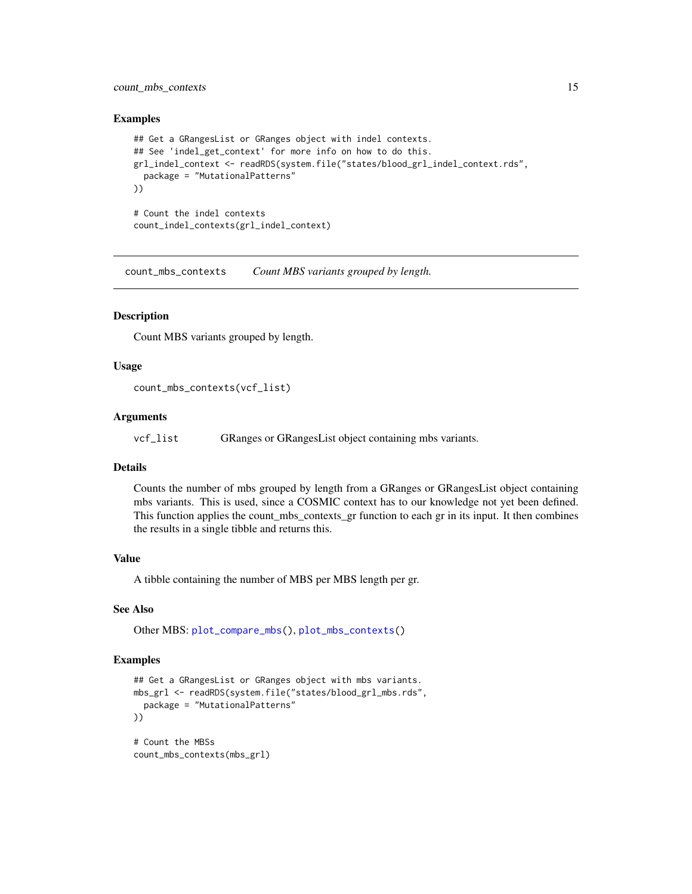### Examples

```
## Get a GRangesList or GRanges object with indel contexts.
## See 'indel_get_context' for more info on how to do this.
grl_indel_context <- readRDS(system.file("states/blood_grl_indel_context.rds",
  package = "MutationalPatterns"
))

# Count the indel contexts
count_indel_contexts(grl_indel_context)
```

---

## count_mbs_contexts    *Count MBS variants grouped by length.*

---

### Description

Count MBS variants grouped by length.

### Usage

```
count_mbs_contexts(vcf_list)
```

### Arguments

| | |
|---|---|
| vcf_list | GRanges or GRangesList object containing mbs variants. |

### Details

Counts the number of mbs grouped by length from a GRanges or GRangesList object containing mbs variants. This is used, since a COSMIC context has to our knowledge not yet been defined. This function applies the count_mbs_contexts_gr function to each gr in its input. It then combines the results in a single tibble and returns this.

### Value

A tibble containing the number of MBS per MBS length per gr.

### See Also

Other MBS: plot_compare_mbs(), plot_mbs_contexts()

### Examples

```
## Get a GRangesList or GRanges object with mbs variants.
mbs_grl <- readRDS(system.file("states/blood_grl_mbs.rds",
  package = "MutationalPatterns"
))

# Count the MBSs
count_mbs_contexts(mbs_grl)
```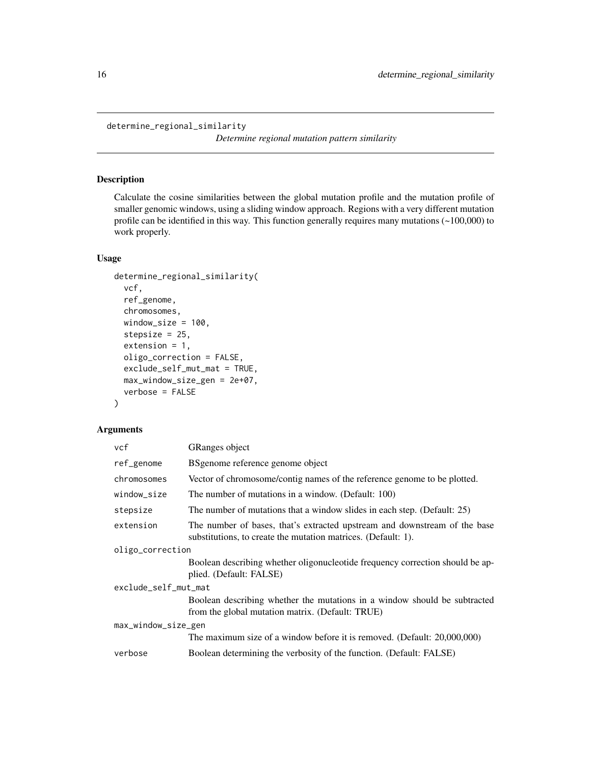# determine_regional_similarity

*Determine regional mutation pattern similarity*

## Description

Calculate the cosine similarities between the global mutation profile and the mutation profile of smaller genomic windows, using a sliding window approach. Regions with a very different mutation profile can be identified in this way. This function generally requires many mutations (~100,000) to work properly.

## Usage

```
determine_regional_similarity(
  vcf,
  ref_genome,
  chromosomes,
  window_size = 100,
  stepsize = 25,
  extension = 1,
  oligo_correction = FALSE,
  exclude_self_mut_mat = TRUE,
  max_window_size_gen = 2e+07,
  verbose = FALSE
)
```

## Arguments

| Argument | Description |
|---|---|
| `vcf` | GRanges object |
| `ref_genome` | BSgenome reference genome object |
| `chromosomes` | Vector of chromosome/contig names of the reference genome to be plotted. |
| `window_size` | The number of mutations in a window. (Default: 100) |
| `stepsize` | The number of mutations that a window slides in each step. (Default: 25) |
| `extension` | The number of bases, that's extracted upstream and downstream of the base substitutions, to create the mutation matrices. (Default: 1). |
| `oligo_correction` | Boolean describing whether oligonucleotide frequency correction should be applied. (Default: FALSE) |
| `exclude_self_mut_mat` | Boolean describing whether the mutations in a window should be subtracted from the global mutation matrix. (Default: TRUE) |
| `max_window_size_gen` | The maximum size of a window before it is removed. (Default: 20,000,000) |
| `verbose` | Boolean determining the verbosity of the function. (Default: FALSE) |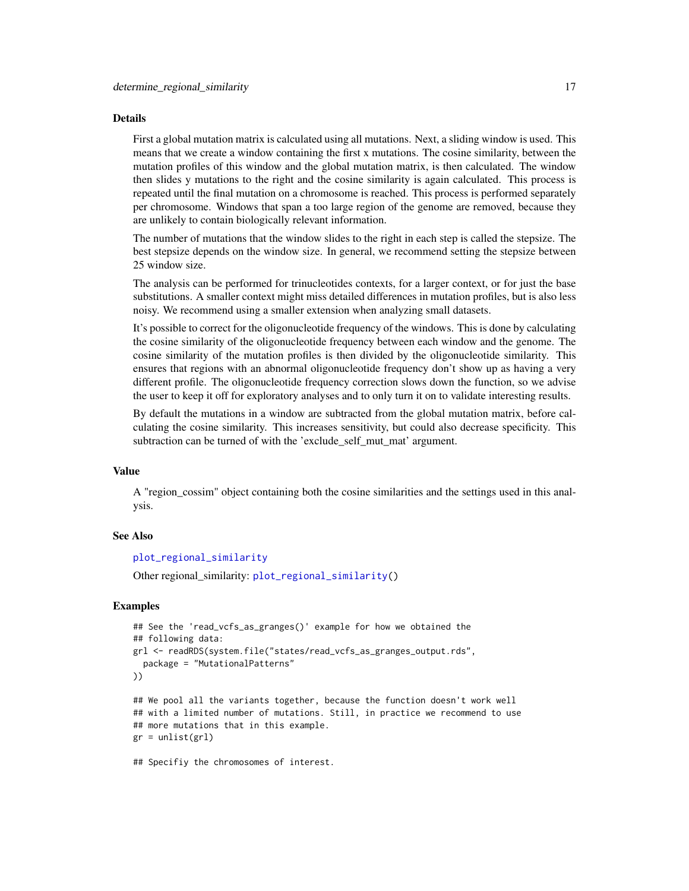## Details

First a global mutation matrix is calculated using all mutations. Next, a sliding window is used. This means that we create a window containing the first x mutations. The cosine similarity, between the mutation profiles of this window and the global mutation matrix, is then calculated. The window then slides y mutations to the right and the cosine similarity is again calculated. This process is repeated until the final mutation on a chromosome is reached. This process is performed separately per chromosome. Windows that span a too large region of the genome are removed, because they are unlikely to contain biologically relevant information.

The number of mutations that the window slides to the right in each step is called the stepsize. The best stepsize depends on the window size. In general, we recommend setting the stepsize between 25 window size.

The analysis can be performed for trinucleotides contexts, for a larger context, or for just the base substitutions. A smaller context might miss detailed differences in mutation profiles, but is also less noisy. We recommend using a smaller extension when analyzing small datasets.

It's possible to correct for the oligonucleotide frequency of the windows. This is done by calculating the cosine similarity of the oligonucleotide frequency between each window and the genome. The cosine similarity of the mutation profiles is then divided by the oligonucleotide similarity. This ensures that regions with an abnormal oligonucleotide frequency don't show up as having a very different profile. The oligonucleotide frequency correction slows down the function, so we advise the user to keep it off for exploratory analyses and to only turn it on to validate interesting results.

By default the mutations in a window are subtracted from the global mutation matrix, before calculating the cosine similarity. This increases sensitivity, but could also decrease specificity. This subtraction can be turned of with the 'exclude_self_mut_mat' argument.

## Value

A "region_cossim" object containing both the cosine similarities and the settings used in this analysis.

## See Also

plot_regional_similarity

Other regional_similarity: plot_regional_similarity()

## Examples

```
## See the 'read_vcfs_as_granges()' example for how we obtained the
## following data:
grl <- readRDS(system.file("states/read_vcfs_as_granges_output.rds",
  package = "MutationalPatterns"
))

## We pool all the variants together, because the function doesn't work well
## with a limited number of mutations. Still, in practice we recommend to use
## more mutations that in this example.
gr = unlist(grl)

## Specifiy the chromosomes of interest.
```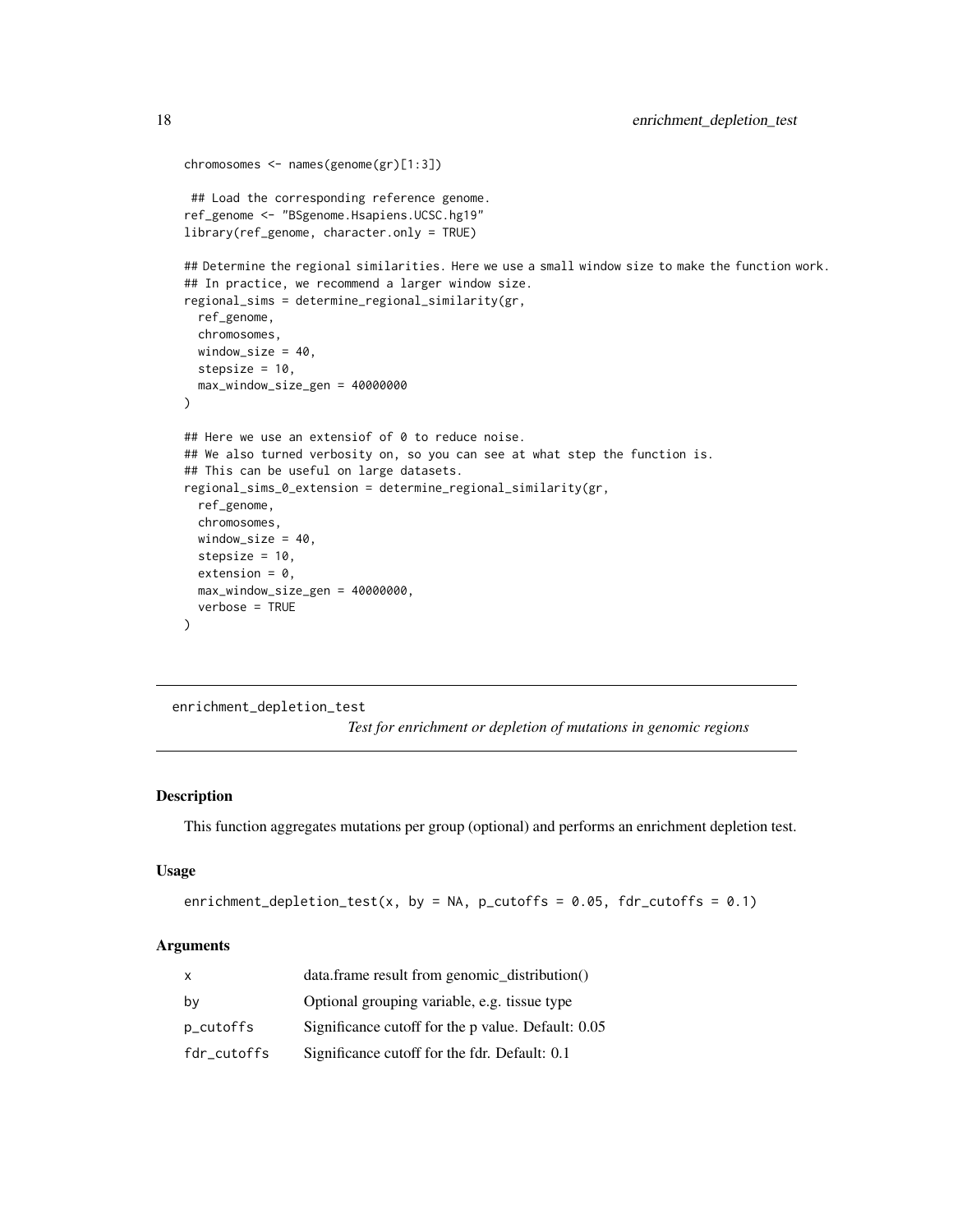```
chromosomes <- names(genome(gr)[1:3])

 ## Load the corresponding reference genome.
ref_genome <- "BSgenome.Hsapiens.UCSC.hg19"
library(ref_genome, character.only = TRUE)

## Determine the regional similarities. Here we use a small window size to make the function work.
## In practice, we recommend a larger window size.
regional_sims = determine_regional_similarity(gr,
  ref_genome,
  chromosomes,
  window_size = 40,
  stepsize = 10,
  max_window_size_gen = 40000000
)

## Here we use an extensiof of 0 to reduce noise.
## We also turned verbosity on, so you can see at what step the function is.
## This can be useful on large datasets.
regional_sims_0_extension = determine_regional_similarity(gr,
  ref_genome,
  chromosomes,
  window_size = 40,
  stepsize = 10,
  extension = 0,
  max_window_size_gen = 40000000,
  verbose = TRUE
)
```

---

## enrichment_depletion_test

*Test for enrichment or depletion of mutations in genomic regions*

---

### Description

This function aggregates mutations per group (optional) and performs an enrichment depletion test.

### Usage

```
enrichment_depletion_test(x, by = NA, p_cutoffs = 0.05, fdr_cutoffs = 0.1)
```

### Arguments

| | |
|---|---|
| x | data.frame result from genomic_distribution() |
| by | Optional grouping variable, e.g. tissue type |
| p_cutoffs | Significance cutoff for the p value. Default: 0.05 |
| fdr_cutoffs | Significance cutoff for the fdr. Default: 0.1 |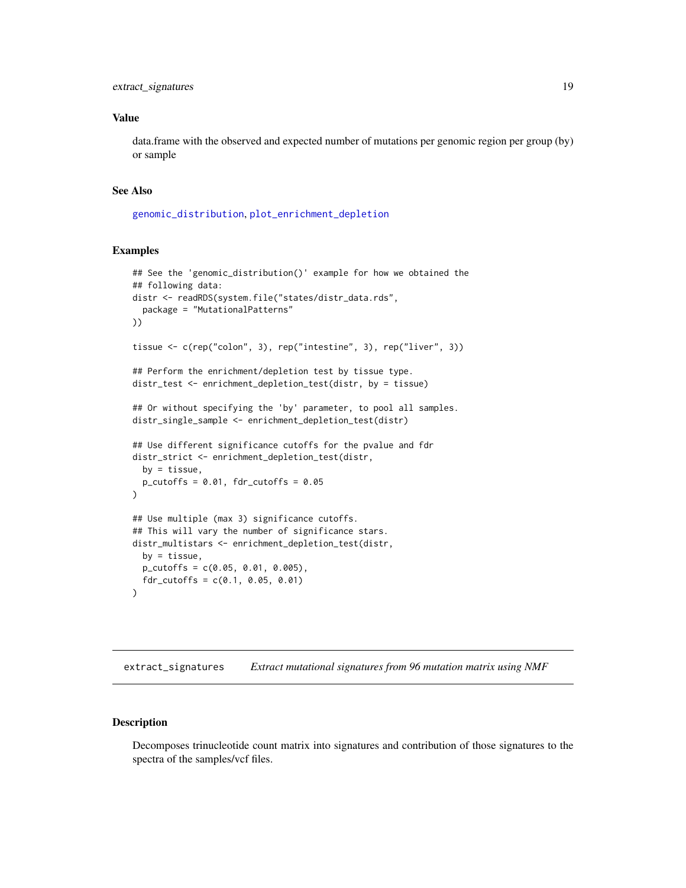### Value

data.frame with the observed and expected number of mutations per genomic region per group (by) or sample

### See Also

genomic_distribution, plot_enrichment_depletion

### Examples

```
## See the 'genomic_distribution()' example for how we obtained the
## following data:
distr <- readRDS(system.file("states/distr_data.rds",
  package = "MutationalPatterns"
))

tissue <- c(rep("colon", 3), rep("intestine", 3), rep("liver", 3))

## Perform the enrichment/depletion test by tissue type.
distr_test <- enrichment_depletion_test(distr, by = tissue)

## Or without specifying the 'by' parameter, to pool all samples.
distr_single_sample <- enrichment_depletion_test(distr)

## Use different significance cutoffs for the pvalue and fdr
distr_strict <- enrichment_depletion_test(distr,
  by = tissue,
  p_cutoffs = 0.01, fdr_cutoffs = 0.05
)

## Use multiple (max 3) significance cutoffs.
## This will vary the number of significance stars.
distr_multistars <- enrichment_depletion_test(distr,
  by = tissue,
  p_cutoffs = c(0.05, 0.01, 0.005),
  fdr_cutoffs = c(0.1, 0.05, 0.01)
)
```

---

## extract_signatures — *Extract mutational signatures from 96 mutation matrix using NMF*

### Description

Decomposes trinucleotide count matrix into signatures and contribution of those signatures to the spectra of the samples/vcf files.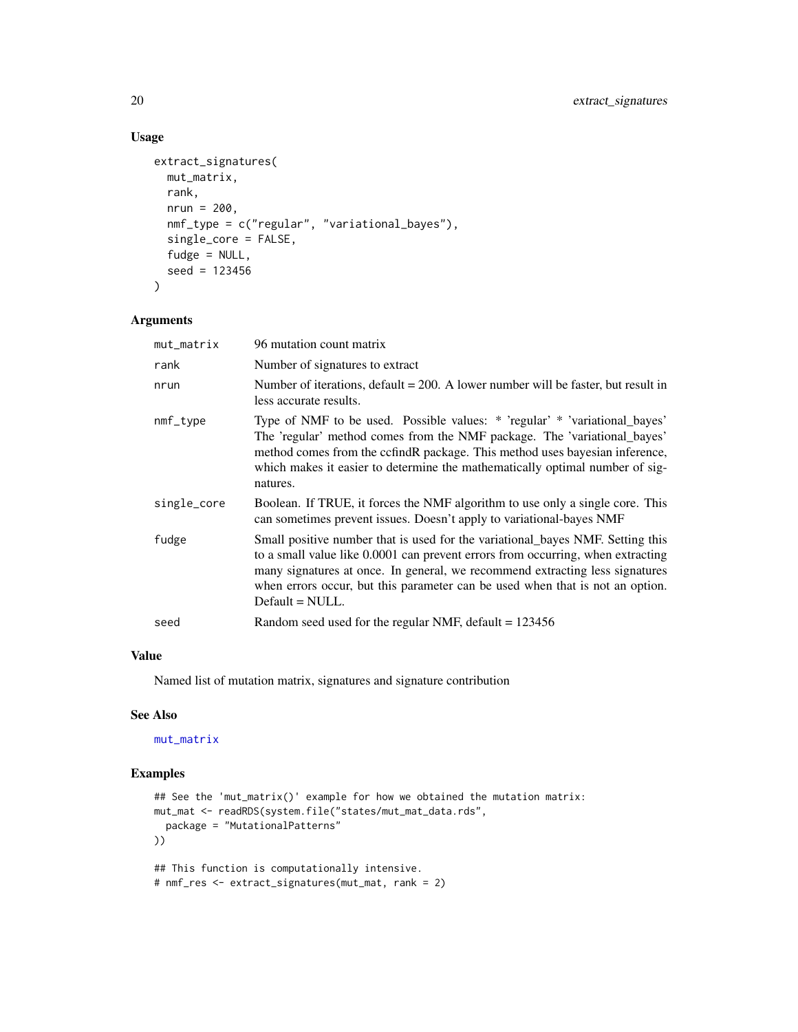## Usage

```
extract_signatures(
  mut_matrix,
  rank,
  nrun = 200,
  nmf_type = c("regular", "variational_bayes"),
  single_core = FALSE,
  fudge = NULL,
  seed = 123456
)
```

## Arguments

| | |
|---|---|
| `mut_matrix` | 96 mutation count matrix |
| `rank` | Number of signatures to extract |
| `nrun` | Number of iterations, default = 200. A lower number will be faster, but result in less accurate results. |
| `nmf_type` | Type of NMF to be used. Possible values: * 'regular' * 'variational_bayes' The 'regular' method comes from the NMF package. The 'variational_bayes' method comes from the ccfindR package. This method uses bayesian inference, which makes it easier to determine the mathematically optimal number of signatures. |
| `single_core` | Boolean. If TRUE, it forces the NMF algorithm to use only a single core. This can sometimes prevent issues. Doesn't apply to variational-bayes NMF |
| `fudge` | Small positive number that is used for the variational_bayes NMF. Setting this to a small value like 0.0001 can prevent errors from occurring, when extracting many signatures at once. In general, we recommend extracting less signatures when errors occur, but this parameter can be used when that is not an option. Default = NULL. |
| `seed` | Random seed used for the regular NMF, default = 123456 |

## Value

Named list of mutation matrix, signatures and signature contribution

## See Also

mut_matrix

## Examples

```
## See the 'mut_matrix()' example for how we obtained the mutation matrix:
mut_mat <- readRDS(system.file("states/mut_mat_data.rds",
  package = "MutationalPatterns"
))

## This function is computationally intensive.
# nmf_res <- extract_signatures(mut_mat, rank = 2)
```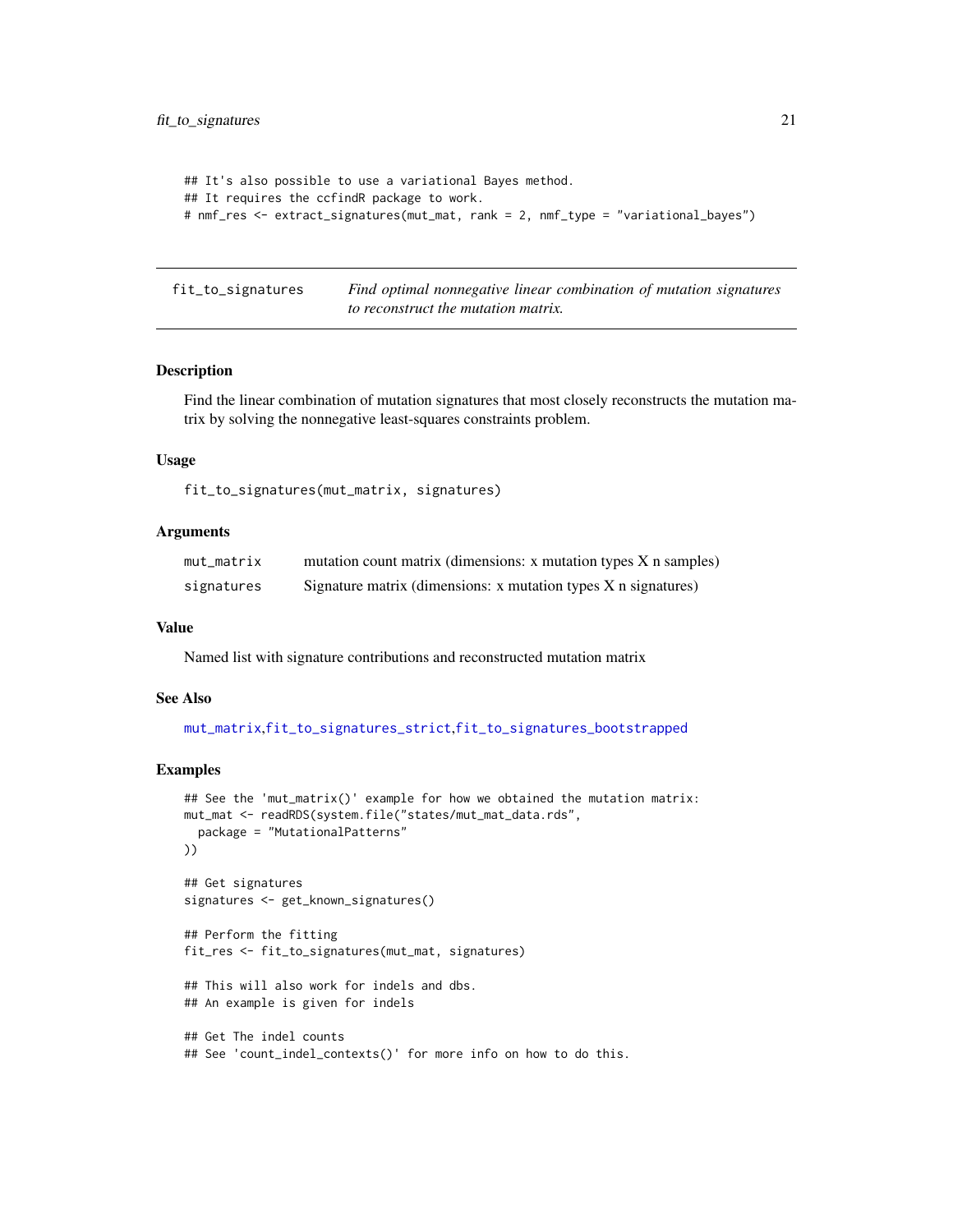```
## It's also possible to use a variational Bayes method.
## It requires the ccfindR package to work.
# nmf_res <- extract_signatures(mut_mat, rank = 2, nmf_type = "variational_bayes")
```

---

## fit_to_signatures

*Find optimal nonnegative linear combination of mutation signatures to reconstruct the mutation matrix.*

---

### Description

Find the linear combination of mutation signatures that most closely reconstructs the mutation matrix by solving the nonnegative least-squares constraints problem.

### Usage

```
fit_to_signatures(mut_matrix, signatures)
```

### Arguments

| | |
|---|---|
| `mut_matrix` | mutation count matrix (dimensions: x mutation types X n samples) |
| `signatures` | Signature matrix (dimensions: x mutation types X n signatures) |

### Value

Named list with signature contributions and reconstructed mutation matrix

### See Also

`mut_matrix`,`fit_to_signatures_strict`,`fit_to_signatures_bootstrapped`

### Examples

```
## See the 'mut_matrix()' example for how we obtained the mutation matrix:
mut_mat <- readRDS(system.file("states/mut_mat_data.rds",
  package = "MutationalPatterns"
))

## Get signatures
signatures <- get_known_signatures()

## Perform the fitting
fit_res <- fit_to_signatures(mut_mat, signatures)

## This will also work for indels and dbs.
## An example is given for indels

## Get The indel counts
## See 'count_indel_contexts()' for more info on how to do this.
```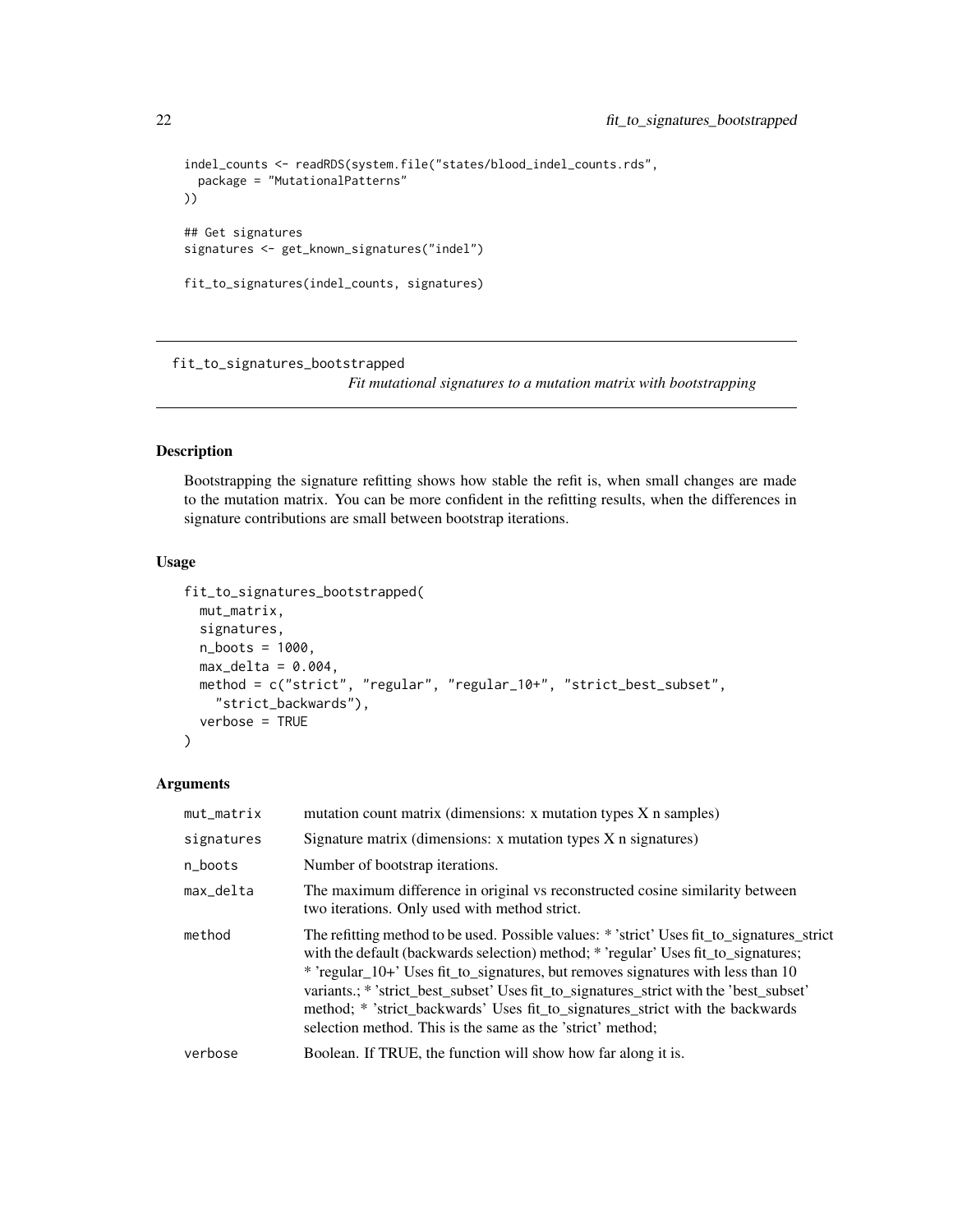```
indel_counts <- readRDS(system.file("states/blood_indel_counts.rds",
  package = "MutationalPatterns"
))

## Get signatures
signatures <- get_known_signatures("indel")

fit_to_signatures(indel_counts, signatures)
```

---

## fit_to_signatures_bootstrapped

*Fit mutational signatures to a mutation matrix with bootstrapping*

---

### Description

Bootstrapping the signature refitting shows how stable the refit is, when small changes are made to the mutation matrix. You can be more confident in the refitting results, when the differences in signature contributions are small between bootstrap iterations.

### Usage

```
fit_to_signatures_bootstrapped(
  mut_matrix,
  signatures,
  n_boots = 1000,
  max_delta = 0.004,
  method = c("strict", "regular", "regular_10+", "strict_best_subset",
    "strict_backwards"),
  verbose = TRUE
)
```

### Arguments

| | |
|---|---|
| mut_matrix | mutation count matrix (dimensions: x mutation types X n samples) |
| signatures | Signature matrix (dimensions: x mutation types X n signatures) |
| n_boots | Number of bootstrap iterations. |
| max_delta | The maximum difference in original vs reconstructed cosine similarity between two iterations. Only used with method strict. |
| method | The refitting method to be used. Possible values: * 'strict' Uses fit_to_signatures_strict with the default (backwards selection) method; * 'regular' Uses fit_to_signatures; * 'regular_10+' Uses fit_to_signatures, but removes signatures with less than 10 variants.; * 'strict_best_subset' Uses fit_to_signatures_strict with the 'best_subset' method; * 'strict_backwards' Uses fit_to_signatures_strict with the backwards selection method. This is the same as the 'strict' method; |
| verbose | Boolean. If TRUE, the function will show how far along it is. |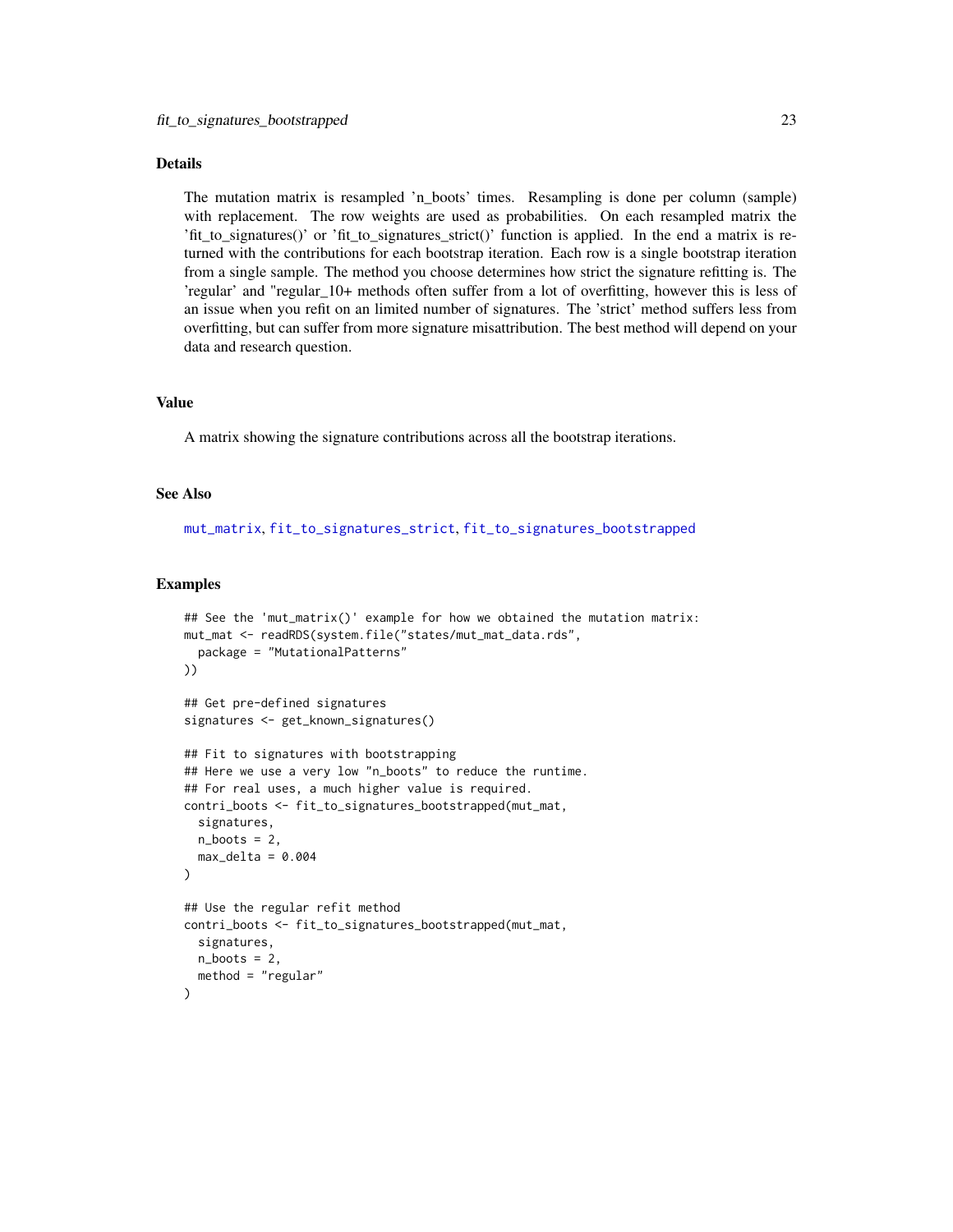## Details

The mutation matrix is resampled 'n_boots' times. Resampling is done per column (sample) with replacement. The row weights are used as probabilities. On each resampled matrix the 'fit_to_signatures()' or 'fit_to_signatures_strict()' function is applied. In the end a matrix is returned with the contributions for each bootstrap iteration. Each row is a single bootstrap iteration from a single sample. The method you choose determines how strict the signature refitting is. The 'regular' and "regular_10+ methods often suffer from a lot of overfitting, however this is less of an issue when you refit on an limited number of signatures. The 'strict' method suffers less from overfitting, but can suffer from more signature misattribution. The best method will depend on your data and research question.

## Value

A matrix showing the signature contributions across all the bootstrap iterations.

## See Also

mut_matrix, fit_to_signatures_strict, fit_to_signatures_bootstrapped

## Examples

```
## See the 'mut_matrix()' example for how we obtained the mutation matrix:
mut_mat <- readRDS(system.file("states/mut_mat_data.rds",
  package = "MutationalPatterns"
))

## Get pre-defined signatures
signatures <- get_known_signatures()

## Fit to signatures with bootstrapping
## Here we use a very low "n_boots" to reduce the runtime.
## For real uses, a much higher value is required.
contri_boots <- fit_to_signatures_bootstrapped(mut_mat,
  signatures,
  n_boots = 2,
  max_delta = 0.004
)

## Use the regular refit method
contri_boots <- fit_to_signatures_bootstrapped(mut_mat,
  signatures,
  n_boots = 2,
  method = "regular"
)
```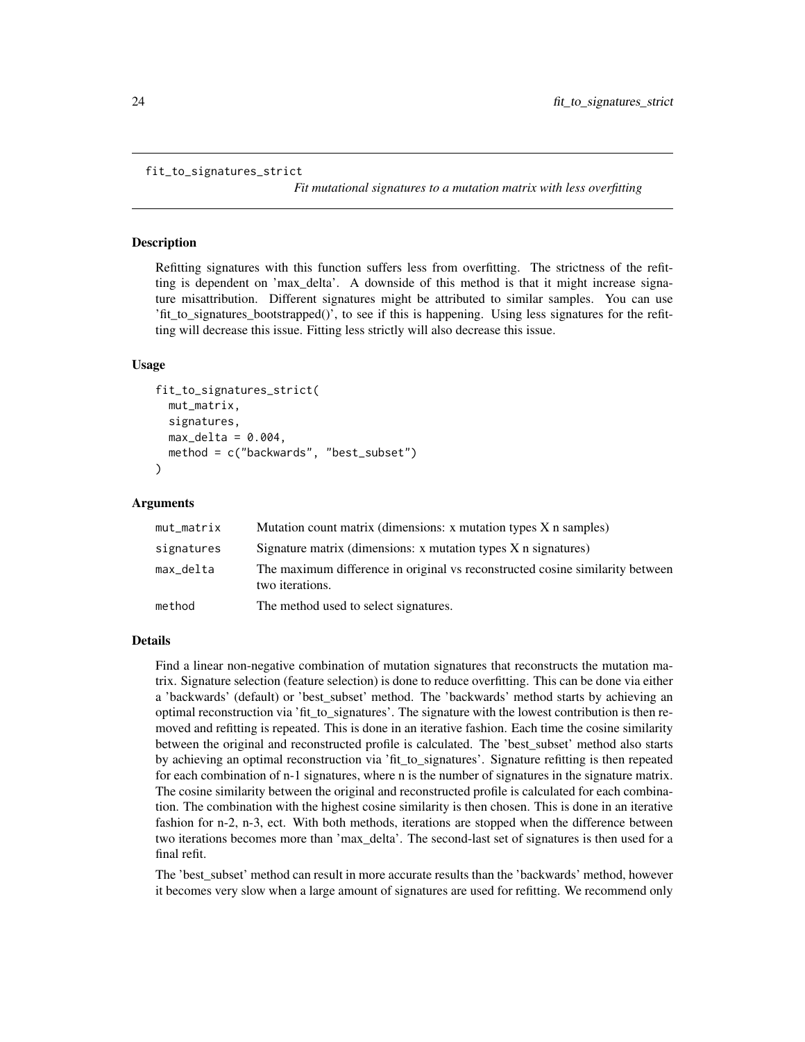fit_to_signatures_strict

*Fit mutational signatures to a mutation matrix with less overfitting*

## Description

Refitting signatures with this function suffers less from overfitting. The strictness of the refitting is dependent on 'max_delta'. A downside of this method is that it might increase signature misattribution. Different signatures might be attributed to similar samples. You can use 'fit_to_signatures_bootstrapped()', to see if this is happening. Using less signatures for the refitting will decrease this issue. Fitting less strictly will also decrease this issue.

## Usage

```
fit_to_signatures_strict(
  mut_matrix,
  signatures,
  max_delta = 0.004,
  method = c("backwards", "best_subset")
)
```

## Arguments

| | |
|---|---|
| mut_matrix | Mutation count matrix (dimensions: x mutation types X n samples) |
| signatures | Signature matrix (dimensions: x mutation types X n signatures) |
| max_delta | The maximum difference in original vs reconstructed cosine similarity between two iterations. |
| method | The method used to select signatures. |

## Details

Find a linear non-negative combination of mutation signatures that reconstructs the mutation matrix. Signature selection (feature selection) is done to reduce overfitting. This can be done via either a 'backwards' (default) or 'best_subset' method. The 'backwards' method starts by achieving an optimal reconstruction via 'fit_to_signatures'. The signature with the lowest contribution is then removed and refitting is repeated. This is done in an iterative fashion. Each time the cosine similarity between the original and reconstructed profile is calculated. The 'best_subset' method also starts by achieving an optimal reconstruction via 'fit_to_signatures'. Signature refitting is then repeated for each combination of n-1 signatures, where n is the number of signatures in the signature matrix. The cosine similarity between the original and reconstructed profile is calculated for each combination. The combination with the highest cosine similarity is then chosen. This is done in an iterative fashion for n-2, n-3, ect. With both methods, iterations are stopped when the difference between two iterations becomes more than 'max_delta'. The second-last set of signatures is then used for a final refit.

The 'best_subset' method can result in more accurate results than the 'backwards' method, however it becomes very slow when a large amount of signatures are used for refitting. We recommend only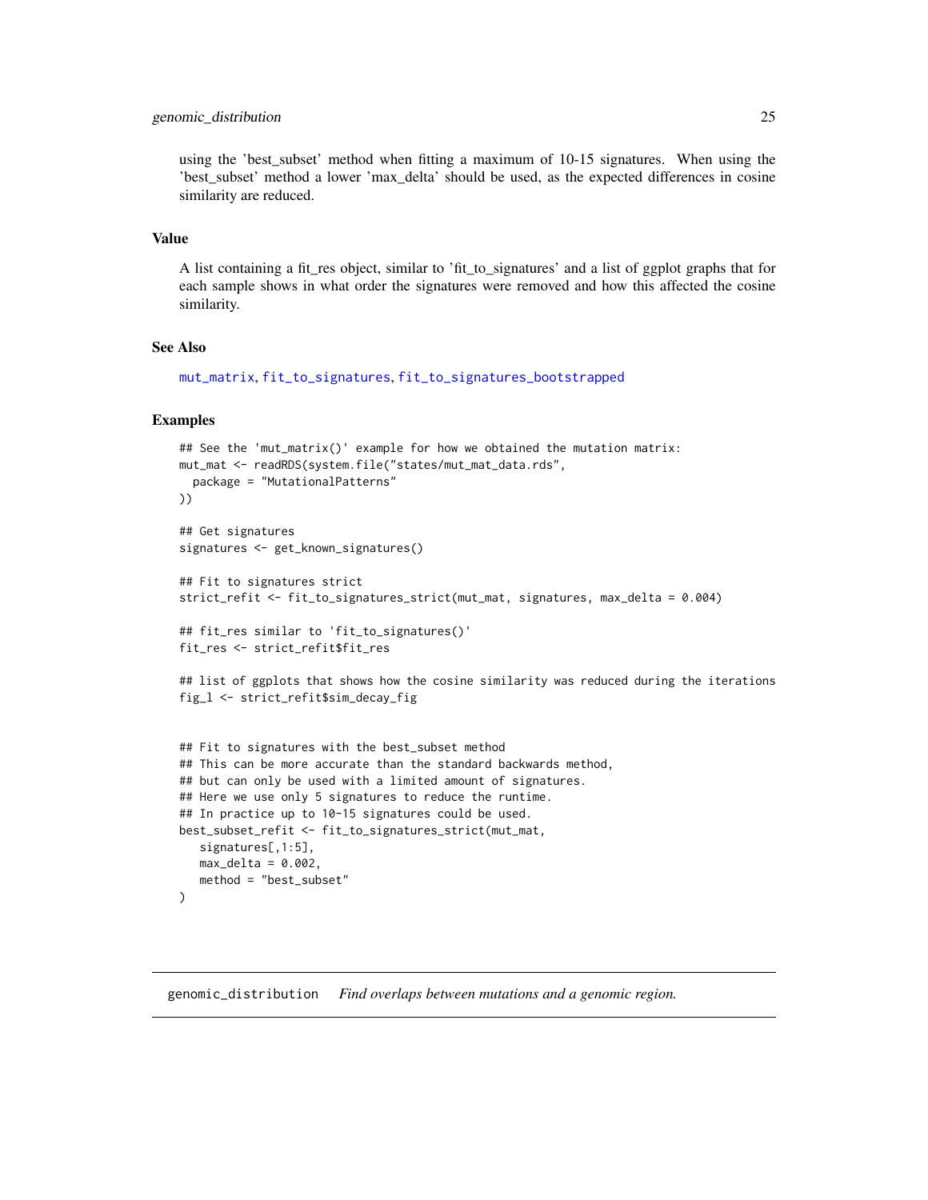using the 'best_subset' method when fitting a maximum of 10-15 signatures. When using the 'best_subset' method a lower 'max_delta' should be used, as the expected differences in cosine similarity are reduced.

## Value

A list containing a fit_res object, similar to 'fit_to_signatures' and a list of ggplot graphs that for each sample shows in what order the signatures were removed and how this affected the cosine similarity.

## See Also

mut_matrix, fit_to_signatures, fit_to_signatures_bootstrapped

## Examples

```
## See the 'mut_matrix()' example for how we obtained the mutation matrix:
mut_mat <- readRDS(system.file("states/mut_mat_data.rds",
  package = "MutationalPatterns"
))

## Get signatures
signatures <- get_known_signatures()

## Fit to signatures strict
strict_refit <- fit_to_signatures_strict(mut_mat, signatures, max_delta = 0.004)

## fit_res similar to 'fit_to_signatures()'
fit_res <- strict_refit$fit_res

## list of ggplots that shows how the cosine similarity was reduced during the iterations
fig_l <- strict_refit$sim_decay_fig


## Fit to signatures with the best_subset method
## This can be more accurate than the standard backwards method,
## but can only be used with a limited amount of signatures.
## Here we use only 5 signatures to reduce the runtime.
## In practice up to 10-15 signatures could be used.
best_subset_refit <- fit_to_signatures_strict(mut_mat,
   signatures[,1:5],
   max_delta = 0.002,
   method = "best_subset"
)
```

# genomic_distribution    *Find overlaps between mutations and a genomic region.*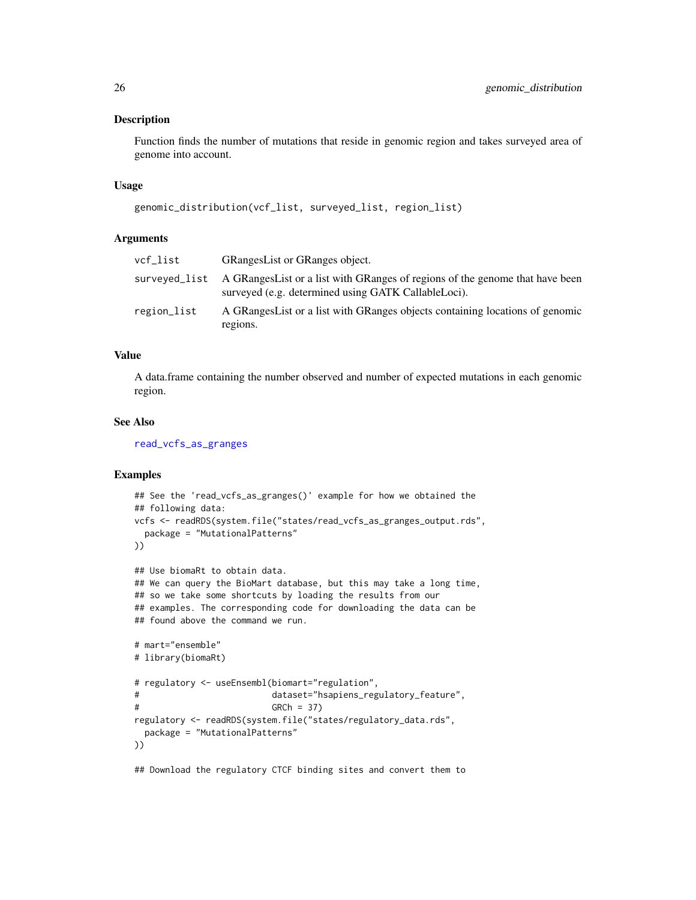## Description

Function finds the number of mutations that reside in genomic region and takes surveyed area of genome into account.

## Usage

```
genomic_distribution(vcf_list, surveyed_list, region_list)
```

## Arguments

| | |
|---|---|
| vcf_list | GRangesList or GRanges object. |
| surveyed_list | A GRangesList or a list with GRanges of regions of the genome that have been surveyed (e.g. determined using GATK CallableLoci). |
| region_list | A GRangesList or a list with GRanges objects containing locations of genomic regions. |

## Value

A data.frame containing the number observed and number of expected mutations in each genomic region.

## See Also

read_vcfs_as_granges

## Examples

```
## See the 'read_vcfs_as_granges()' example for how we obtained the
## following data:
vcfs <- readRDS(system.file("states/read_vcfs_as_granges_output.rds",
  package = "MutationalPatterns"
))

## Use biomaRt to obtain data.
## We can query the BioMart database, but this may take a long time,
## so we take some shortcuts by loading the results from our
## examples. The corresponding code for downloading the data can be
## found above the command we run.

# mart="ensemble"
# library(biomaRt)

# regulatory <- useEnsembl(biomart="regulation",
#                          dataset="hsapiens_regulatory_feature",
#                          GRCh = 37)
regulatory <- readRDS(system.file("states/regulatory_data.rds",
  package = "MutationalPatterns"
))

## Download the regulatory CTCF binding sites and convert them to
```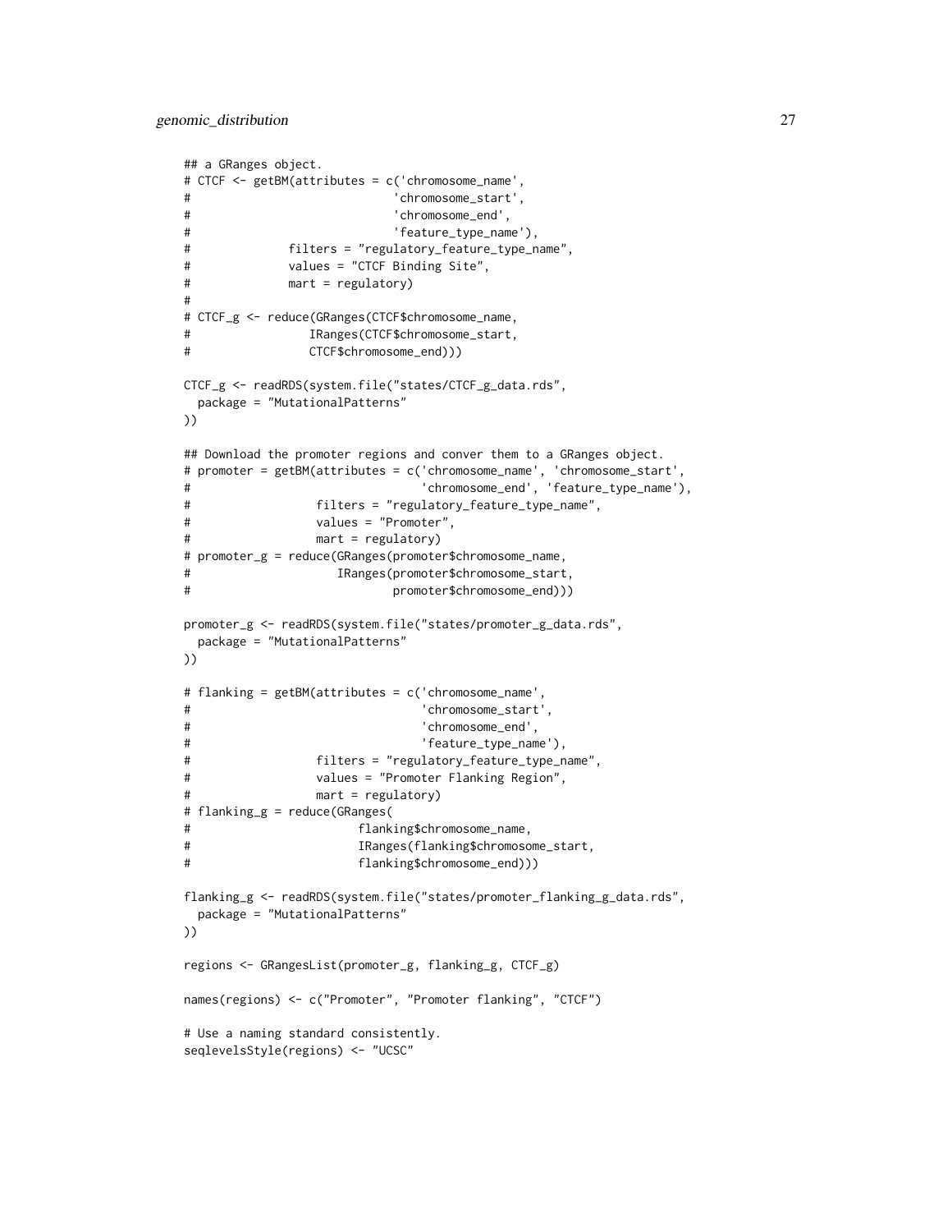```
## a GRanges object.
# CTCF <- getBM(attributes = c('chromosome_name',
#                              'chromosome_start',
#                              'chromosome_end',
#                              'feature_type_name'),
#               filters = "regulatory_feature_type_name",
#               values = "CTCF Binding Site",
#               mart = regulatory)
#
# CTCF_g <- reduce(GRanges(CTCF$chromosome_name,
#                  IRanges(CTCF$chromosome_start,
#                  CTCF$chromosome_end)))

CTCF_g <- readRDS(system.file("states/CTCF_g_data.rds",
  package = "MutationalPatterns"
))

## Download the promoter regions and conver them to a GRanges object.
# promoter = getBM(attributes = c('chromosome_name', 'chromosome_start',
#                                 'chromosome_end', 'feature_type_name'),
#                  filters = "regulatory_feature_type_name",
#                  values = "Promoter",
#                  mart = regulatory)
# promoter_g = reduce(GRanges(promoter$chromosome_name,
#                     IRanges(promoter$chromosome_start,
#                             promoter$chromosome_end)))

promoter_g <- readRDS(system.file("states/promoter_g_data.rds",
  package = "MutationalPatterns"
))

# flanking = getBM(attributes = c('chromosome_name',
#                                 'chromosome_start',
#                                 'chromosome_end',
#                                 'feature_type_name'),
#                  filters = "regulatory_feature_type_name",
#                  values = "Promoter Flanking Region",
#                  mart = regulatory)
# flanking_g = reduce(GRanges(
#                        flanking$chromosome_name,
#                        IRanges(flanking$chromosome_start,
#                        flanking$chromosome_end)))

flanking_g <- readRDS(system.file("states/promoter_flanking_g_data.rds",
  package = "MutationalPatterns"
))

regions <- GRangesList(promoter_g, flanking_g, CTCF_g)

names(regions) <- c("Promoter", "Promoter flanking", "CTCF")

# Use a naming standard consistently.
seqlevelsStyle(regions) <- "UCSC"
```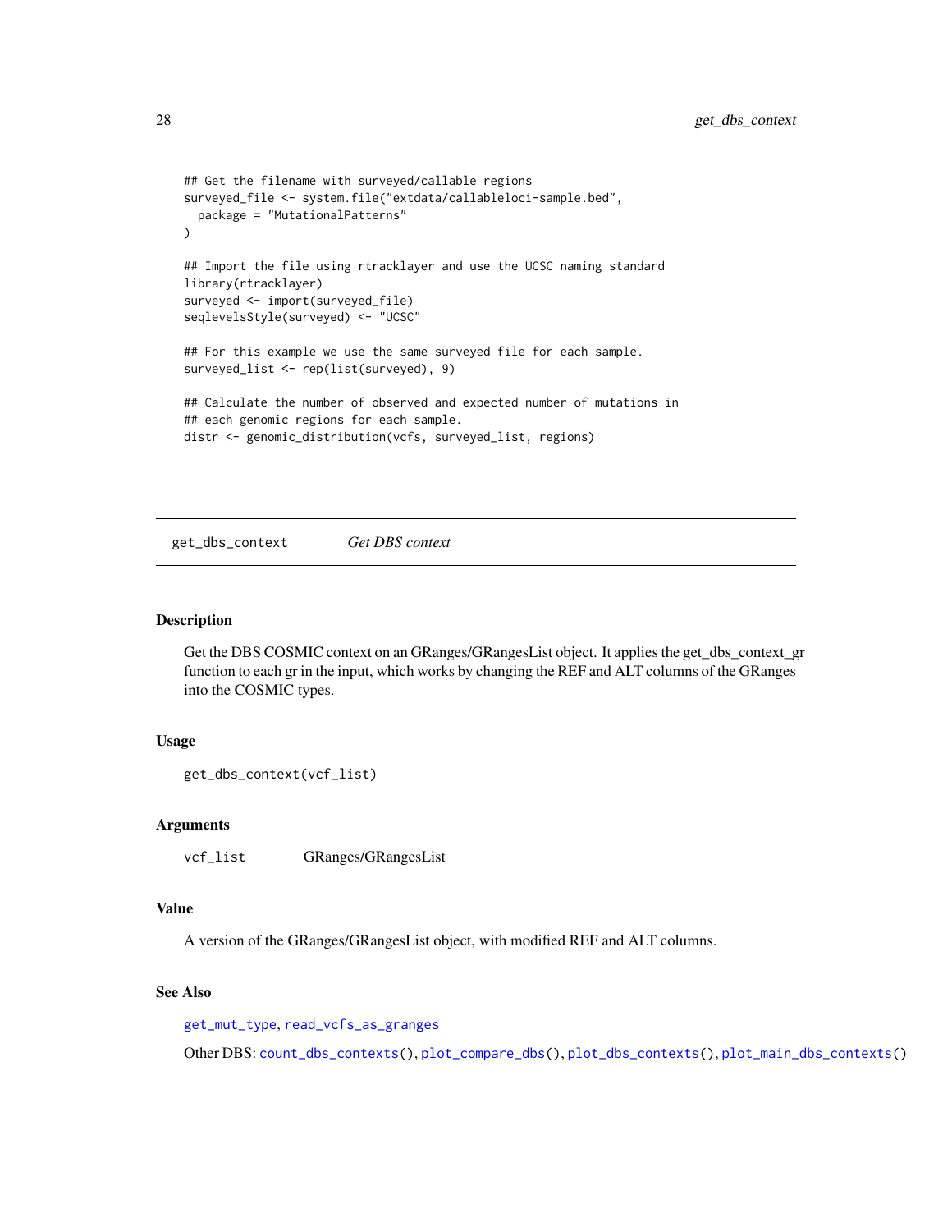```
## Get the filename with surveyed/callable regions
surveyed_file <- system.file("extdata/callableloci-sample.bed",
  package = "MutationalPatterns"
)

## Import the file using rtracklayer and use the UCSC naming standard
library(rtracklayer)
surveyed <- import(surveyed_file)
seqlevelsStyle(surveyed) <- "UCSC"

## For this example we use the same surveyed file for each sample.
surveyed_list <- rep(list(surveyed), 9)

## Calculate the number of observed and expected number of mutations in
## each genomic regions for each sample.
distr <- genomic_distribution(vcfs, surveyed_list, regions)
```

---

## get_dbs_context — *Get DBS context*

---

### Description

Get the DBS COSMIC context on an GRanges/GRangesList object. It applies the get_dbs_context_gr function to each gr in the input, which works by changing the REF and ALT columns of the GRanges into the COSMIC types.

### Usage

```
get_dbs_context(vcf_list)
```

### Arguments

| | |
|---|---|
| `vcf_list` | GRanges/GRangesList |

### Value

A version of the GRanges/GRangesList object, with modified REF and ALT columns.

### See Also

`get_mut_type`, `read_vcfs_as_granges`

Other DBS: `count_dbs_contexts()`, `plot_compare_dbs()`, `plot_dbs_contexts()`, `plot_main_dbs_contexts()`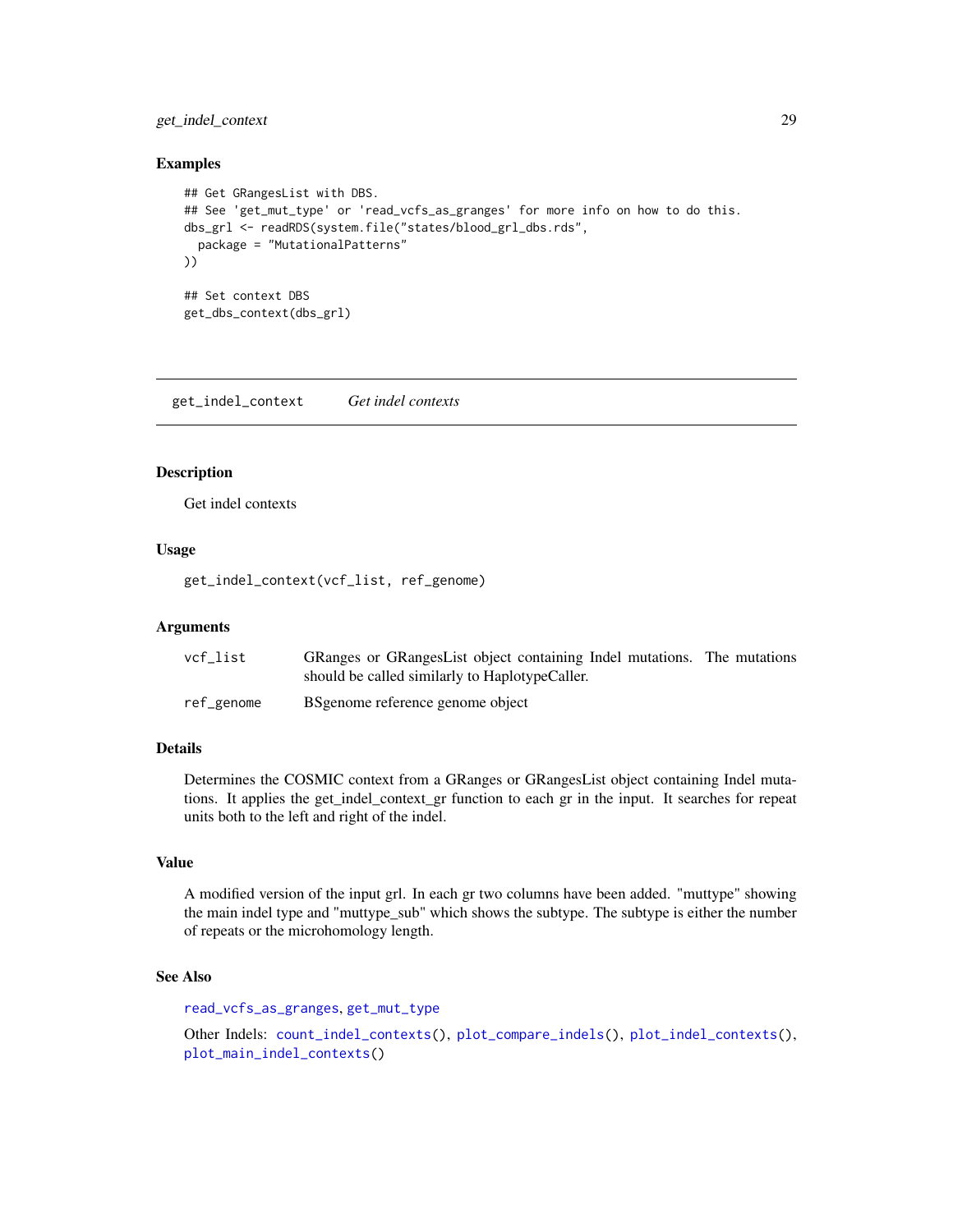### Examples

```
## Get GRangesList with DBS.
## See 'get_mut_type' or 'read_vcfs_as_granges' for more info on how to do this.
dbs_grl <- readRDS(system.file("states/blood_grl_dbs.rds",
  package = "MutationalPatterns"
))

## Set context DBS
get_dbs_context(dbs_grl)
```

---

## get_indel_context    *Get indel contexts*

---

### Description

Get indel contexts

### Usage

```
get_indel_context(vcf_list, ref_genome)
```

### Arguments

| | |
|---|---|
| vcf_list | GRanges or GRangesList object containing Indel mutations. The mutations should be called similarly to HaplotypeCaller. |
| ref_genome | BSgenome reference genome object |

### Details

Determines the COSMIC context from a GRanges or GRangesList object containing Indel mutations. It applies the get_indel_context_gr function to each gr in the input. It searches for repeat units both to the left and right of the indel.

### Value

A modified version of the input grl. In each gr two columns have been added. "muttype" showing the main indel type and "muttype_sub" which shows the subtype. The subtype is either the number of repeats or the microhomology length.

### See Also

read_vcfs_as_granges, get_mut_type

Other Indels: count_indel_contexts(), plot_compare_indels(), plot_indel_contexts(), plot_main_indel_contexts()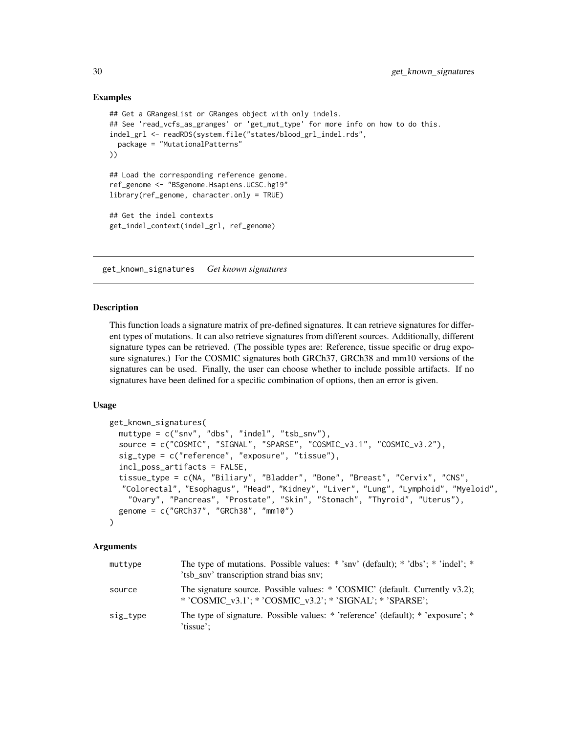### Examples

```
## Get a GRangesList or GRanges object with only indels.
## See 'read_vcfs_as_granges' or 'get_mut_type' for more info on how to do this.
indel_grl <- readRDS(system.file("states/blood_grl_indel.rds",
  package = "MutationalPatterns"
))

## Load the corresponding reference genome.
ref_genome <- "BSgenome.Hsapiens.UCSC.hg19"
library(ref_genome, character.only = TRUE)

## Get the indel contexts
get_indel_context(indel_grl, ref_genome)
```

---

## get_known_signatures    *Get known signatures*

---

### Description

This function loads a signature matrix of pre-defined signatures. It can retrieve signatures for different types of mutations. It can also retrieve signatures from different sources. Additionally, different signature types can be retrieved. (The possible types are: Reference, tissue specific or drug exposure signatures.) For the COSMIC signatures both GRCh37, GRCh38 and mm10 versions of the signatures can be used. Finally, the user can choose whether to include possible artifacts. If no signatures have been defined for a specific combination of options, then an error is given.

### Usage

```
get_known_signatures(
  muttype = c("snv", "dbs", "indel", "tsb_snv"),
  source = c("COSMIC", "SIGNAL", "SPARSE", "COSMIC_v3.1", "COSMIC_v3.2"),
  sig_type = c("reference", "exposure", "tissue"),
  incl_poss_artifacts = FALSE,
  tissue_type = c(NA, "Biliary", "Bladder", "Bone", "Breast", "Cervix", "CNS",
   "Colorectal", "Esophagus", "Head", "Kidney", "Liver", "Lung", "Lymphoid", "Myeloid",
    "Ovary", "Pancreas", "Prostate", "Skin", "Stomach", "Thyroid", "Uterus"),
  genome = c("GRCh37", "GRCh38", "mm10")
)
```

### Arguments

| | |
|---|---|
| muttype | The type of mutations. Possible values: * 'snv' (default); * 'dbs'; * 'indel'; * 'tsb_snv' transcription strand bias snv; |
| source | The signature source. Possible values: * 'COSMIC' (default. Currently v3.2); * 'COSMIC_v3.1'; * 'COSMIC_v3.2'; * 'SIGNAL'; * 'SPARSE'; |
| sig_type | The type of signature. Possible values: * 'reference' (default); * 'exposure'; * 'tissue'; |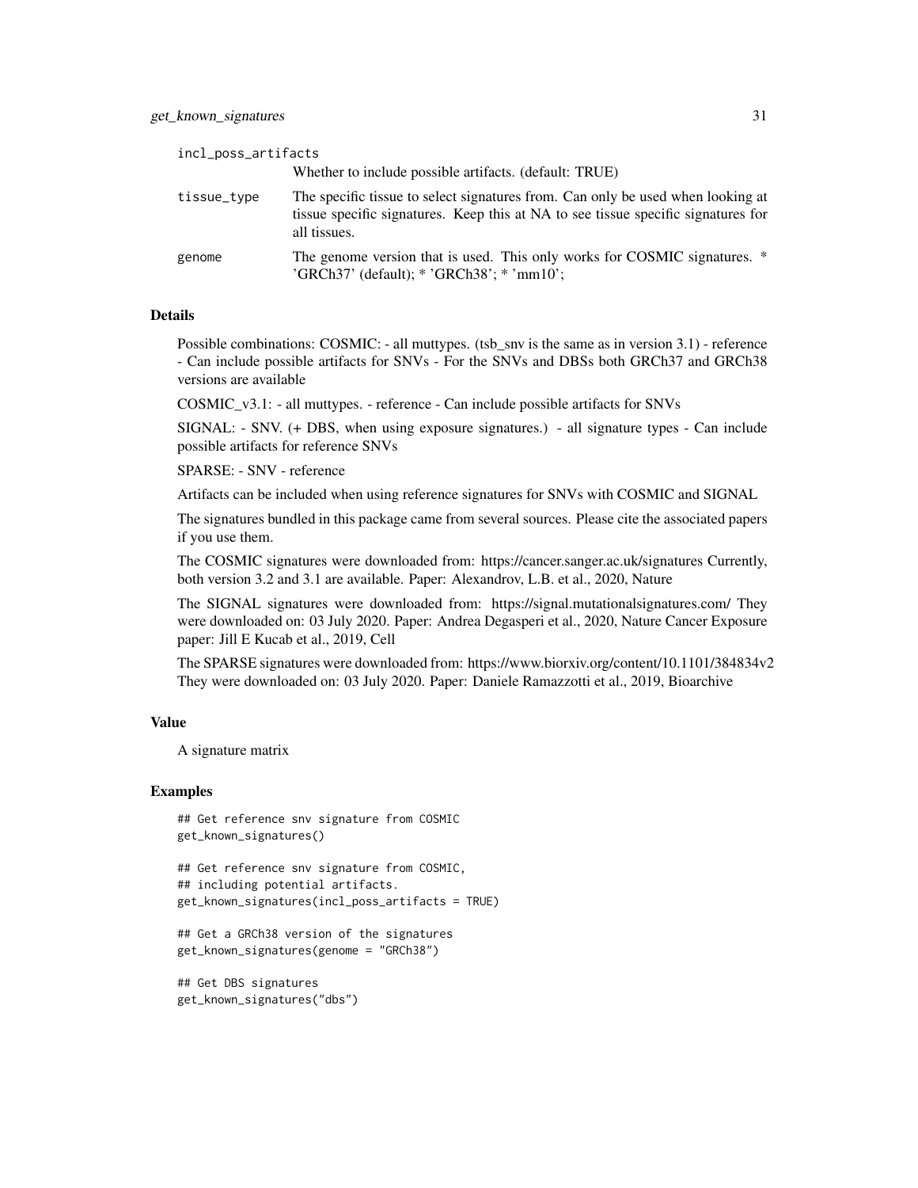incl_poss_artifacts
: Whether to include possible artifacts. (default: TRUE)

tissue_type
: The specific tissue to select signatures from. Can only be used when looking at tissue specific signatures. Keep this at NA to see tissue specific signatures for all tissues.

genome
: The genome version that is used. This only works for COSMIC signatures. * 'GRCh37' (default); * 'GRCh38'; * 'mm10';

### Details

Possible combinations: COSMIC: - all muttypes. (tsb_snv is the same as in version 3.1) - reference - Can include possible artifacts for SNVs - For the SNVs and DBSs both GRCh37 and GRCh38 versions are available

COSMIC_v3.1: - all muttypes. - reference - Can include possible artifacts for SNVs

SIGNAL: - SNV. (+ DBS, when using exposure signatures.) - all signature types - Can include possible artifacts for reference SNVs

SPARSE: - SNV - reference

Artifacts can be included when using reference signatures for SNVs with COSMIC and SIGNAL

The signatures bundled in this package came from several sources. Please cite the associated papers if you use them.

The COSMIC signatures were downloaded from: https://cancer.sanger.ac.uk/signatures Currently, both version 3.2 and 3.1 are available. Paper: Alexandrov, L.B. et al., 2020, Nature

The SIGNAL signatures were downloaded from: https://signal.mutationalsignatures.com/ They were downloaded on: 03 July 2020. Paper: Andrea Degasperi et al., 2020, Nature Cancer Exposure paper: Jill E Kucab et al., 2019, Cell

The SPARSE signatures were downloaded from: https://www.biorxiv.org/content/10.1101/384834v2 They were downloaded on: 03 July 2020. Paper: Daniele Ramazzotti et al., 2019, Bioarchive

### Value

A signature matrix

### Examples

```
## Get reference snv signature from COSMIC
get_known_signatures()

## Get reference snv signature from COSMIC,
## including potential artifacts.
get_known_signatures(incl_poss_artifacts = TRUE)

## Get a GRCh38 version of the signatures
get_known_signatures(genome = "GRCh38")

## Get DBS signatures
get_known_signatures("dbs")
```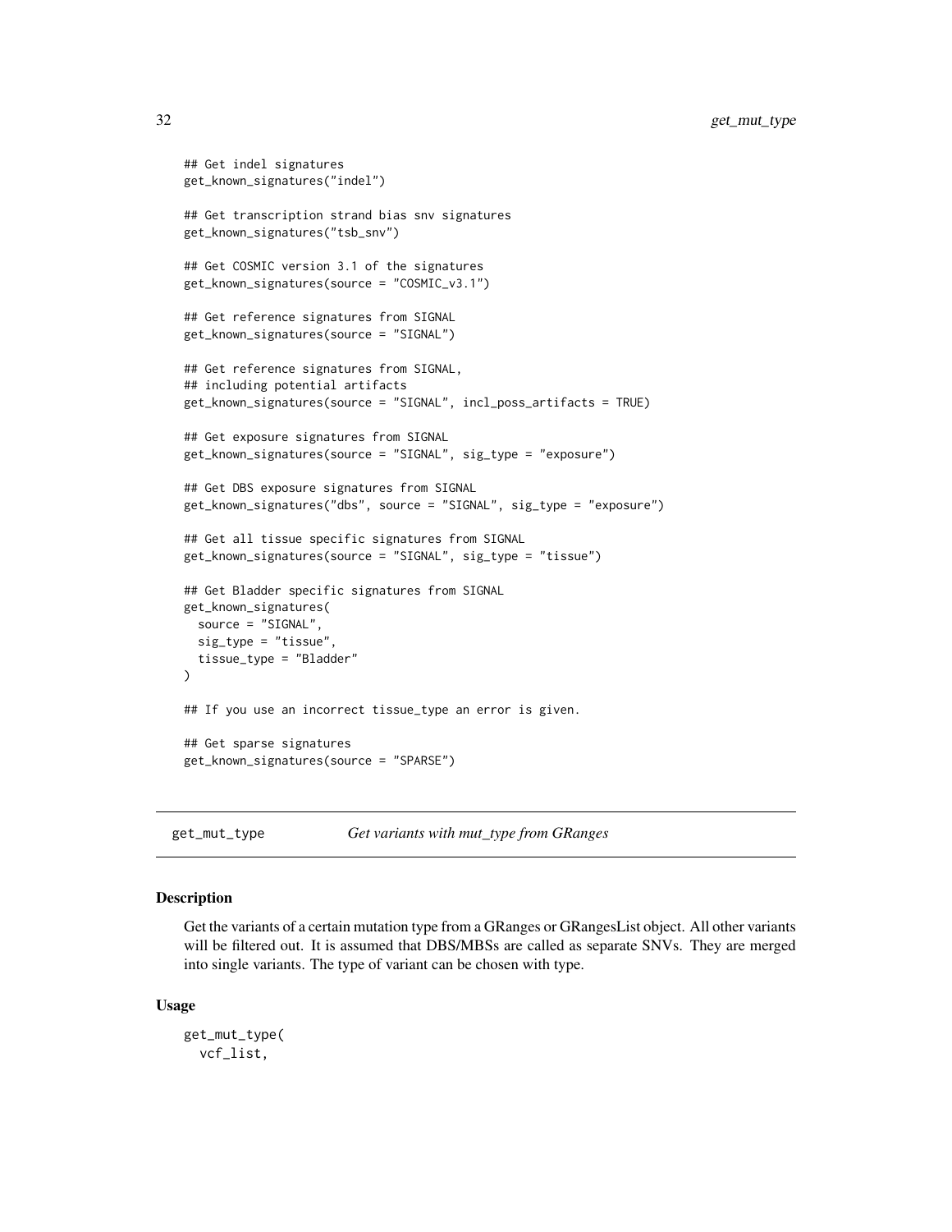```
## Get indel signatures
get_known_signatures("indel")

## Get transcription strand bias snv signatures
get_known_signatures("tsb_snv")

## Get COSMIC version 3.1 of the signatures
get_known_signatures(source = "COSMIC_v3.1")

## Get reference signatures from SIGNAL
get_known_signatures(source = "SIGNAL")

## Get reference signatures from SIGNAL,
## including potential artifacts
get_known_signatures(source = "SIGNAL", incl_poss_artifacts = TRUE)

## Get exposure signatures from SIGNAL
get_known_signatures(source = "SIGNAL", sig_type = "exposure")

## Get DBS exposure signatures from SIGNAL
get_known_signatures("dbs", source = "SIGNAL", sig_type = "exposure")

## Get all tissue specific signatures from SIGNAL
get_known_signatures(source = "SIGNAL", sig_type = "tissue")

## Get Bladder specific signatures from SIGNAL
get_known_signatures(
  source = "SIGNAL",
  sig_type = "tissue",
  tissue_type = "Bladder"
)

## If you use an incorrect tissue_type an error is given.

## Get sparse signatures
get_known_signatures(source = "SPARSE")
```

---

## get_mut_type — *Get variants with mut_type from GRanges*

### Description

Get the variants of a certain mutation type from a GRanges or GRangesList object. All other variants will be filtered out. It is assumed that DBS/MBSs are called as separate SNVs. They are merged into single variants. The type of variant can be chosen with type.

### Usage

```
get_mut_type(
  vcf_list,
```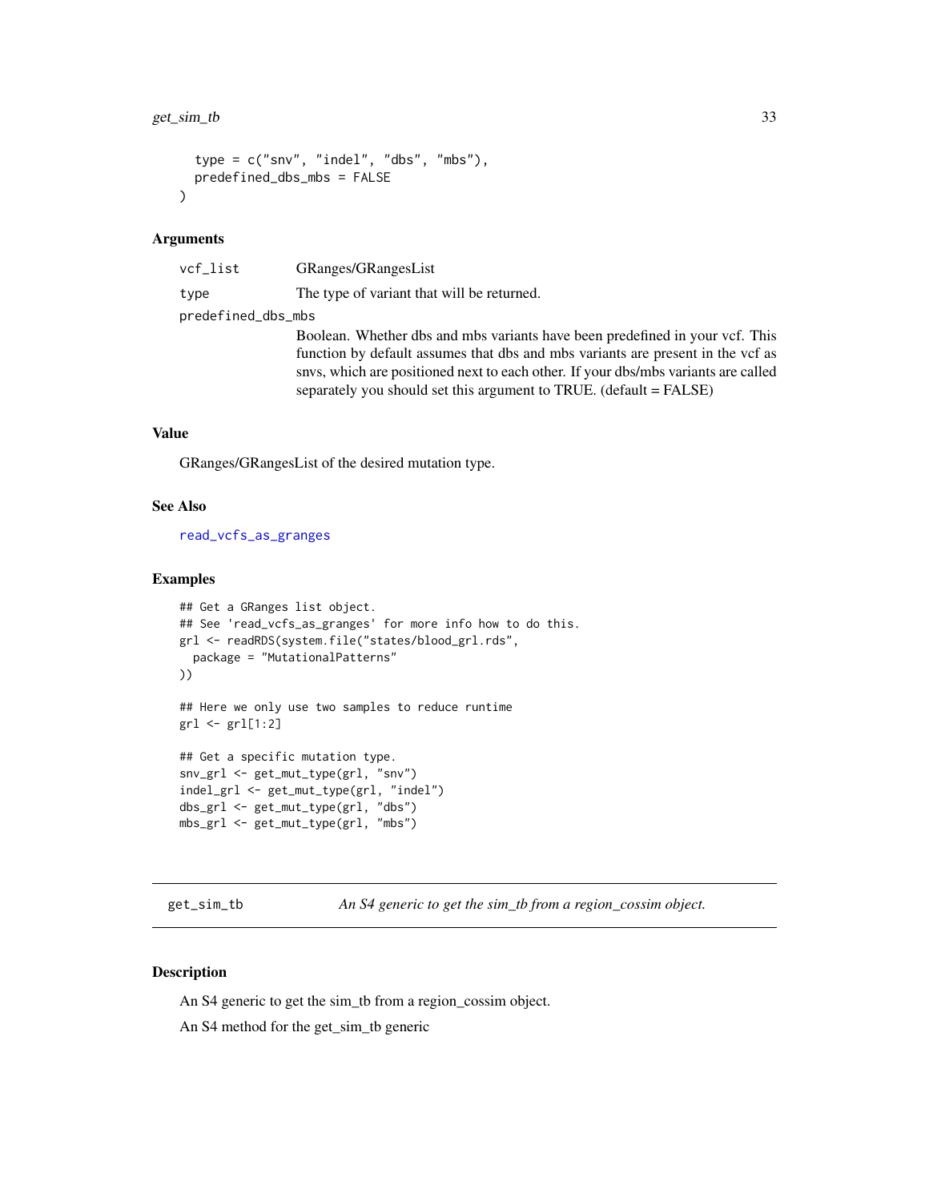```
  type = c("snv", "indel", "dbs", "mbs"),
  predefined_dbs_mbs = FALSE
)
```

## Arguments

| | |
|---|---|
| vcf_list | GRanges/GRangesList |
| type | The type of variant that will be returned. |
| predefined_dbs_mbs | Boolean. Whether dbs and mbs variants have been predefined in your vcf. This function by default assumes that dbs and mbs variants are present in the vcf as snvs, which are positioned next to each other. If your dbs/mbs variants are called separately you should set this argument to TRUE. (default = FALSE) |

## Value

GRanges/GRangesList of the desired mutation type.

## See Also

read_vcfs_as_granges

## Examples

```
## Get a GRanges list object.
## See 'read_vcfs_as_granges' for more info how to do this.
grl <- readRDS(system.file("states/blood_grl.rds",
  package = "MutationalPatterns"
))

## Here we only use two samples to reduce runtime
grl <- grl[1:2]

## Get a specific mutation type.
snv_grl <- get_mut_type(grl, "snv")
indel_grl <- get_mut_type(grl, "indel")
dbs_grl <- get_mut_type(grl, "dbs")
mbs_grl <- get_mut_type(grl, "mbs")
```

---

# get_sim_tb — *An S4 generic to get the sim_tb from a region_cossim object.*

## Description

An S4 generic to get the sim_tb from a region_cossim object.

An S4 method for the get_sim_tb generic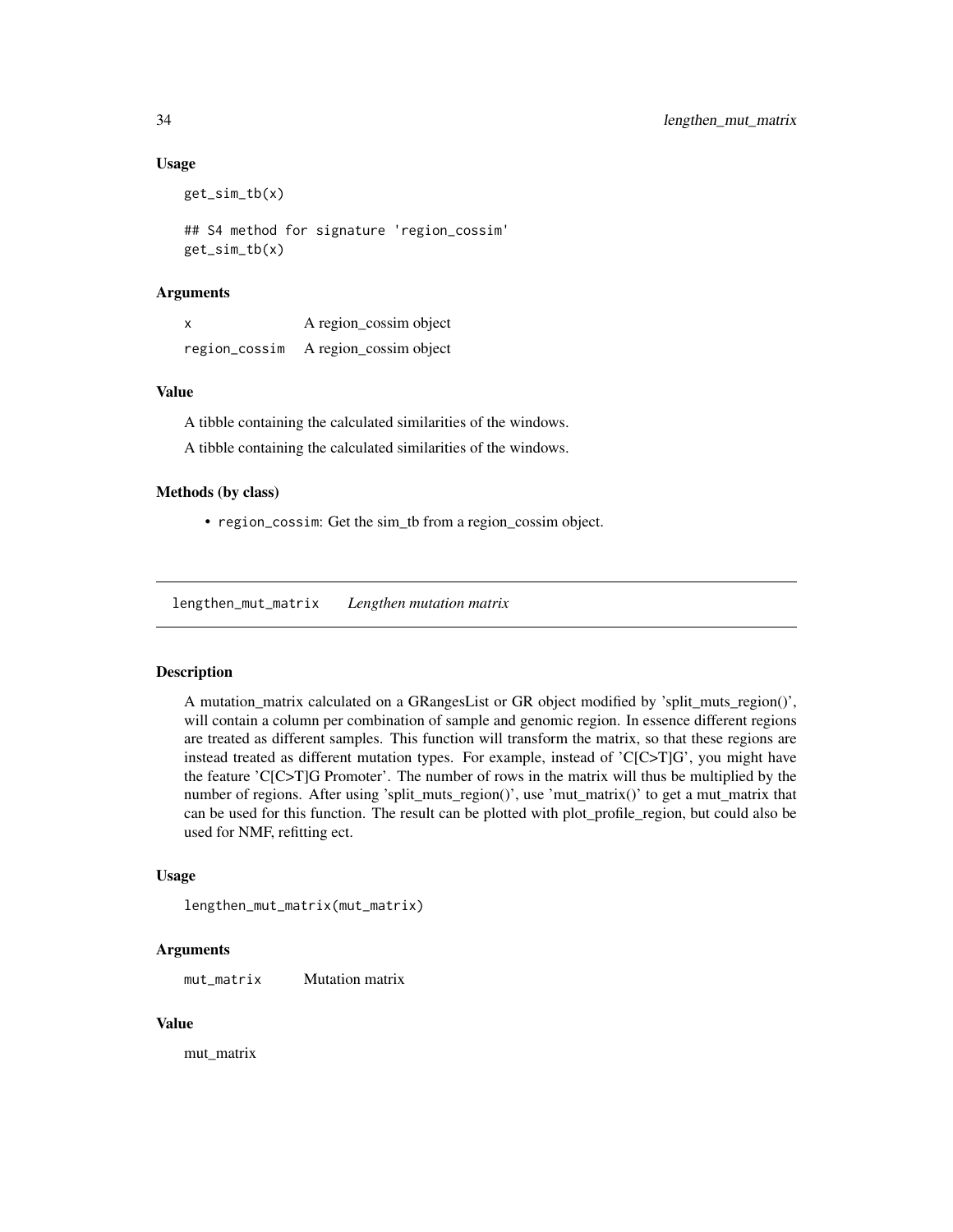### Usage

```
get_sim_tb(x)

## S4 method for signature 'region_cossim'
get_sim_tb(x)
```

### Arguments

| | |
|---|---|
| x | A region_cossim object |
| region_cossim | A region_cossim object |

### Value

A tibble containing the calculated similarities of the windows.

A tibble containing the calculated similarities of the windows.

### Methods (by class)

- `region_cossim`: Get the sim_tb from a region_cossim object.

---

## lengthen_mut_matrix *Lengthen mutation matrix*

---

### Description

A mutation_matrix calculated on a GRangesList or GR object modified by 'split_muts_region()', will contain a column per combination of sample and genomic region. In essence different regions are treated as different samples. This function will transform the matrix, so that these regions are instead treated as different mutation types. For example, instead of 'C[C>T]G', you might have the feature 'C[C>T]G Promoter'. The number of rows in the matrix will thus be multiplied by the number of regions. After using 'split_muts_region()', use 'mut_matrix()' to get a mut_matrix that can be used for this function. The result can be plotted with plot_profile_region, but could also be used for NMF, refitting ect.

### Usage

```
lengthen_mut_matrix(mut_matrix)
```

### Arguments

| | |
|---|---|
| mut_matrix | Mutation matrix |

### Value

mut_matrix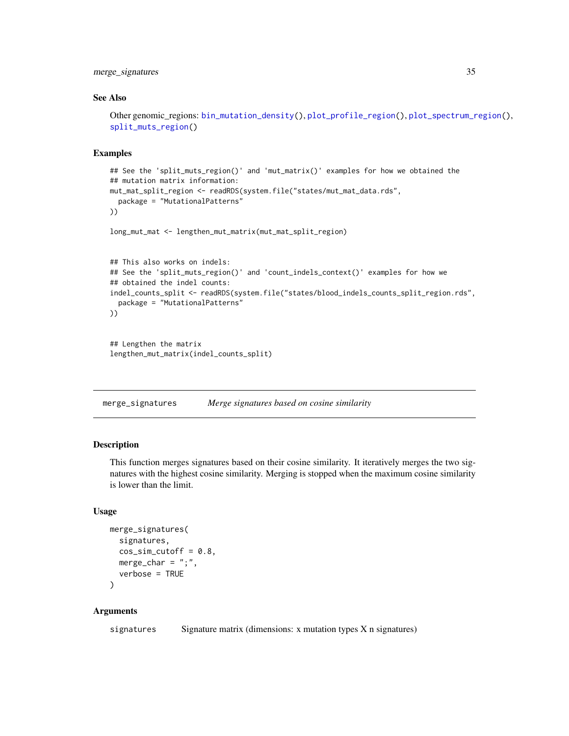### See Also

Other genomic_regions: bin_mutation_density(), plot_profile_region(), plot_spectrum_region(), split_muts_region()

### Examples

```
## See the 'split_muts_region()' and 'mut_matrix()' examples for how we obtained the
## mutation matrix information:
mut_mat_split_region <- readRDS(system.file("states/mut_mat_data.rds",
  package = "MutationalPatterns"
))

long_mut_mat <- lengthen_mut_matrix(mut_mat_split_region)


## This also works on indels:
## See the 'split_muts_region()' and 'count_indels_context()' examples for how we
## obtained the indel counts:
indel_counts_split <- readRDS(system.file("states/blood_indels_counts_split_region.rds",
  package = "MutationalPatterns"
))


## Lengthen the matrix
lengthen_mut_matrix(indel_counts_split)
```

---

## merge_signatures *Merge signatures based on cosine similarity*

### Description

This function merges signatures based on their cosine similarity. It iteratively merges the two signatures with the highest cosine similarity. Merging is stopped when the maximum cosine similarity is lower than the limit.

### Usage

```
merge_signatures(
  signatures,
  cos_sim_cutoff = 0.8,
  merge_char = ";",
  verbose = TRUE
)
```

### Arguments

| | |
|---|---|
| signatures | Signature matrix (dimensions: x mutation types X n signatures) |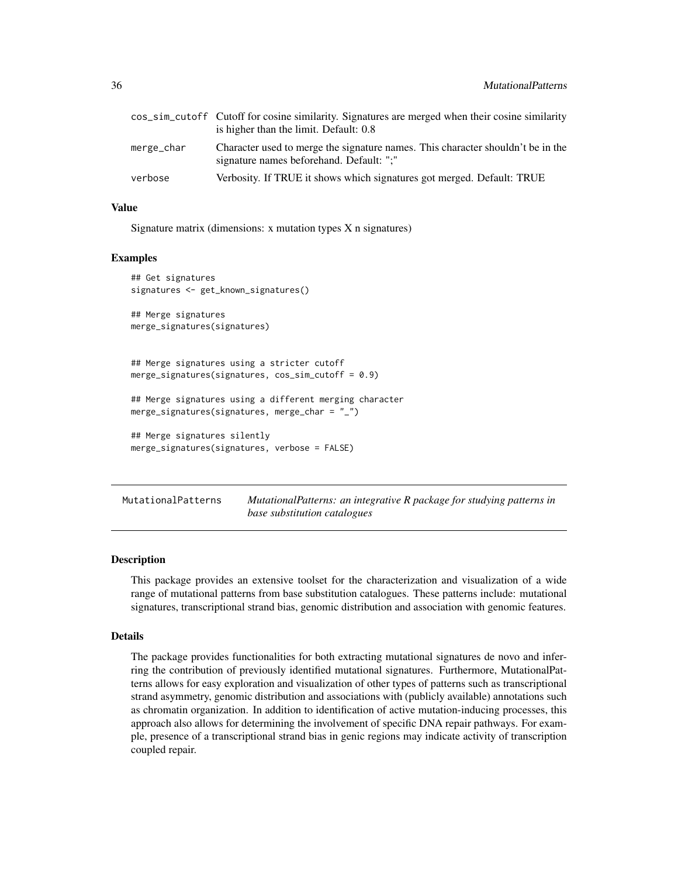| | |
|---|---|
| cos_sim_cutoff | Cutoff for cosine similarity. Signatures are merged when their cosine similarity is higher than the limit. Default: 0.8 |
| merge_char | Character used to merge the signature names. This character shouldn't be in the signature names beforehand. Default: ";" |
| verbose | Verbosity. If TRUE it shows which signatures got merged. Default: TRUE |

### Value

Signature matrix (dimensions: x mutation types X n signatures)

### Examples

```
## Get signatures
signatures <- get_known_signatures()

## Merge signatures
merge_signatures(signatures)


## Merge signatures using a stricter cutoff
merge_signatures(signatures, cos_sim_cutoff = 0.9)

## Merge signatures using a different merging character
merge_signatures(signatures, merge_char = "_")

## Merge signatures silently
merge_signatures(signatures, verbose = FALSE)
```

---

## MutationalPatterns *MutationalPatterns: an integrative R package for studying patterns in base substitution catalogues*

---

### Description

This package provides an extensive toolset for the characterization and visualization of a wide range of mutational patterns from base substitution catalogues. These patterns include: mutational signatures, transcriptional strand bias, genomic distribution and association with genomic features.

### Details

The package provides functionalities for both extracting mutational signatures de novo and inferring the contribution of previously identified mutational signatures. Furthermore, MutationalPatterns allows for easy exploration and visualization of other types of patterns such as transcriptional strand asymmetry, genomic distribution and associations with (publicly available) annotations such as chromatin organization. In addition to identification of active mutation-inducing processes, this approach also allows for determining the involvement of specific DNA repair pathways. For example, presence of a transcriptional strand bias in genic regions may indicate activity of transcription coupled repair.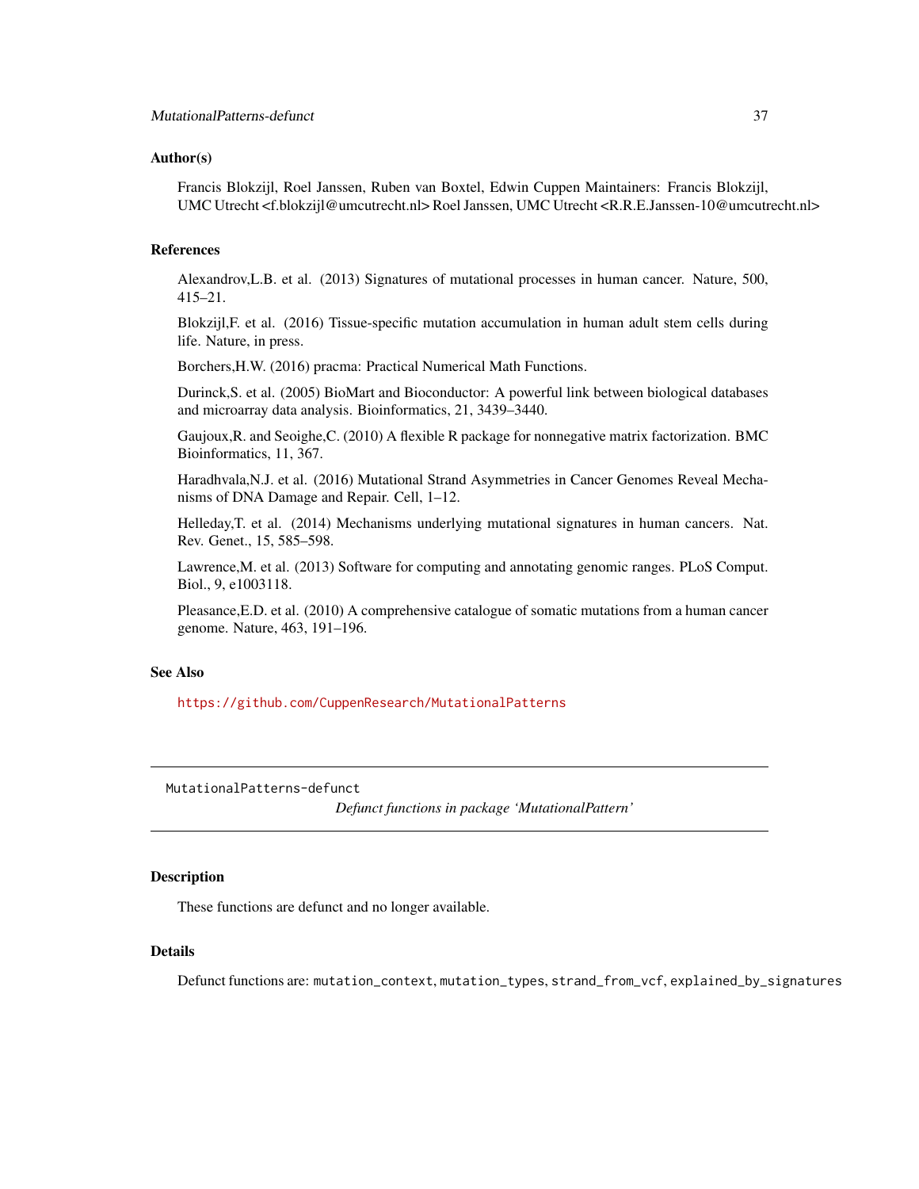### Author(s)

Francis Blokzijl, Roel Janssen, Ruben van Boxtel, Edwin Cuppen Maintainers: Francis Blokzijl, UMC Utrecht <f.blokzijl@umcutrecht.nl> Roel Janssen, UMC Utrecht <R.R.E.Janssen-10@umcutrecht.nl>

### References

Alexandrov,L.B. et al. (2013) Signatures of mutational processes in human cancer. Nature, 500, 415–21.

Blokzijl,F. et al. (2016) Tissue-specific mutation accumulation in human adult stem cells during life. Nature, in press.

Borchers,H.W. (2016) pracma: Practical Numerical Math Functions.

Durinck,S. et al. (2005) BioMart and Bioconductor: A powerful link between biological databases and microarray data analysis. Bioinformatics, 21, 3439–3440.

Gaujoux,R. and Seoighe,C. (2010) A flexible R package for nonnegative matrix factorization. BMC Bioinformatics, 11, 367.

Haradhvala,N.J. et al. (2016) Mutational Strand Asymmetries in Cancer Genomes Reveal Mechanisms of DNA Damage and Repair. Cell, 1–12.

Helleday,T. et al. (2014) Mechanisms underlying mutational signatures in human cancers. Nat. Rev. Genet., 15, 585–598.

Lawrence,M. et al. (2013) Software for computing and annotating genomic ranges. PLoS Comput. Biol., 9, e1003118.

Pleasance,E.D. et al. (2010) A comprehensive catalogue of somatic mutations from a human cancer genome. Nature, 463, 191–196.

### See Also

https://github.com/CuppenResearch/MutationalPatterns

---

## MutationalPatterns-defunct

*Defunct functions in package 'MutationalPattern'*

---

### Description

These functions are defunct and no longer available.

### Details

Defunct functions are: `mutation_context`, `mutation_types`, `strand_from_vcf`, `explained_by_signatures`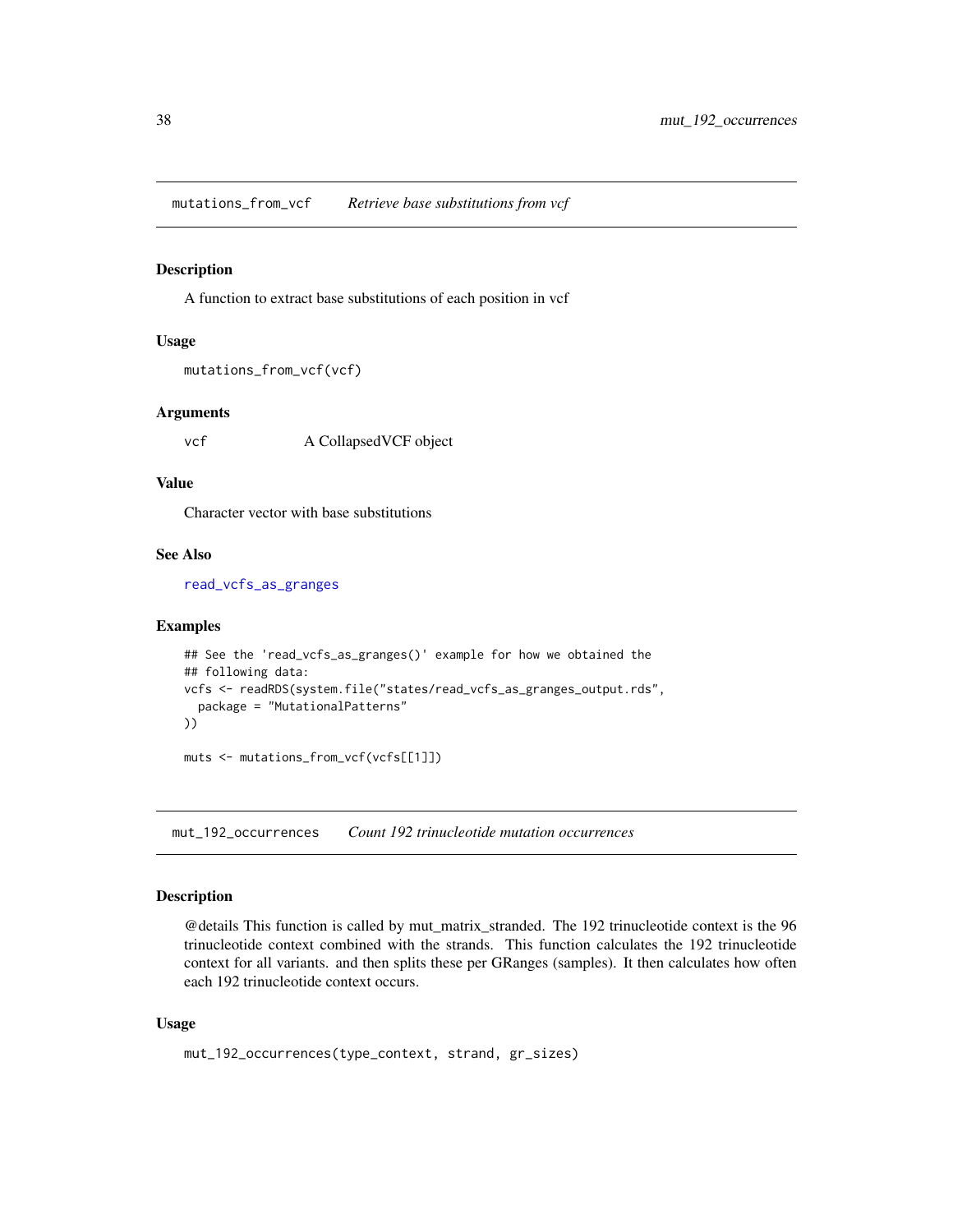## mutations_from_vcf    *Retrieve base substitutions from vcf*

### Description

A function to extract base substitutions of each position in vcf

### Usage

```
mutations_from_vcf(vcf)
```

### Arguments

| | |
|---|---|
| vcf | A CollapsedVCF object |

### Value

Character vector with base substitutions

### See Also

read_vcfs_as_granges

### Examples

```
## See the 'read_vcfs_as_granges()' example for how we obtained the
## following data:
vcfs <- readRDS(system.file("states/read_vcfs_as_granges_output.rds",
  package = "MutationalPatterns"
))

muts <- mutations_from_vcf(vcfs[[1]])
```

## mut_192_occurrences    *Count 192 trinucleotide mutation occurrences*

### Description

@details This function is called by mut_matrix_stranded. The 192 trinucleotide context is the 96 trinucleotide context combined with the strands. This function calculates the 192 trinucleotide context for all variants. and then splits these per GRanges (samples). It then calculates how often each 192 trinucleotide context occurs.

### Usage

```
mut_192_occurrences(type_context, strand, gr_sizes)
```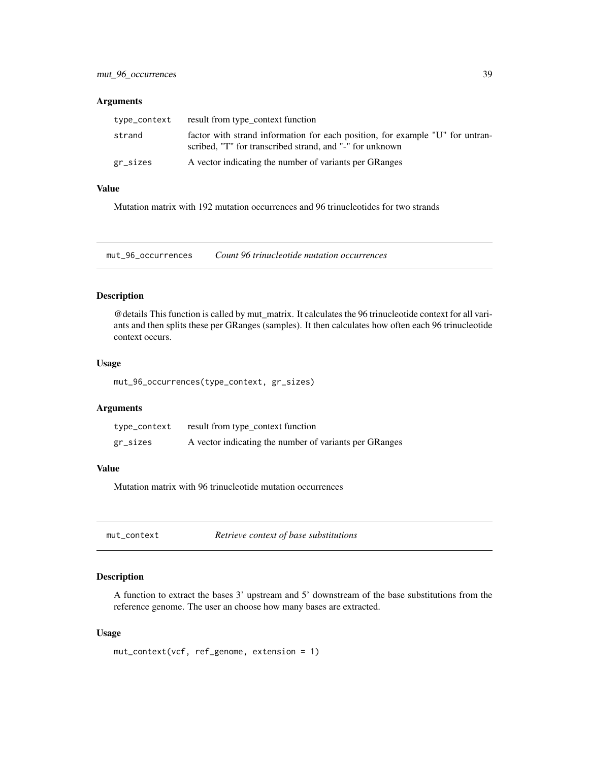### Arguments

| | |
|---|---|
| type_context | result from type_context function |
| strand | factor with strand information for each position, for example "U" for untranscribed, "T" for transcribed strand, and "-" for unknown |
| gr_sizes | A vector indicating the number of variants per GRanges |

### Value

Mutation matrix with 192 mutation occurrences and 96 trinucleotides for two strands

---

## mut_96_occurrences — *Count 96 trinucleotide mutation occurrences*

### Description

@details This function is called by mut_matrix. It calculates the 96 trinucleotide context for all variants and then splits these per GRanges (samples). It then calculates how often each 96 trinucleotide context occurs.

### Usage

```
mut_96_occurrences(type_context, gr_sizes)
```

### Arguments

| | |
|---|---|
| type_context | result from type_context function |
| gr_sizes | A vector indicating the number of variants per GRanges |

### Value

Mutation matrix with 96 trinucleotide mutation occurrences

---

## mut_context — *Retrieve context of base substitutions*

### Description

A function to extract the bases 3' upstream and 5' downstream of the base substitutions from the reference genome. The user an choose how many bases are extracted.

### Usage

```
mut_context(vcf, ref_genome, extension = 1)
```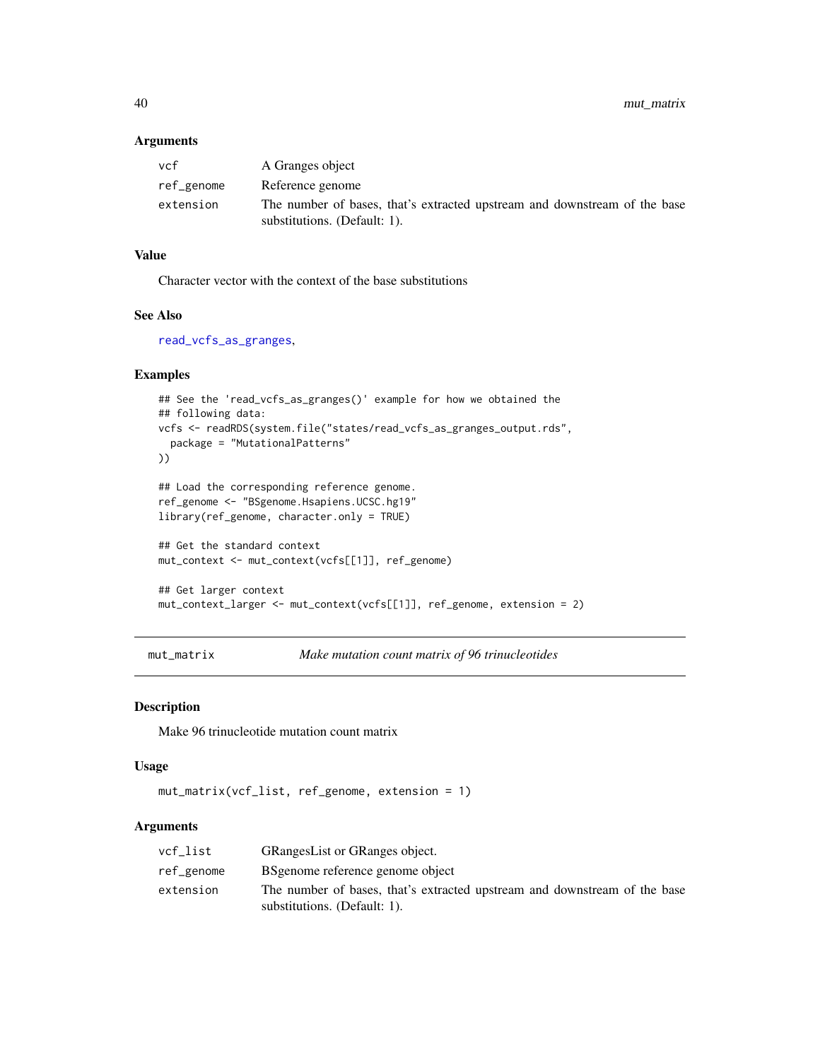### Arguments

| | |
|---|---|
| `vcf` | A Granges object |
| `ref_genome` | Reference genome |
| `extension` | The number of bases, that's extracted upstream and downstream of the base substitutions. (Default: 1). |

### Value

Character vector with the context of the base substitutions

### See Also

read_vcfs_as_granges,

### Examples

```
## See the 'read_vcfs_as_granges()' example for how we obtained the
## following data:
vcfs <- readRDS(system.file("states/read_vcfs_as_granges_output.rds",
  package = "MutationalPatterns"
))

## Load the corresponding reference genome.
ref_genome <- "BSgenome.Hsapiens.UCSC.hg19"
library(ref_genome, character.only = TRUE)

## Get the standard context
mut_context <- mut_context(vcfs[[1]], ref_genome)

## Get larger context
mut_context_larger <- mut_context(vcfs[[1]], ref_genome, extension = 2)
```

## mut_matrix — *Make mutation count matrix of 96 trinucleotides*

### Description

Make 96 trinucleotide mutation count matrix

### Usage

```
mut_matrix(vcf_list, ref_genome, extension = 1)
```

### Arguments

| | |
|---|---|
| `vcf_list` | GRangesList or GRanges object. |
| `ref_genome` | BSgenome reference genome object |
| `extension` | The number of bases, that's extracted upstream and downstream of the base substitutions. (Default: 1). |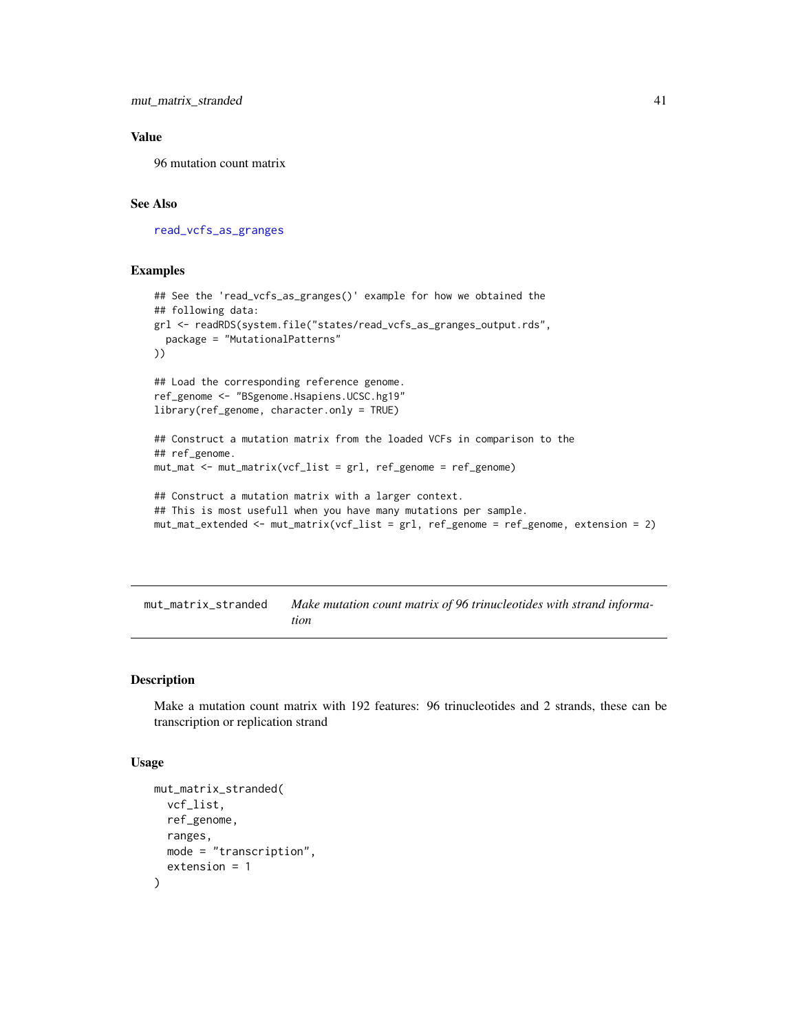### Value

96 mutation count matrix

### See Also

read_vcfs_as_granges

### Examples

```
## See the 'read_vcfs_as_granges()' example for how we obtained the
## following data:
grl <- readRDS(system.file("states/read_vcfs_as_granges_output.rds",
  package = "MutationalPatterns"
))

## Load the corresponding reference genome.
ref_genome <- "BSgenome.Hsapiens.UCSC.hg19"
library(ref_genome, character.only = TRUE)

## Construct a mutation matrix from the loaded VCFs in comparison to the
## ref_genome.
mut_mat <- mut_matrix(vcf_list = grl, ref_genome = ref_genome)

## Construct a mutation matrix with a larger context.
## This is most usefull when you have many mutations per sample.
mut_mat_extended <- mut_matrix(vcf_list = grl, ref_genome = ref_genome, extension = 2)
```

---

## mut_matrix_stranded *Make mutation count matrix of 96 trinucleotides with strand information*

---

### Description

Make a mutation count matrix with 192 features: 96 trinucleotides and 2 strands, these can be transcription or replication strand

### Usage

```
mut_matrix_stranded(
  vcf_list,
  ref_genome,
  ranges,
  mode = "transcription",
  extension = 1
)
```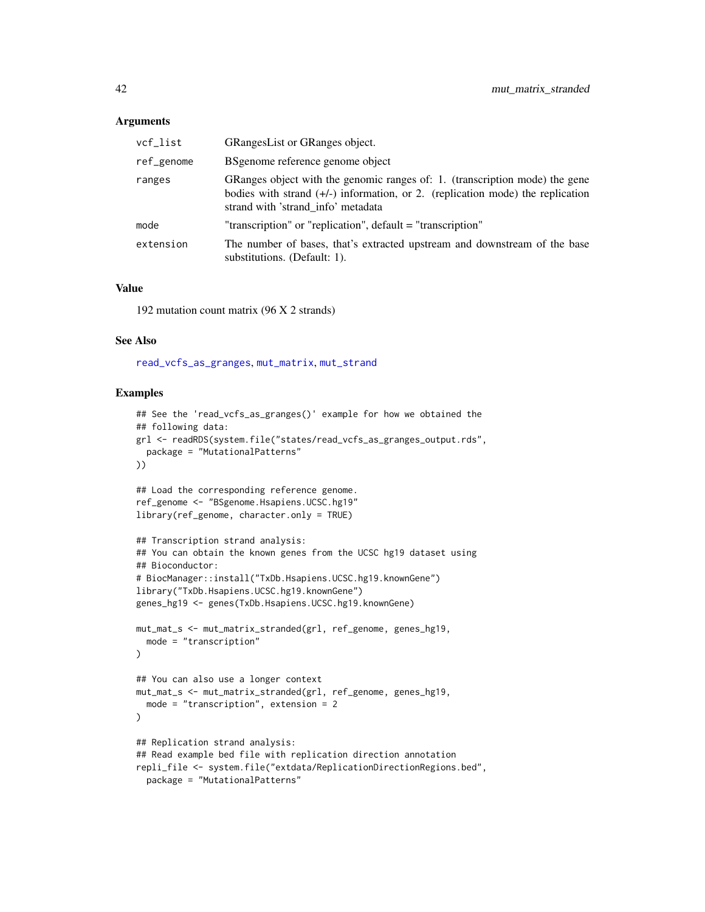### Arguments

| | |
|---|---|
| vcf_list | GRangesList or GRanges object. |
| ref_genome | BSgenome reference genome object |
| ranges | GRanges object with the genomic ranges of: 1. (transcription mode) the gene bodies with strand (+/-) information, or 2. (replication mode) the replication strand with 'strand_info' metadata |
| mode | "transcription" or "replication", default = "transcription" |
| extension | The number of bases, that's extracted upstream and downstream of the base substitutions. (Default: 1). |

### Value

192 mutation count matrix (96 X 2 strands)

### See Also

read_vcfs_as_granges, mut_matrix, mut_strand

### Examples

```
## See the 'read_vcfs_as_granges()' example for how we obtained the
## following data:
grl <- readRDS(system.file("states/read_vcfs_as_granges_output.rds",
  package = "MutationalPatterns"
))

## Load the corresponding reference genome.
ref_genome <- "BSgenome.Hsapiens.UCSC.hg19"
library(ref_genome, character.only = TRUE)

## Transcription strand analysis:
## You can obtain the known genes from the UCSC hg19 dataset using
## Bioconductor:
# BiocManager::install("TxDb.Hsapiens.UCSC.hg19.knownGene")
library("TxDb.Hsapiens.UCSC.hg19.knownGene")
genes_hg19 <- genes(TxDb.Hsapiens.UCSC.hg19.knownGene)

mut_mat_s <- mut_matrix_stranded(grl, ref_genome, genes_hg19,
  mode = "transcription"
)

## You can also use a longer context
mut_mat_s <- mut_matrix_stranded(grl, ref_genome, genes_hg19,
  mode = "transcription", extension = 2
)

## Replication strand analysis:
## Read example bed file with replication direction annotation
repli_file <- system.file("extdata/ReplicationDirectionRegions.bed",
  package = "MutationalPatterns"
```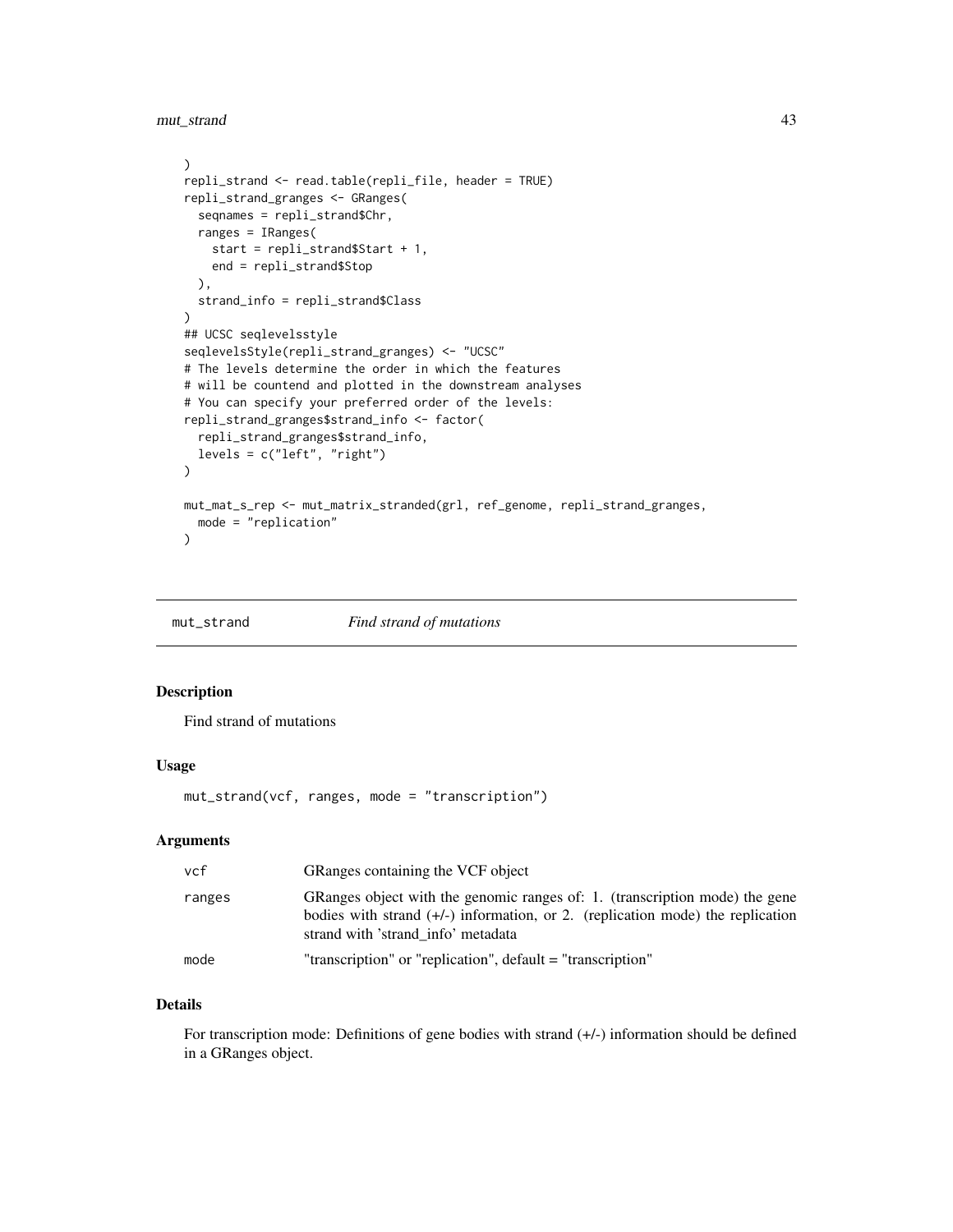```
)
repli_strand <- read.table(repli_file, header = TRUE)
repli_strand_granges <- GRanges(
  seqnames = repli_strand$Chr,
  ranges = IRanges(
    start = repli_strand$Start + 1,
    end = repli_strand$Stop
  ),
  strand_info = repli_strand$Class
)
## UCSC seqlevelsstyle
seqlevelsStyle(repli_strand_granges) <- "UCSC"
# The levels determine the order in which the features
# will be countend and plotted in the downstream analyses
# You can specify your preferred order of the levels:
repli_strand_granges$strand_info <- factor(
  repli_strand_granges$strand_info,
  levels = c("left", "right")
)

mut_mat_s_rep <- mut_matrix_stranded(grl, ref_genome, repli_strand_granges,
  mode = "replication"
)
```

## mut_strand *Find strand of mutations*

### Description

Find strand of mutations

### Usage

```
mut_strand(vcf, ranges, mode = "transcription")
```

### Arguments

| | |
|---|---|
| vcf | GRanges containing the VCF object |
| ranges | GRanges object with the genomic ranges of: 1. (transcription mode) the gene bodies with strand (+/-) information, or 2. (replication mode) the replication strand with 'strand_info' metadata |
| mode | "transcription" or "replication", default = "transcription" |

### Details

For transcription mode: Definitions of gene bodies with strand (+/-) information should be defined in a GRanges object.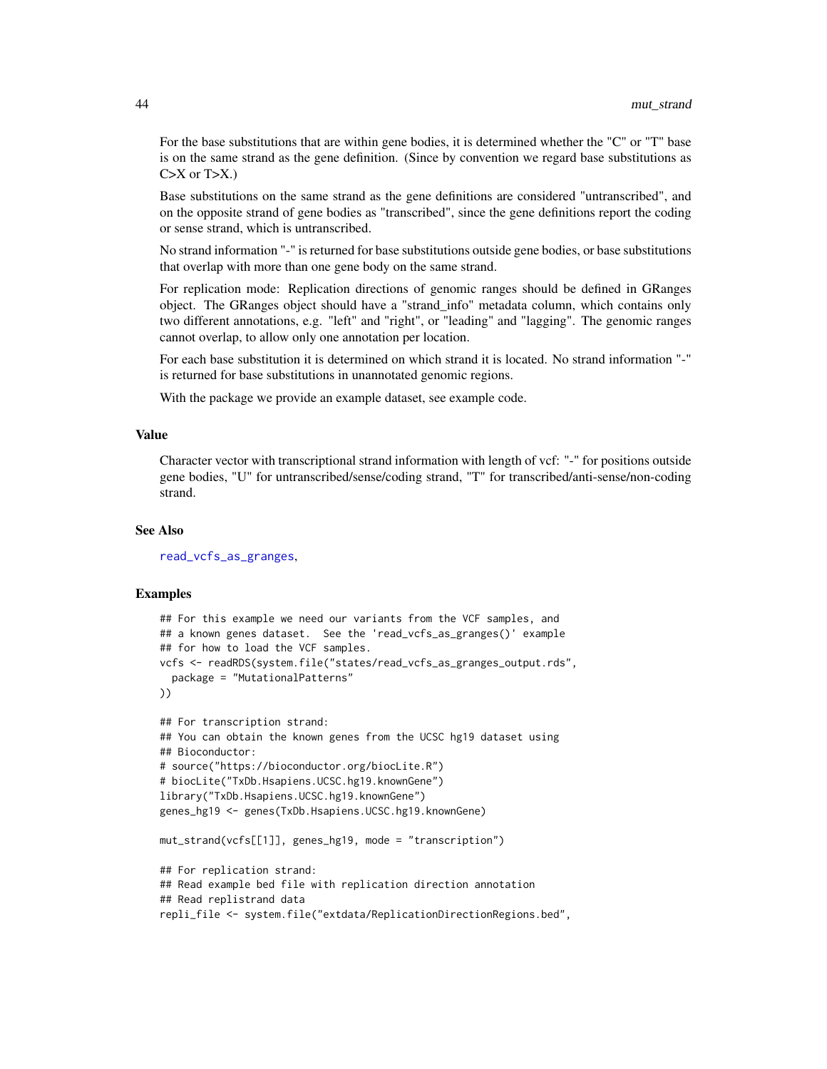For the base substitutions that are within gene bodies, it is determined whether the "C" or "T" base is on the same strand as the gene definition. (Since by convention we regard base substitutions as C>X or T>X.)

Base substitutions on the same strand as the gene definitions are considered "untranscribed", and on the opposite strand of gene bodies as "transcribed", since the gene definitions report the coding or sense strand, which is untranscribed.

No strand information "-" is returned for base substitutions outside gene bodies, or base substitutions that overlap with more than one gene body on the same strand.

For replication mode: Replication directions of genomic ranges should be defined in GRanges object. The GRanges object should have a "strand_info" metadata column, which contains only two different annotations, e.g. "left" and "right", or "leading" and "lagging". The genomic ranges cannot overlap, to allow only one annotation per location.

For each base substitution it is determined on which strand it is located. No strand information "-" is returned for base substitutions in unannotated genomic regions.

With the package we provide an example dataset, see example code.

### Value

Character vector with transcriptional strand information with length of vcf: "-" for positions outside gene bodies, "U" for untranscribed/sense/coding strand, "T" for transcribed/anti-sense/non-coding strand.

### See Also

read_vcfs_as_granges,

### Examples

```
## For this example we need our variants from the VCF samples, and
## a known genes dataset.  See the 'read_vcfs_as_granges()' example
## for how to load the VCF samples.
vcfs <- readRDS(system.file("states/read_vcfs_as_granges_output.rds",
  package = "MutationalPatterns"
))

## For transcription strand:
## You can obtain the known genes from the UCSC hg19 dataset using
## Bioconductor:
# source("https://bioconductor.org/biocLite.R")
# biocLite("TxDb.Hsapiens.UCSC.hg19.knownGene")
library("TxDb.Hsapiens.UCSC.hg19.knownGene")
genes_hg19 <- genes(TxDb.Hsapiens.UCSC.hg19.knownGene)

mut_strand(vcfs[[1]], genes_hg19, mode = "transcription")

## For replication strand:
## Read example bed file with replication direction annotation
## Read replistrand data
repli_file <- system.file("extdata/ReplicationDirectionRegions.bed",
```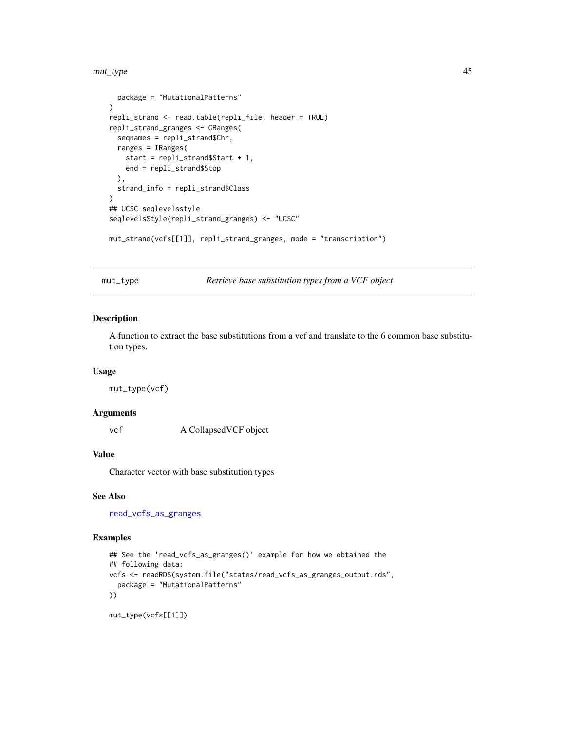```
  package = "MutationalPatterns"
)
repli_strand <- read.table(repli_file, header = TRUE)
repli_strand_granges <- GRanges(
  seqnames = repli_strand$Chr,
  ranges = IRanges(
    start = repli_strand$Start + 1,
    end = repli_strand$Stop
  ),
  strand_info = repli_strand$Class
)
## UCSC seqlevelsstyle
seqlevelsStyle(repli_strand_granges) <- "UCSC"

mut_strand(vcfs[[1]], repli_strand_granges, mode = "transcription")
```

---

## mut_type — *Retrieve base substitution types from a VCF object*

### Description

A function to extract the base substitutions from a vcf and translate to the 6 common base substitution types.

### Usage

```
mut_type(vcf)
```

### Arguments

| | |
|---|---|
| vcf | A CollapsedVCF object |

### Value

Character vector with base substitution types

### See Also

read_vcfs_as_granges

### Examples

```
## See the 'read_vcfs_as_granges()' example for how we obtained the
## following data:
vcfs <- readRDS(system.file("states/read_vcfs_as_granges_output.rds",
  package = "MutationalPatterns"
))

mut_type(vcfs[[1]])
```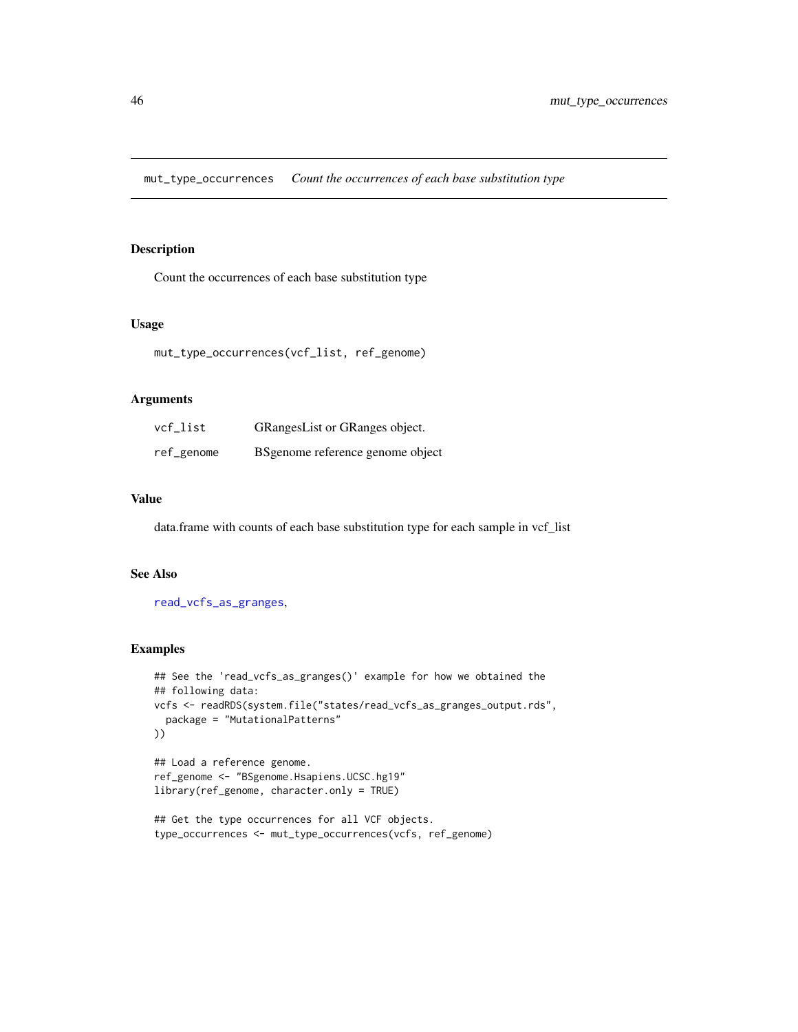## mut_type_occurrences *Count the occurrences of each base substitution type*

### Description

Count the occurrences of each base substitution type

### Usage

```
mut_type_occurrences(vcf_list, ref_genome)
```

### Arguments

| | |
|---|---|
| vcf_list | GRangesList or GRanges object. |
| ref_genome | BSgenome reference genome object |

### Value

data.frame with counts of each base substitution type for each sample in vcf_list

### See Also

read_vcfs_as_granges,

### Examples

```
## See the 'read_vcfs_as_granges()' example for how we obtained the
## following data:
vcfs <- readRDS(system.file("states/read_vcfs_as_granges_output.rds",
  package = "MutationalPatterns"
))

## Load a reference genome.
ref_genome <- "BSgenome.Hsapiens.UCSC.hg19"
library(ref_genome, character.only = TRUE)

## Get the type occurrences for all VCF objects.
type_occurrences <- mut_type_occurrences(vcfs, ref_genome)
```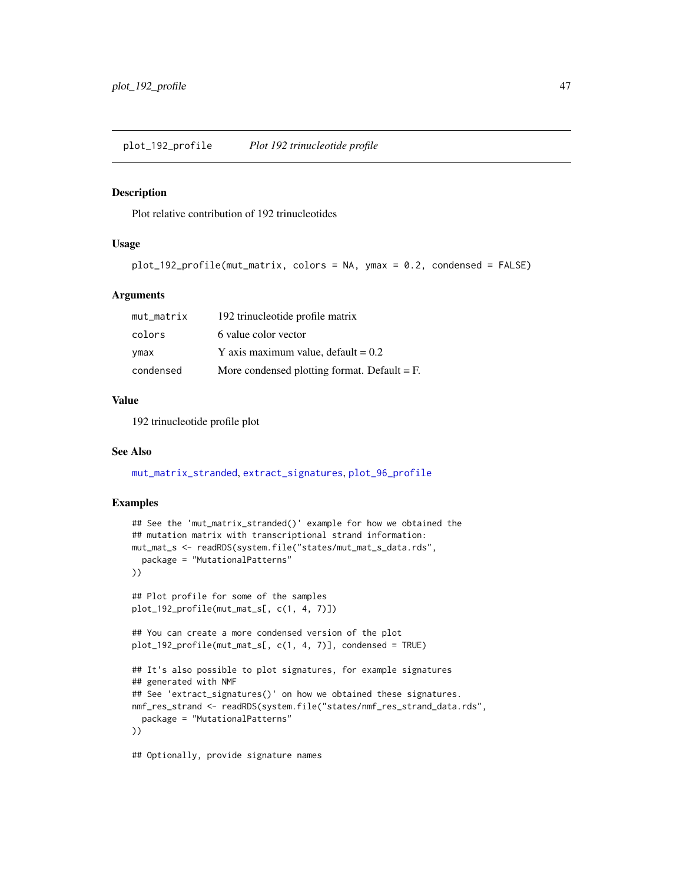## plot_192_profile *Plot 192 trinucleotide profile*

### Description

Plot relative contribution of 192 trinucleotides

### Usage

```
plot_192_profile(mut_matrix, colors = NA, ymax = 0.2, condensed = FALSE)
```

### Arguments

| | |
|---|---|
| mut_matrix | 192 trinucleotide profile matrix |
| colors | 6 value color vector |
| ymax | Y axis maximum value, default = 0.2 |
| condensed | More condensed plotting format. Default = F. |

### Value

192 trinucleotide profile plot

### See Also

mut_matrix_stranded, extract_signatures, plot_96_profile

### Examples

```
## See the 'mut_matrix_stranded()' example for how we obtained the
## mutation matrix with transcriptional strand information:
mut_mat_s <- readRDS(system.file("states/mut_mat_s_data.rds",
  package = "MutationalPatterns"
))

## Plot profile for some of the samples
plot_192_profile(mut_mat_s[, c(1, 4, 7)])

## You can create a more condensed version of the plot
plot_192_profile(mut_mat_s[, c(1, 4, 7)], condensed = TRUE)

## It's also possible to plot signatures, for example signatures
## generated with NMF
## See 'extract_signatures()' on how we obtained these signatures.
nmf_res_strand <- readRDS(system.file("states/nmf_res_strand_data.rds",
  package = "MutationalPatterns"
))

## Optionally, provide signature names
```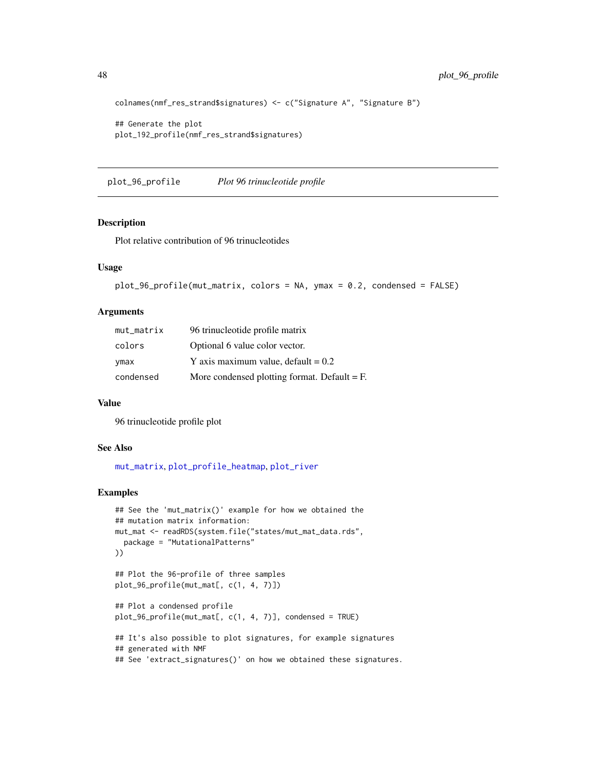```
colnames(nmf_res_strand$signatures) <- c("Signature A", "Signature B")

## Generate the plot
plot_192_profile(nmf_res_strand$signatures)
```

---

## plot_96_profile — *Plot 96 trinucleotide profile*

### Description

Plot relative contribution of 96 trinucleotides

### Usage

```
plot_96_profile(mut_matrix, colors = NA, ymax = 0.2, condensed = FALSE)
```

### Arguments

| | |
|---|---|
| `mut_matrix` | 96 trinucleotide profile matrix |
| `colors` | Optional 6 value color vector. |
| `ymax` | Y axis maximum value, default = 0.2 |
| `condensed` | More condensed plotting format. Default = F. |

### Value

96 trinucleotide profile plot

### See Also

`mut_matrix`, `plot_profile_heatmap`, `plot_river`

### Examples

```
## See the 'mut_matrix()' example for how we obtained the
## mutation matrix information:
mut_mat <- readRDS(system.file("states/mut_mat_data.rds",
  package = "MutationalPatterns"
))

## Plot the 96-profile of three samples
plot_96_profile(mut_mat[, c(1, 4, 7)])

## Plot a condensed profile
plot_96_profile(mut_mat[, c(1, 4, 7)], condensed = TRUE)

## It's also possible to plot signatures, for example signatures
## generated with NMF
## See 'extract_signatures()' on how we obtained these signatures.
```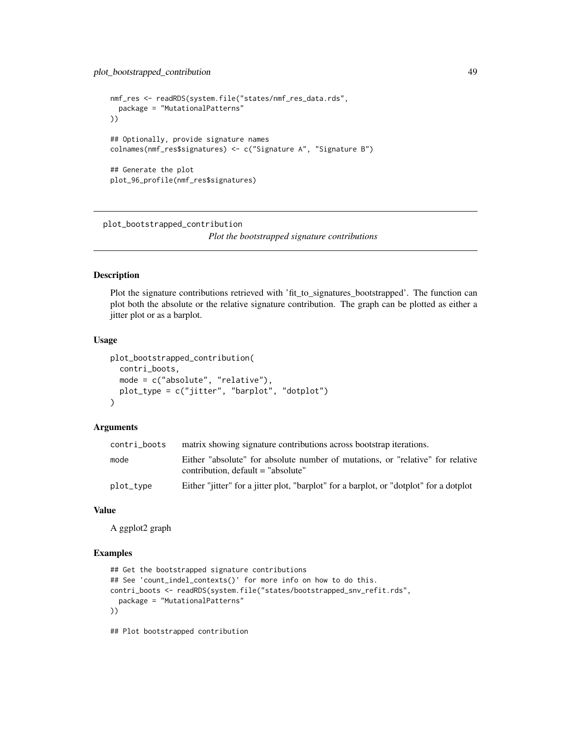```
nmf_res <- readRDS(system.file("states/nmf_res_data.rds",
  package = "MutationalPatterns"
))

## Optionally, provide signature names
colnames(nmf_res$signatures) <- c("Signature A", "Signature B")

## Generate the plot
plot_96_profile(nmf_res$signatures)
```

---

## plot_bootstrapped_contribution

*Plot the bootstrapped signature contributions*

---

### Description

Plot the signature contributions retrieved with 'fit_to_signatures_bootstrapped'. The function can plot both the absolute or the relative signature contribution. The graph can be plotted as either a jitter plot or as a barplot.

### Usage

```
plot_bootstrapped_contribution(
  contri_boots,
  mode = c("absolute", "relative"),
  plot_type = c("jitter", "barplot", "dotplot")
)
```

### Arguments

| | |
|---|---|
| contri_boots | matrix showing signature contributions across bootstrap iterations. |
| mode | Either "absolute" for absolute number of mutations, or "relative" for relative contribution, default = "absolute" |
| plot_type | Either "jitter" for a jitter plot, "barplot" for a barplot, or "dotplot" for a dotplot |

### Value

A ggplot2 graph

### Examples

```
## Get the bootstrapped signature contributions
## See 'count_indel_contexts()' for more info on how to do this.
contri_boots <- readRDS(system.file("states/bootstrapped_snv_refit.rds",
  package = "MutationalPatterns"
))

## Plot bootstrapped contribution
```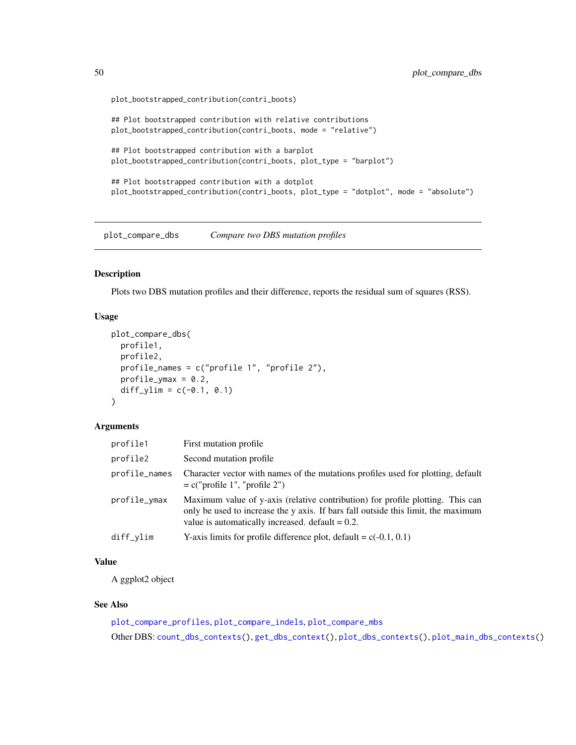```
plot_bootstrapped_contribution(contri_boots)

## Plot bootstrapped contribution with relative contributions
plot_bootstrapped_contribution(contri_boots, mode = "relative")

## Plot bootstrapped contribution with a barplot
plot_bootstrapped_contribution(contri_boots, plot_type = "barplot")

## Plot bootstrapped contribution with a dotplot
plot_bootstrapped_contribution(contri_boots, plot_type = "dotplot", mode = "absolute")
```

---

## plot_compare_dbs — *Compare two DBS mutation profiles*

---

### Description

Plots two DBS mutation profiles and their difference, reports the residual sum of squares (RSS).

### Usage

```
plot_compare_dbs(
  profile1,
  profile2,
  profile_names = c("profile 1", "profile 2"),
  profile_ymax = 0.2,
  diff_ylim = c(-0.1, 0.1)
)
```

### Arguments

| | |
|---|---|
| `profile1` | First mutation profile |
| `profile2` | Second mutation profile |
| `profile_names` | Character vector with names of the mutations profiles used for plotting, default = c("profile 1", "profile 2") |
| `profile_ymax` | Maximum value of y-axis (relative contribution) for profile plotting. This can only be used to increase the y axis. If bars fall outside this limit, the maximum value is automatically increased. default = 0.2. |
| `diff_ylim` | Y-axis limits for profile difference plot, default = c(-0.1, 0.1) |

### Value

A ggplot2 object

### See Also

`plot_compare_profiles`, `plot_compare_indels`, `plot_compare_mbs`

Other DBS: `count_dbs_contexts()`, `get_dbs_context()`, `plot_dbs_contexts()`, `plot_main_dbs_contexts()`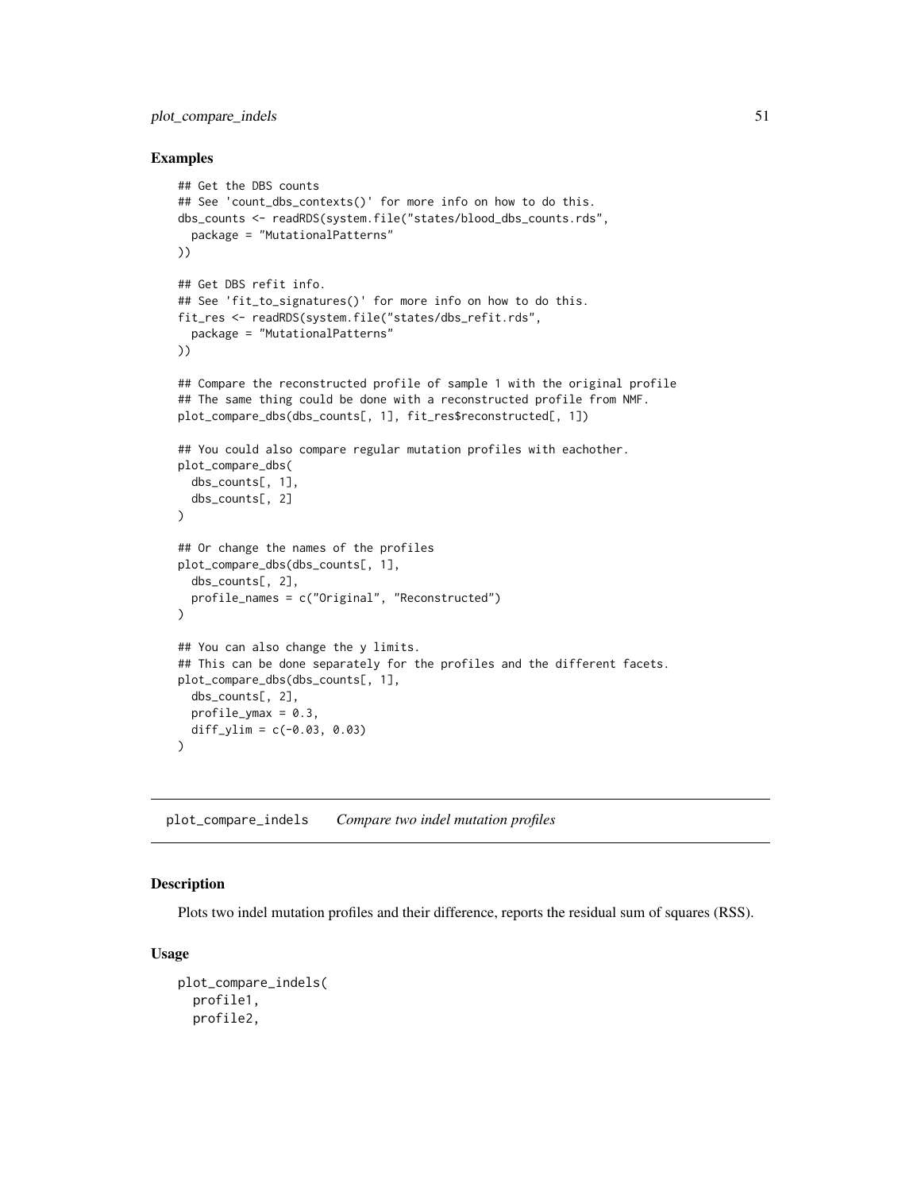## Examples

```
## Get the DBS counts
## See 'count_dbs_contexts()' for more info on how to do this.
dbs_counts <- readRDS(system.file("states/blood_dbs_counts.rds",
  package = "MutationalPatterns"
))

## Get DBS refit info.
## See 'fit_to_signatures()' for more info on how to do this.
fit_res <- readRDS(system.file("states/dbs_refit.rds",
  package = "MutationalPatterns"
))

## Compare the reconstructed profile of sample 1 with the original profile
## The same thing could be done with a reconstructed profile from NMF.
plot_compare_dbs(dbs_counts[, 1], fit_res$reconstructed[, 1])

## You could also compare regular mutation profiles with eachother.
plot_compare_dbs(
  dbs_counts[, 1],
  dbs_counts[, 2]
)

## Or change the names of the profiles
plot_compare_dbs(dbs_counts[, 1],
  dbs_counts[, 2],
  profile_names = c("Original", "Reconstructed")
)

## You can also change the y limits.
## This can be done separately for the profiles and the different facets.
plot_compare_dbs(dbs_counts[, 1],
  dbs_counts[, 2],
  profile_ymax = 0.3,
  diff_ylim = c(-0.03, 0.03)
)
```

---

# plot_compare_indels *Compare two indel mutation profiles*

## Description

Plots two indel mutation profiles and their difference, reports the residual sum of squares (RSS).

## Usage

```
plot_compare_indels(
  profile1,
  profile2,
```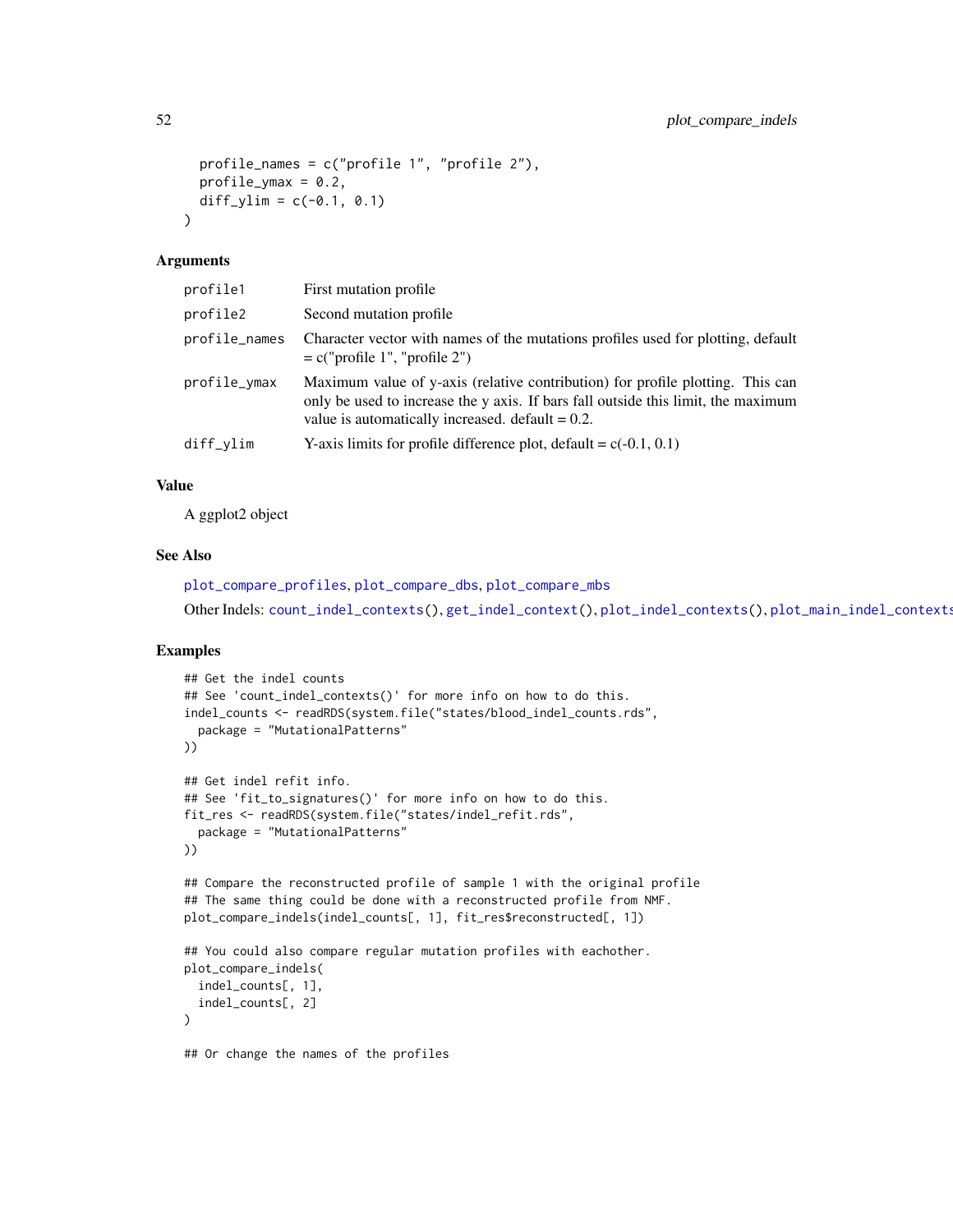```
  profile_names = c("profile 1", "profile 2"),
  profile_ymax = 0.2,
  diff_ylim = c(-0.1, 0.1)
)
```

### Arguments

| | |
|---|---|
| profile1 | First mutation profile |
| profile2 | Second mutation profile |
| profile_names | Character vector with names of the mutations profiles used for plotting, default = c("profile 1", "profile 2") |
| profile_ymax | Maximum value of y-axis (relative contribution) for profile plotting. This can only be used to increase the y axis. If bars fall outside this limit, the maximum value is automatically increased. default = 0.2. |
| diff_ylim | Y-axis limits for profile difference plot, default = c(-0.1, 0.1) |

### Value

A ggplot2 object

### See Also

plot_compare_profiles, plot_compare_dbs, plot_compare_mbs

Other Indels: count_indel_contexts(), get_indel_context(), plot_indel_contexts(), plot_main_indel_contexts

### Examples

```
## Get the indel counts
## See 'count_indel_contexts()' for more info on how to do this.
indel_counts <- readRDS(system.file("states/blood_indel_counts.rds",
  package = "MutationalPatterns"
))

## Get indel refit info.
## See 'fit_to_signatures()' for more info on how to do this.
fit_res <- readRDS(system.file("states/indel_refit.rds",
  package = "MutationalPatterns"
))

## Compare the reconstructed profile of sample 1 with the original profile
## The same thing could be done with a reconstructed profile from NMF.
plot_compare_indels(indel_counts[, 1], fit_res$reconstructed[, 1])

## You could also compare regular mutation profiles with eachother.
plot_compare_indels(
  indel_counts[, 1],
  indel_counts[, 2]
)

## Or change the names of the profiles
```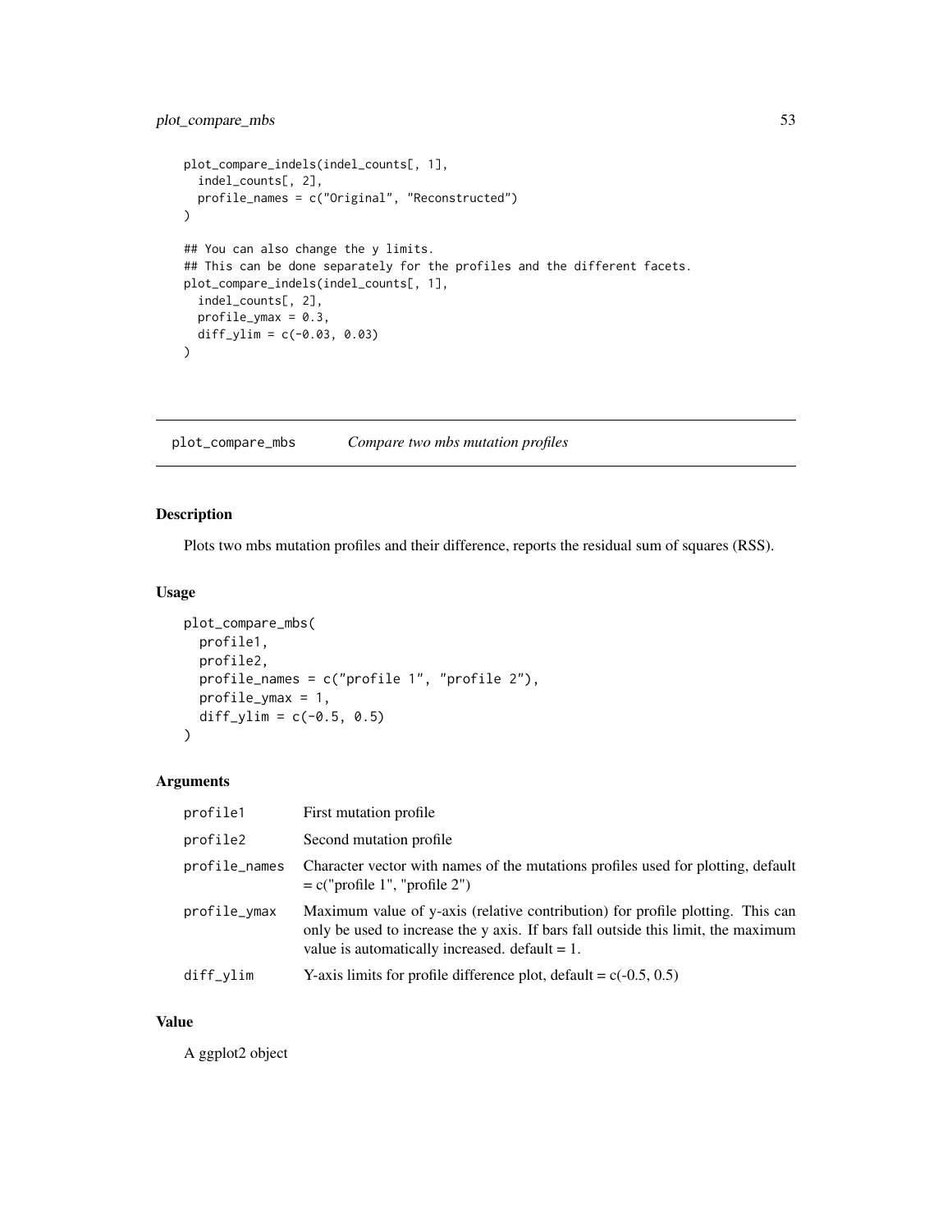```
plot_compare_indels(indel_counts[, 1],
  indel_counts[, 2],
  profile_names = c("Original", "Reconstructed")
)

## You can also change the y limits.
## This can be done separately for the profiles and the different facets.
plot_compare_indels(indel_counts[, 1],
  indel_counts[, 2],
  profile_ymax = 0.3,
  diff_ylim = c(-0.03, 0.03)
)
```

---

## plot_compare_mbs — *Compare two mbs mutation profiles*

---

### Description

Plots two mbs mutation profiles and their difference, reports the residual sum of squares (RSS).

### Usage

```
plot_compare_mbs(
  profile1,
  profile2,
  profile_names = c("profile 1", "profile 2"),
  profile_ymax = 1,
  diff_ylim = c(-0.5, 0.5)
)
```

### Arguments

| | |
|---|---|
| profile1 | First mutation profile |
| profile2 | Second mutation profile |
| profile_names | Character vector with names of the mutations profiles used for plotting, default = c("profile 1", "profile 2") |
| profile_ymax | Maximum value of y-axis (relative contribution) for profile plotting. This can only be used to increase the y axis. If bars fall outside this limit, the maximum value is automatically increased. default = 1. |
| diff_ylim | Y-axis limits for profile difference plot, default = c(-0.5, 0.5) |

### Value

A ggplot2 object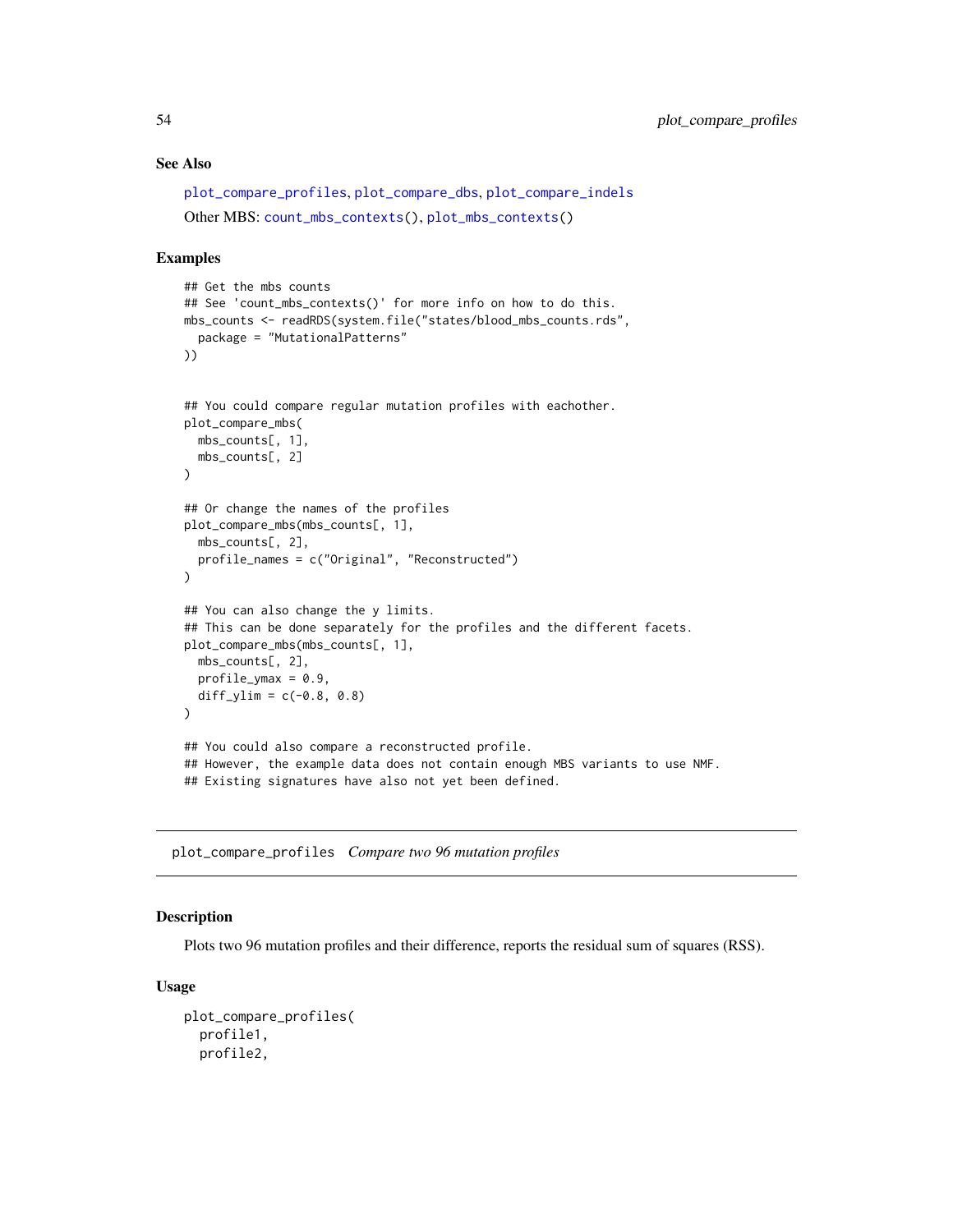## See Also

plot_compare_profiles, plot_compare_dbs, plot_compare_indels

Other MBS: count_mbs_contexts(), plot_mbs_contexts()

## Examples

```
## Get the mbs counts
## See 'count_mbs_contexts()' for more info on how to do this.
mbs_counts <- readRDS(system.file("states/blood_mbs_counts.rds",
  package = "MutationalPatterns"
))


## You could compare regular mutation profiles with eachother.
plot_compare_mbs(
  mbs_counts[, 1],
  mbs_counts[, 2]
)

## Or change the names of the profiles
plot_compare_mbs(mbs_counts[, 1],
  mbs_counts[, 2],
  profile_names = c("Original", "Reconstructed")
)

## You can also change the y limits.
## This can be done separately for the profiles and the different facets.
plot_compare_mbs(mbs_counts[, 1],
  mbs_counts[, 2],
  profile_ymax = 0.9,
  diff_ylim = c(-0.8, 0.8)
)

## You could also compare a reconstructed profile.
## However, the example data does not contain enough MBS variants to use NMF.
## Existing signatures have also not yet been defined.
```

---

# plot_compare_profiles *Compare two 96 mutation profiles*

## Description

Plots two 96 mutation profiles and their difference, reports the residual sum of squares (RSS).

## Usage

```
plot_compare_profiles(
  profile1,
  profile2,
```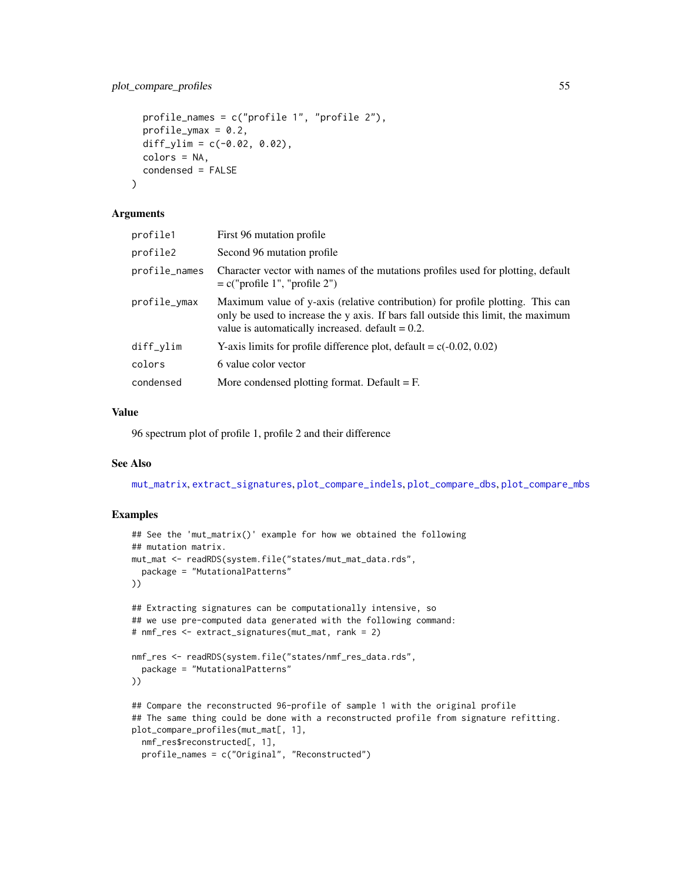```
  profile_names = c("profile 1", "profile 2"),
  profile_ymax = 0.2,
  diff_ylim = c(-0.02, 0.02),
  colors = NA,
  condensed = FALSE
)
```

### Arguments

| | |
|---|---|
| profile1 | First 96 mutation profile |
| profile2 | Second 96 mutation profile |
| profile_names | Character vector with names of the mutations profiles used for plotting, default = c("profile 1", "profile 2") |
| profile_ymax | Maximum value of y-axis (relative contribution) for profile plotting. This can only be used to increase the y axis. If bars fall outside this limit, the maximum value is automatically increased. default = 0.2. |
| diff_ylim | Y-axis limits for profile difference plot, default = c(-0.02, 0.02) |
| colors | 6 value color vector |
| condensed | More condensed plotting format. Default = F. |

### Value

96 spectrum plot of profile 1, profile 2 and their difference

### See Also

mut_matrix, extract_signatures, plot_compare_indels, plot_compare_dbs, plot_compare_mbs

### Examples

```
## See the 'mut_matrix()' example for how we obtained the following
## mutation matrix.
mut_mat <- readRDS(system.file("states/mut_mat_data.rds",
  package = "MutationalPatterns"
))

## Extracting signatures can be computationally intensive, so
## we use pre-computed data generated with the following command:
# nmf_res <- extract_signatures(mut_mat, rank = 2)

nmf_res <- readRDS(system.file("states/nmf_res_data.rds",
  package = "MutationalPatterns"
))

## Compare the reconstructed 96-profile of sample 1 with the original profile
## The same thing could be done with a reconstructed profile from signature refitting.
plot_compare_profiles(mut_mat[, 1],
  nmf_res$reconstructed[, 1],
  profile_names = c("Original", "Reconstructed")
```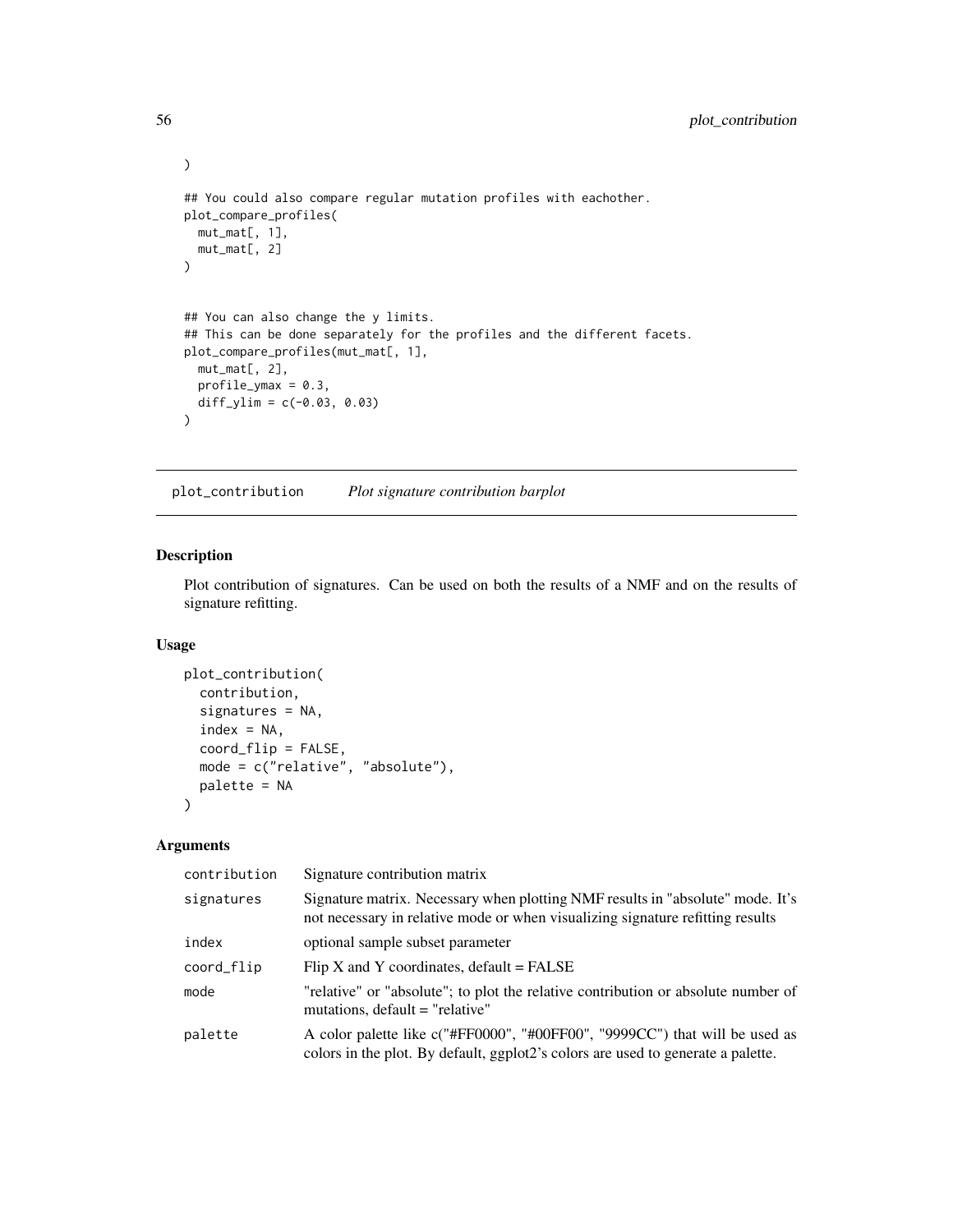```
)

## You could also compare regular mutation profiles with eachother.
plot_compare_profiles(
  mut_mat[, 1],
  mut_mat[, 2]
)


## You can also change the y limits.
## This can be done separately for the profiles and the different facets.
plot_compare_profiles(mut_mat[, 1],
  mut_mat[, 2],
  profile_ymax = 0.3,
  diff_ylim = c(-0.03, 0.03)
)
```

## plot_contribution    *Plot signature contribution barplot*

### Description

Plot contribution of signatures. Can be used on both the results of a NMF and on the results of signature refitting.

### Usage

```
plot_contribution(
  contribution,
  signatures = NA,
  index = NA,
  coord_flip = FALSE,
  mode = c("relative", "absolute"),
  palette = NA
)
```

### Arguments

| | |
|---|---|
| contribution | Signature contribution matrix |
| signatures | Signature matrix. Necessary when plotting NMF results in "absolute" mode. It's not necessary in relative mode or when visualizing signature refitting results |
| index | optional sample subset parameter |
| coord_flip | Flip X and Y coordinates, default = FALSE |
| mode | "relative" or "absolute"; to plot the relative contribution or absolute number of mutations, default = "relative" |
| palette | A color palette like c("#FF0000", "#00FF00", "9999CC") that will be used as colors in the plot. By default, ggplot2's colors are used to generate a palette. |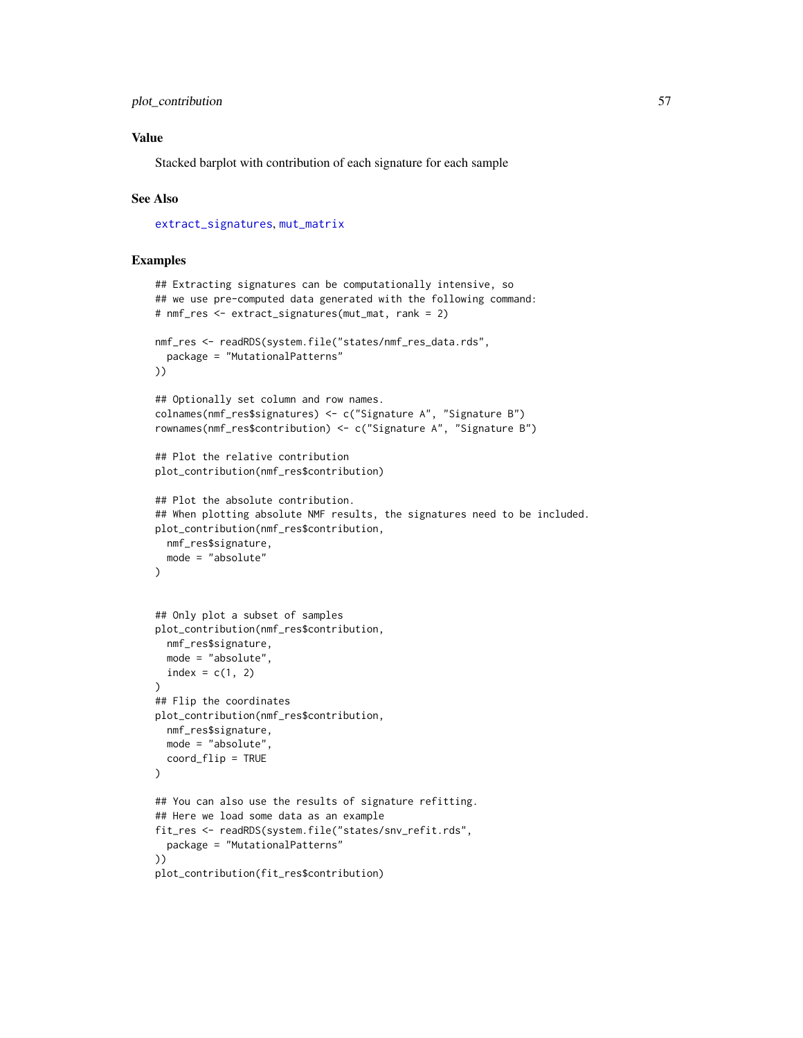## Value

Stacked barplot with contribution of each signature for each sample

## See Also

extract_signatures, mut_matrix

## Examples

```
## Extracting signatures can be computationally intensive, so
## we use pre-computed data generated with the following command:
# nmf_res <- extract_signatures(mut_mat, rank = 2)

nmf_res <- readRDS(system.file("states/nmf_res_data.rds",
  package = "MutationalPatterns"
))

## Optionally set column and row names.
colnames(nmf_res$signatures) <- c("Signature A", "Signature B")
rownames(nmf_res$contribution) <- c("Signature A", "Signature B")

## Plot the relative contribution
plot_contribution(nmf_res$contribution)

## Plot the absolute contribution.
## When plotting absolute NMF results, the signatures need to be included.
plot_contribution(nmf_res$contribution,
  nmf_res$signature,
  mode = "absolute"
)


## Only plot a subset of samples
plot_contribution(nmf_res$contribution,
  nmf_res$signature,
  mode = "absolute",
  index = c(1, 2)
)
## Flip the coordinates
plot_contribution(nmf_res$contribution,
  nmf_res$signature,
  mode = "absolute",
  coord_flip = TRUE
)

## You can also use the results of signature refitting.
## Here we load some data as an example
fit_res <- readRDS(system.file("states/snv_refit.rds",
  package = "MutationalPatterns"
))
plot_contribution(fit_res$contribution)
```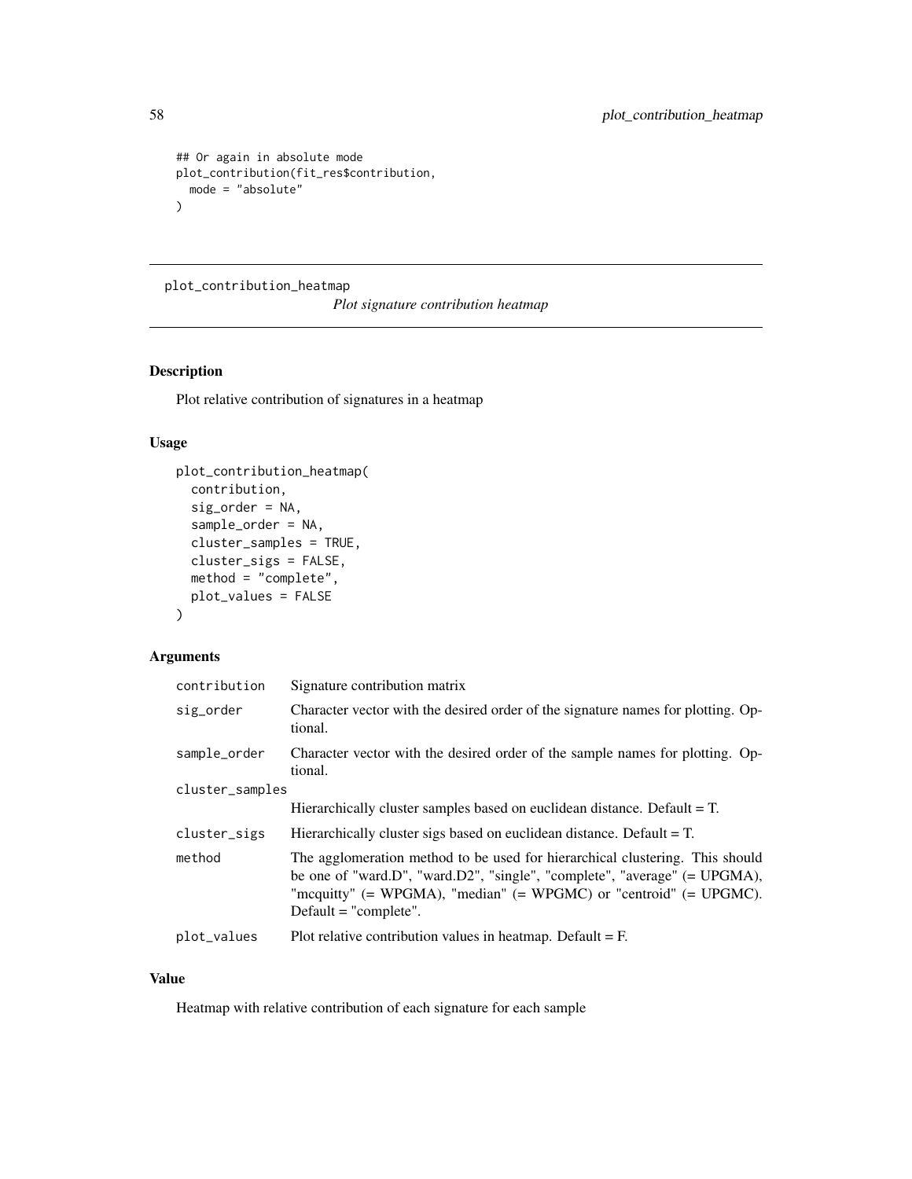```
## Or again in absolute mode
plot_contribution(fit_res$contribution,
  mode = "absolute"
)
```

---

## plot_contribution_heatmap

*Plot signature contribution heatmap*

### Description

Plot relative contribution of signatures in a heatmap

### Usage

```
plot_contribution_heatmap(
  contribution,
  sig_order = NA,
  sample_order = NA,
  cluster_samples = TRUE,
  cluster_sigs = FALSE,
  method = "complete",
  plot_values = FALSE
)
```

### Arguments

| | |
|---|---|
| contribution | Signature contribution matrix |
| sig_order | Character vector with the desired order of the signature names for plotting. Optional. |
| sample_order | Character vector with the desired order of the sample names for plotting. Optional. |
| cluster_samples | Hierarchically cluster samples based on euclidean distance. Default = T. |
| cluster_sigs | Hierarchically cluster sigs based on euclidean distance. Default = T. |
| method | The agglomeration method to be used for hierarchical clustering. This should be one of "ward.D", "ward.D2", "single", "complete", "average" (= UPGMA), "mcquitty" (= WPGMA), "median" (= WPGMC) or "centroid" (= UPGMC). Default = "complete". |
| plot_values | Plot relative contribution values in heatmap. Default = F. |

### Value

Heatmap with relative contribution of each signature for each sample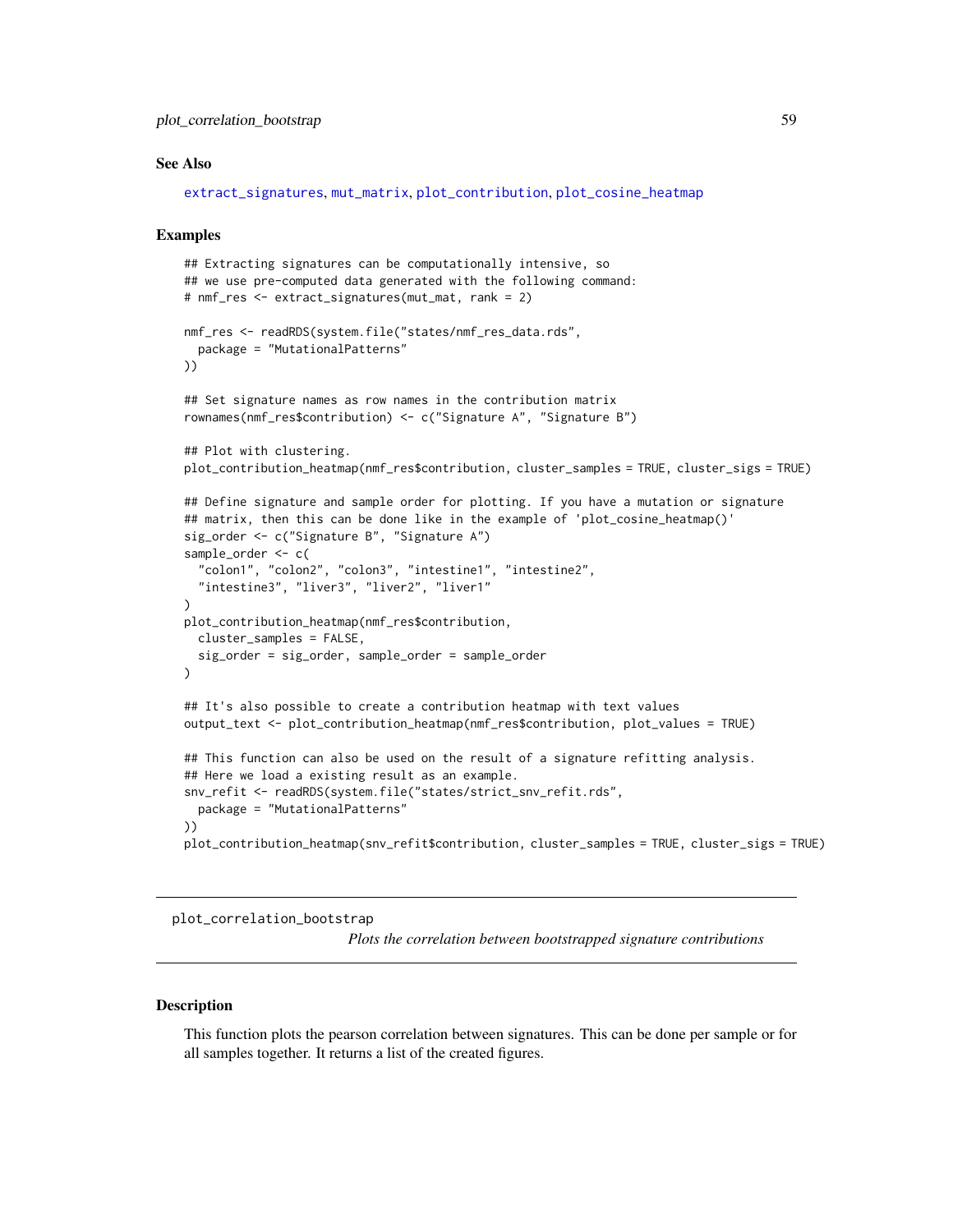### See Also

extract_signatures, mut_matrix, plot_contribution, plot_cosine_heatmap

### Examples

```
## Extracting signatures can be computationally intensive, so
## we use pre-computed data generated with the following command:
# nmf_res <- extract_signatures(mut_mat, rank = 2)

nmf_res <- readRDS(system.file("states/nmf_res_data.rds",
  package = "MutationalPatterns"
))

## Set signature names as row names in the contribution matrix
rownames(nmf_res$contribution) <- c("Signature A", "Signature B")

## Plot with clustering.
plot_contribution_heatmap(nmf_res$contribution, cluster_samples = TRUE, cluster_sigs = TRUE)

## Define signature and sample order for plotting. If you have a mutation or signature
## matrix, then this can be done like in the example of 'plot_cosine_heatmap()'
sig_order <- c("Signature B", "Signature A")
sample_order <- c(
  "colon1", "colon2", "colon3", "intestine1", "intestine2",
  "intestine3", "liver3", "liver2", "liver1"
)
plot_contribution_heatmap(nmf_res$contribution,
  cluster_samples = FALSE,
  sig_order = sig_order, sample_order = sample_order
)

## It's also possible to create a contribution heatmap with text values
output_text <- plot_contribution_heatmap(nmf_res$contribution, plot_values = TRUE)

## This function can also be used on the result of a signature refitting analysis.
## Here we load a existing result as an example.
snv_refit <- readRDS(system.file("states/strict_snv_refit.rds",
  package = "MutationalPatterns"
))
plot_contribution_heatmap(snv_refit$contribution, cluster_samples = TRUE, cluster_sigs = TRUE)
```

---

## plot_correlation_bootstrap

*Plots the correlation between bootstrapped signature contributions*

---

### Description

This function plots the pearson correlation between signatures. This can be done per sample or for all samples together. It returns a list of the created figures.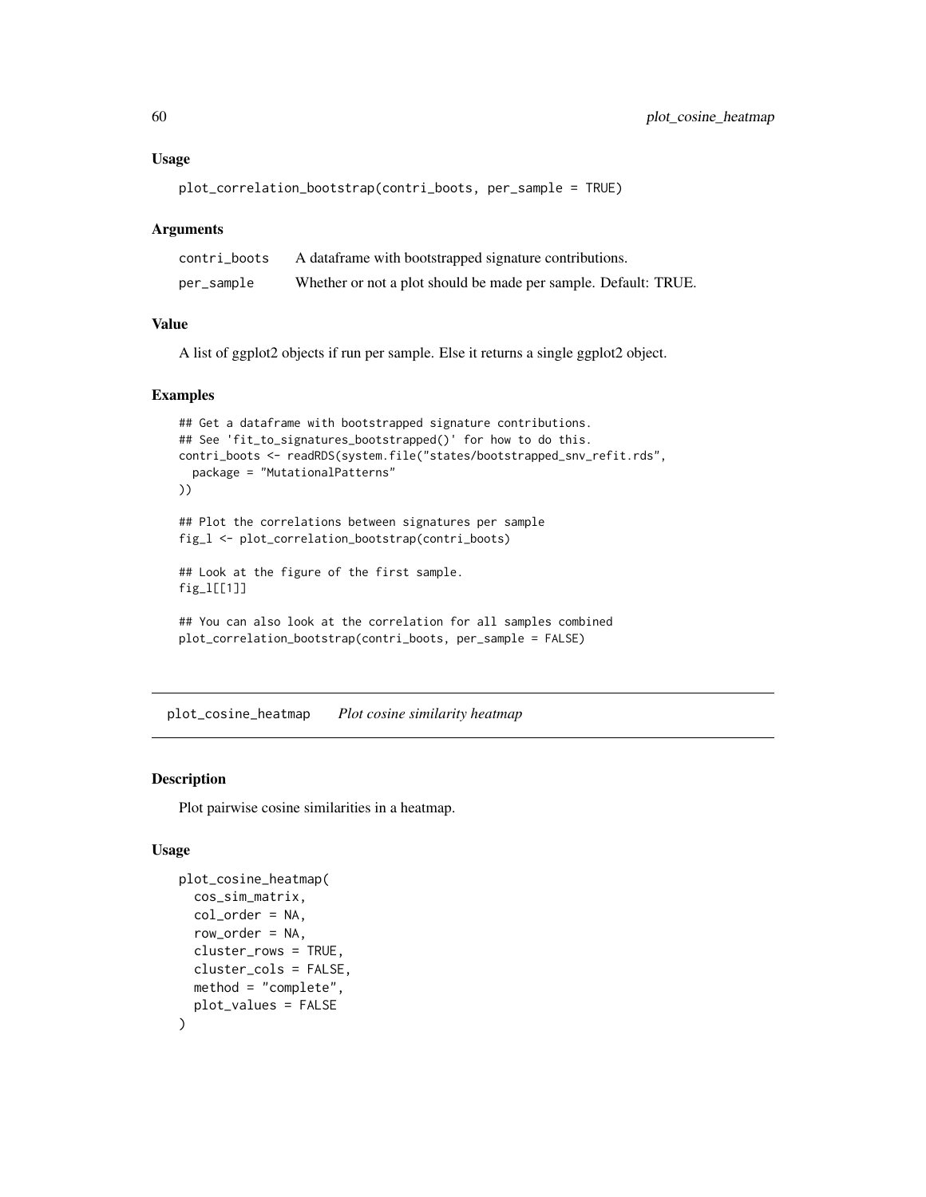### Usage

```
plot_correlation_bootstrap(contri_boots, per_sample = TRUE)
```

### Arguments

| | |
|---|---|
| contri_boots | A dataframe with bootstrapped signature contributions. |
| per_sample | Whether or not a plot should be made per sample. Default: TRUE. |

### Value

A list of ggplot2 objects if run per sample. Else it returns a single ggplot2 object.

### Examples

```
## Get a dataframe with bootstrapped signature contributions.
## See 'fit_to_signatures_bootstrapped()' for how to do this.
contri_boots <- readRDS(system.file("states/bootstrapped_snv_refit.rds",
  package = "MutationalPatterns"
))

## Plot the correlations between signatures per sample
fig_l <- plot_correlation_bootstrap(contri_boots)

## Look at the figure of the first sample.
fig_l[[1]]

## You can also look at the correlation for all samples combined
plot_correlation_bootstrap(contri_boots, per_sample = FALSE)
```

---

## plot_cosine_heatmap *Plot cosine similarity heatmap*

---

### Description

Plot pairwise cosine similarities in a heatmap.

### Usage

```
plot_cosine_heatmap(
  cos_sim_matrix,
  col_order = NA,
  row_order = NA,
  cluster_rows = TRUE,
  cluster_cols = FALSE,
  method = "complete",
  plot_values = FALSE
)
```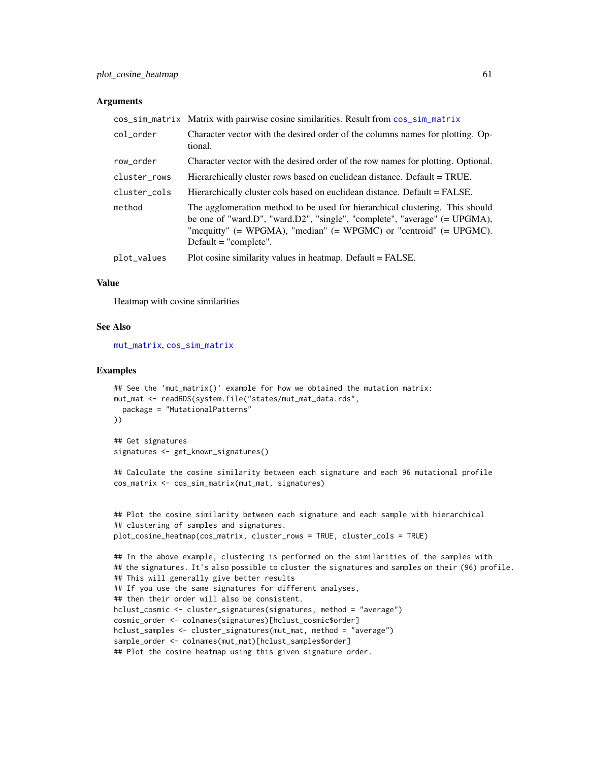### Arguments

| | |
|---|---|
| cos_sim_matrix | Matrix with pairwise cosine similarities. Result from cos_sim_matrix |
| col_order | Character vector with the desired order of the columns names for plotting. Optional. |
| row_order | Character vector with the desired order of the row names for plotting. Optional. |
| cluster_rows | Hierarchically cluster rows based on euclidean distance. Default = TRUE. |
| cluster_cols | Hierarchically cluster cols based on euclidean distance. Default = FALSE. |
| method | The agglomeration method to be used for hierarchical clustering. This should be one of "ward.D", "ward.D2", "single", "complete", "average" (= UPGMA), "mcquitty" (= WPGMA), "median" (= WPGMC) or "centroid" (= UPGMC). Default = "complete". |
| plot_values | Plot cosine similarity values in heatmap. Default = FALSE. |

### Value

Heatmap with cosine similarities

### See Also

mut_matrix, cos_sim_matrix

### Examples

```
## See the 'mut_matrix()' example for how we obtained the mutation matrix:
mut_mat <- readRDS(system.file("states/mut_mat_data.rds",
  package = "MutationalPatterns"
))

## Get signatures
signatures <- get_known_signatures()

## Calculate the cosine similarity between each signature and each 96 mutational profile
cos_matrix <- cos_sim_matrix(mut_mat, signatures)


## Plot the cosine similarity between each signature and each sample with hierarchical
## clustering of samples and signatures.
plot_cosine_heatmap(cos_matrix, cluster_rows = TRUE, cluster_cols = TRUE)

## In the above example, clustering is performed on the similarities of the samples with
## the signatures. It's also possible to cluster the signatures and samples on their (96) profile.
## This will generally give better results
## If you use the same signatures for different analyses,
## then their order will also be consistent.
hclust_cosmic <- cluster_signatures(signatures, method = "average")
cosmic_order <- colnames(signatures)[hclust_cosmic$order]
hclust_samples <- cluster_signatures(mut_mat, method = "average")
sample_order <- colnames(mut_mat)[hclust_samples$order]
## Plot the cosine heatmap using this given signature order.
```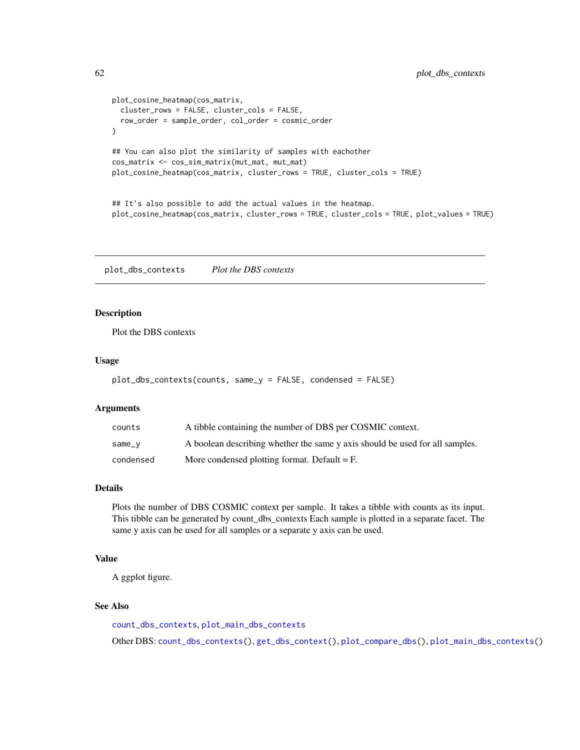```
plot_cosine_heatmap(cos_matrix,
  cluster_rows = FALSE, cluster_cols = FALSE,
  row_order = sample_order, col_order = cosmic_order
)

## You can also plot the similarity of samples with eachother
cos_matrix <- cos_sim_matrix(mut_mat, mut_mat)
plot_cosine_heatmap(cos_matrix, cluster_rows = TRUE, cluster_cols = TRUE)


## It's also possible to add the actual values in the heatmap.
plot_cosine_heatmap(cos_matrix, cluster_rows = TRUE, cluster_cols = TRUE, plot_values = TRUE)
```

---

## plot_dbs_contexts    *Plot the DBS contexts*

---

### Description

Plot the DBS contexts

### Usage

```
plot_dbs_contexts(counts, same_y = FALSE, condensed = FALSE)
```

### Arguments

| | |
|---|---|
| counts | A tibble containing the number of DBS per COSMIC context. |
| same_y | A boolean describing whether the same y axis should be used for all samples. |
| condensed | More condensed plotting format. Default = F. |

### Details

Plots the number of DBS COSMIC context per sample. It takes a tibble with counts as its input. This tibble can be generated by count_dbs_contexts Each sample is plotted in a separate facet. The same y axis can be used for all samples or a separate y axis can be used.

### Value

A ggplot figure.

### See Also

count_dbs_contexts, plot_main_dbs_contexts

Other DBS: count_dbs_contexts(), get_dbs_context(), plot_compare_dbs(), plot_main_dbs_contexts()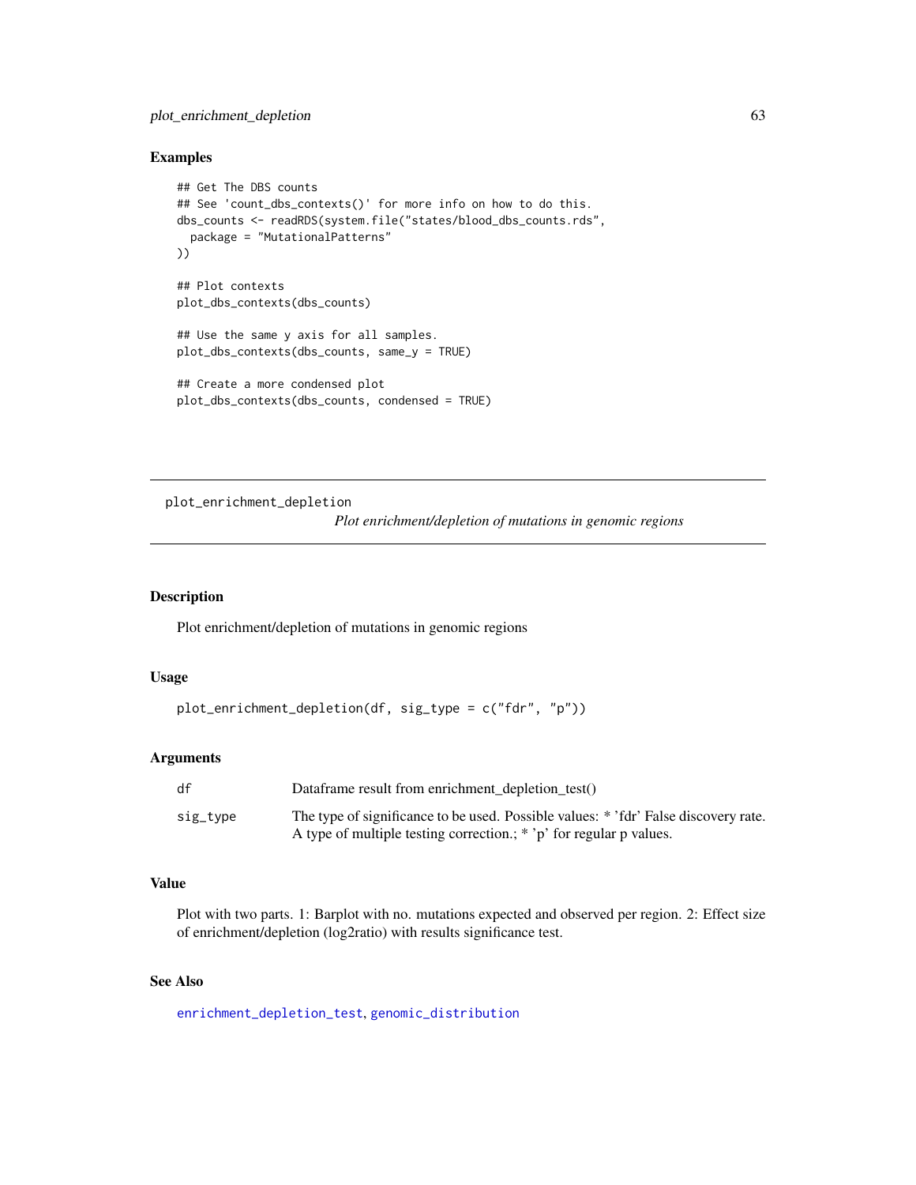## Examples

```
## Get The DBS counts
## See 'count_dbs_contexts()' for more info on how to do this.
dbs_counts <- readRDS(system.file("states/blood_dbs_counts.rds",
  package = "MutationalPatterns"
))

## Plot contexts
plot_dbs_contexts(dbs_counts)

## Use the same y axis for all samples.
plot_dbs_contexts(dbs_counts, same_y = TRUE)

## Create a more condensed plot
plot_dbs_contexts(dbs_counts, condensed = TRUE)
```

---

# plot_enrichment_depletion

*Plot enrichment/depletion of mutations in genomic regions*

---

## Description

Plot enrichment/depletion of mutations in genomic regions

## Usage

```
plot_enrichment_depletion(df, sig_type = c("fdr", "p"))
```

## Arguments

| | |
|---|---|
| df | Dataframe result from enrichment_depletion_test() |
| sig_type | The type of significance to be used. Possible values: * 'fdr' False discovery rate. A type of multiple testing correction.; * 'p' for regular p values. |

## Value

Plot with two parts. 1: Barplot with no. mutations expected and observed per region. 2: Effect size of enrichment/depletion (log2ratio) with results significance test.

## See Also

enrichment_depletion_test, genomic_distribution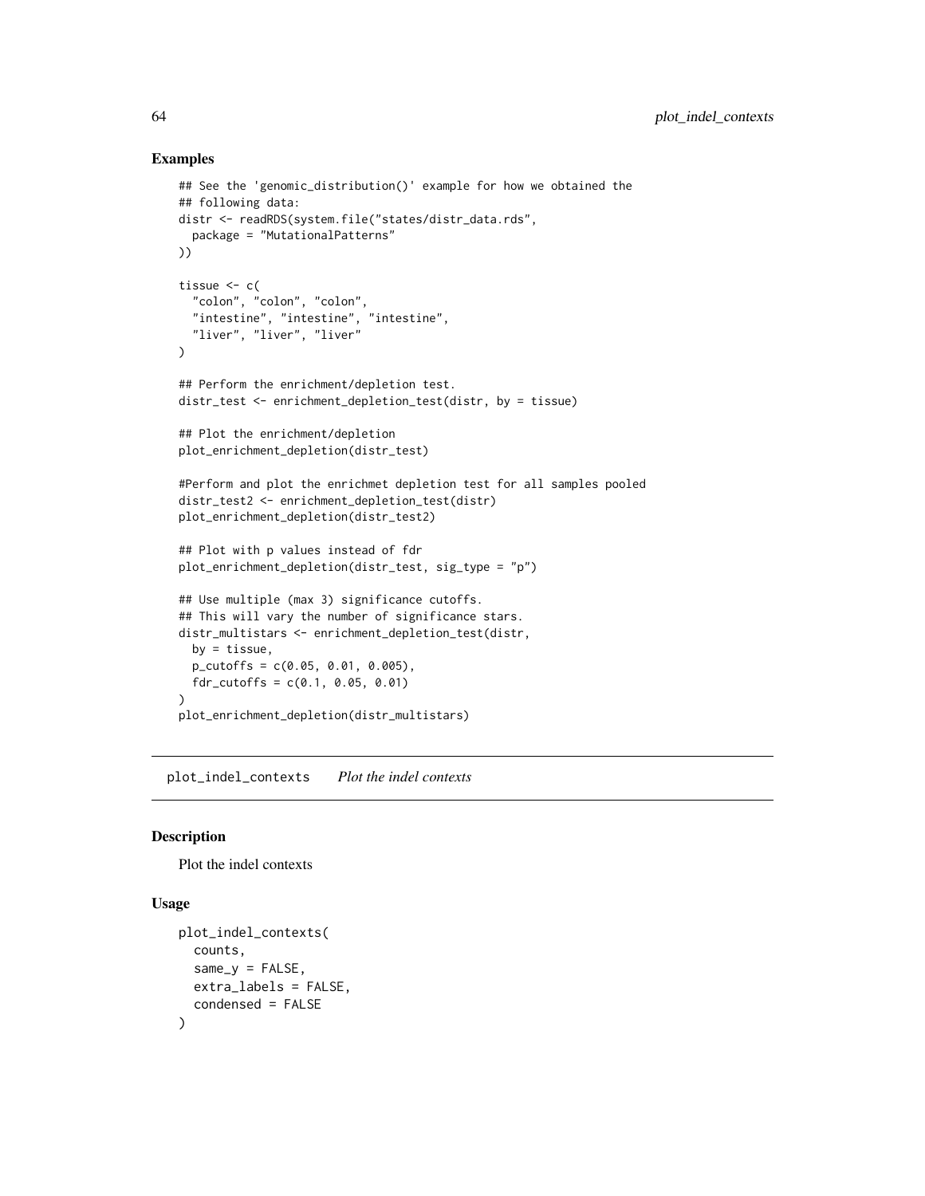### Examples

```
## See the 'genomic_distribution()' example for how we obtained the
## following data:
distr <- readRDS(system.file("states/distr_data.rds",
  package = "MutationalPatterns"
))

tissue <- c(
  "colon", "colon", "colon",
  "intestine", "intestine", "intestine",
  "liver", "liver", "liver"
)

## Perform the enrichment/depletion test.
distr_test <- enrichment_depletion_test(distr, by = tissue)

## Plot the enrichment/depletion
plot_enrichment_depletion(distr_test)

#Perform and plot the enrichmet depletion test for all samples pooled
distr_test2 <- enrichment_depletion_test(distr)
plot_enrichment_depletion(distr_test2)

## Plot with p values instead of fdr
plot_enrichment_depletion(distr_test, sig_type = "p")

## Use multiple (max 3) significance cutoffs.
## This will vary the number of significance stars.
distr_multistars <- enrichment_depletion_test(distr,
  by = tissue,
  p_cutoffs = c(0.05, 0.01, 0.005),
  fdr_cutoffs = c(0.1, 0.05, 0.01)
)
plot_enrichment_depletion(distr_multistars)
```

---

## plot_indel_contexts *Plot the indel contexts*

### Description

Plot the indel contexts

### Usage

```
plot_indel_contexts(
  counts,
  same_y = FALSE,
  extra_labels = FALSE,
  condensed = FALSE
)
```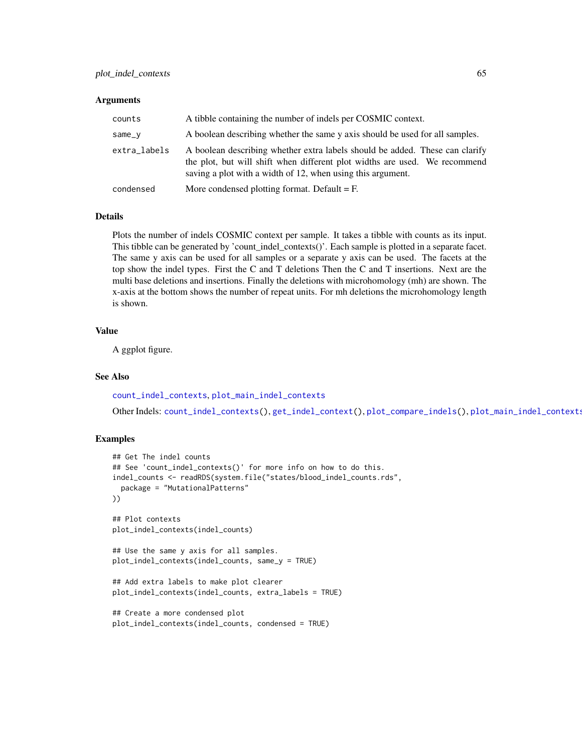### Arguments

| | |
|---|---|
| counts | A tibble containing the number of indels per COSMIC context. |
| same_y | A boolean describing whether the same y axis should be used for all samples. |
| extra_labels | A boolean describing whether extra labels should be added. These can clarify the plot, but will shift when different plot widths are used. We recommend saving a plot with a width of 12, when using this argument. |
| condensed | More condensed plotting format. Default = F. |

### Details

Plots the number of indels COSMIC context per sample. It takes a tibble with counts as its input. This tibble can be generated by 'count_indel_contexts()'. Each sample is plotted in a separate facet. The same y axis can be used for all samples or a separate y axis can be used. The facets at the top show the indel types. First the C and T deletions Then the C and T insertions. Next are the multi base deletions and insertions. Finally the deletions with microhomology (mh) are shown. The x-axis at the bottom shows the number of repeat units. For mh deletions the microhomology length is shown.

### Value

A ggplot figure.

### See Also

count_indel_contexts, plot_main_indel_contexts

Other Indels: count_indel_contexts(), get_indel_context(), plot_compare_indels(), plot_main_indel_contexts

### Examples

```
## Get The indel counts
## See 'count_indel_contexts()' for more info on how to do this.
indel_counts <- readRDS(system.file("states/blood_indel_counts.rds",
  package = "MutationalPatterns"
))

## Plot contexts
plot_indel_contexts(indel_counts)

## Use the same y axis for all samples.
plot_indel_contexts(indel_counts, same_y = TRUE)

## Add extra labels to make plot clearer
plot_indel_contexts(indel_counts, extra_labels = TRUE)

## Create a more condensed plot
plot_indel_contexts(indel_counts, condensed = TRUE)
```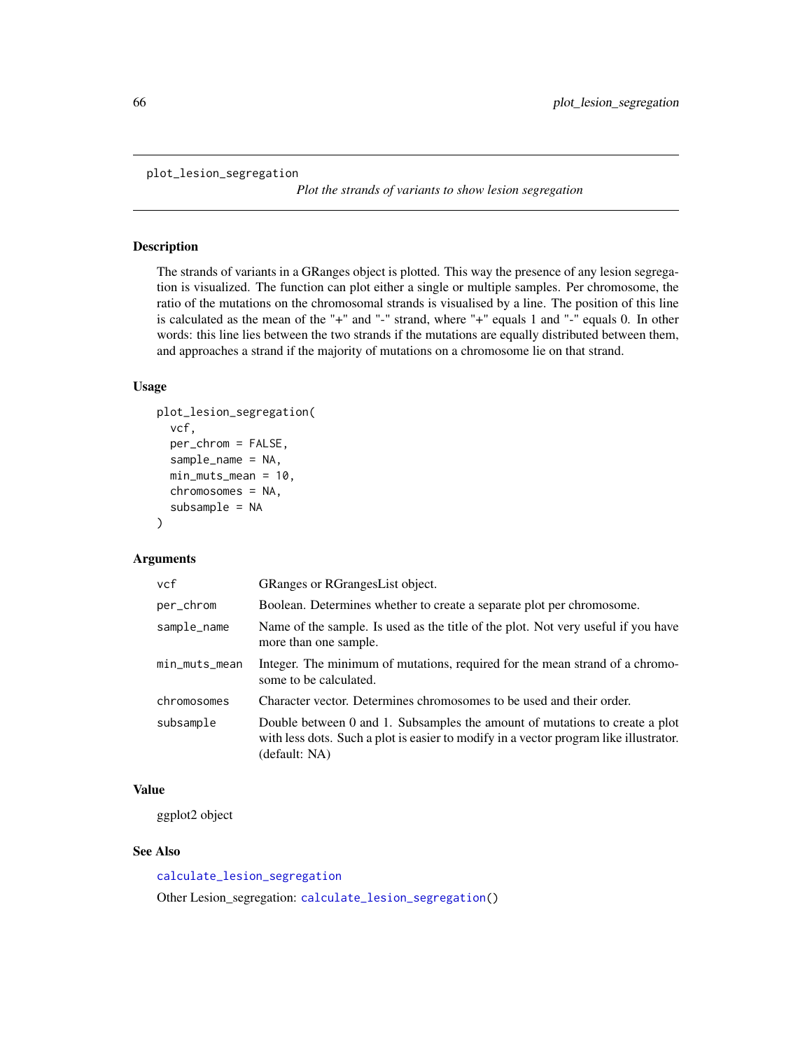`plot_lesion_segregation` *Plot the strands of variants to show lesion segregation*

## Description

The strands of variants in a GRanges object is plotted. This way the presence of any lesion segregation is visualized. The function can plot either a single or multiple samples. Per chromosome, the ratio of the mutations on the chromosomal strands is visualised by a line. The position of this line is calculated as the mean of the "+" and "-" strand, where "+" equals 1 and "-" equals 0. In other words: this line lies between the two strands if the mutations are equally distributed between them, and approaches a strand if the majority of mutations on a chromosome lie on that strand.

## Usage

```
plot_lesion_segregation(
  vcf,
  per_chrom = FALSE,
  sample_name = NA,
  min_muts_mean = 10,
  chromosomes = NA,
  subsample = NA
)
```

## Arguments

| | |
|---|---|
| `vcf` | GRanges or RGrangesList object. |
| `per_chrom` | Boolean. Determines whether to create a separate plot per chromosome. |
| `sample_name` | Name of the sample. Is used as the title of the plot. Not very useful if you have more than one sample. |
| `min_muts_mean` | Integer. The minimum of mutations, required for the mean strand of a chromosome to be calculated. |
| `chromosomes` | Character vector. Determines chromosomes to be used and their order. |
| `subsample` | Double between 0 and 1. Subsamples the amount of mutations to create a plot with less dots. Such a plot is easier to modify in a vector program like illustrator. (default: NA) |

## Value

ggplot2 object

## See Also

`calculate_lesion_segregation`

Other Lesion_segregation: `calculate_lesion_segregation()`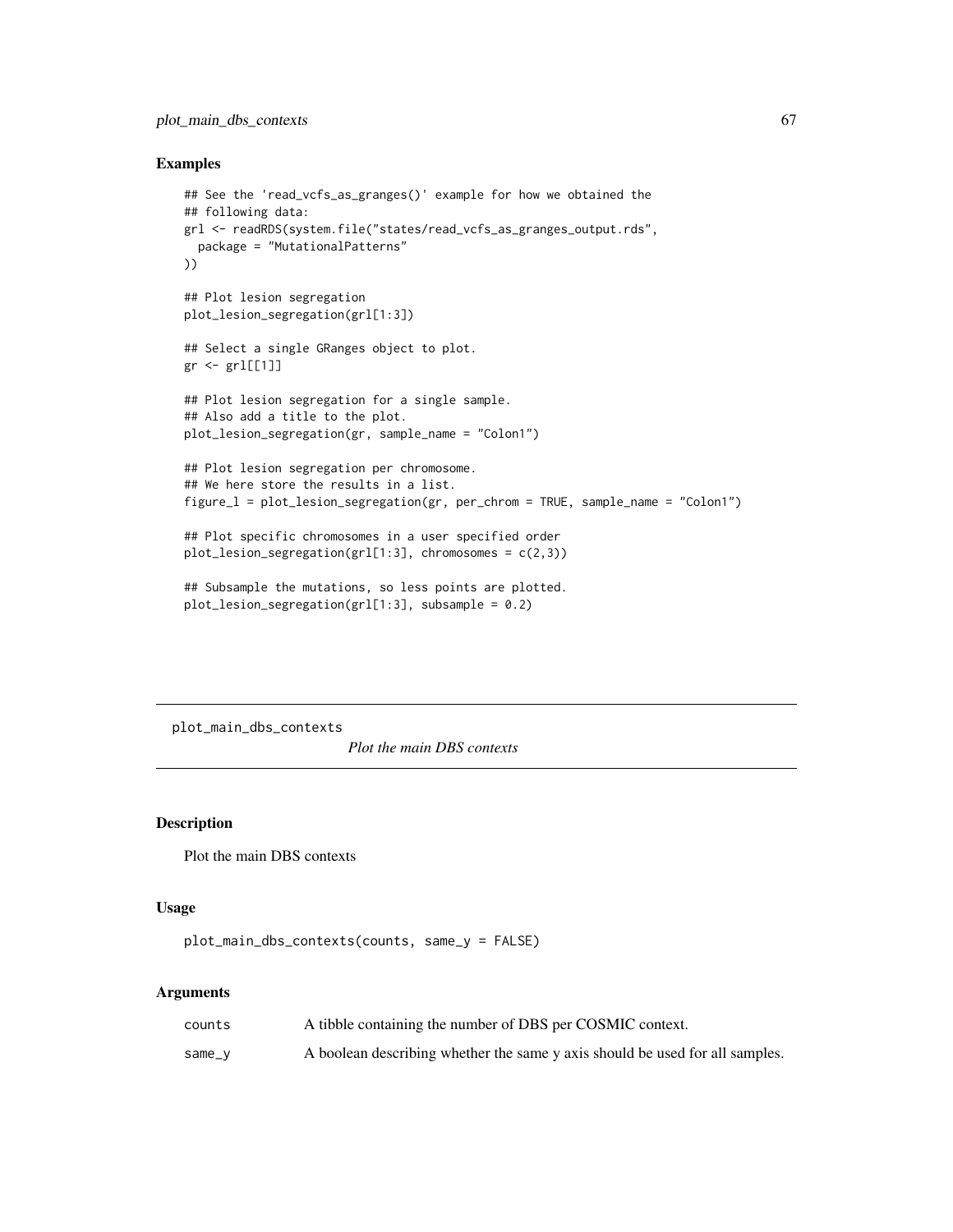## Examples

```
## See the 'read_vcfs_as_granges()' example for how we obtained the
## following data:
grl <- readRDS(system.file("states/read_vcfs_as_granges_output.rds",
  package = "MutationalPatterns"
))

## Plot lesion segregation
plot_lesion_segregation(grl[1:3])

## Select a single GRanges object to plot.
gr <- grl[[1]]

## Plot lesion segregation for a single sample.
## Also add a title to the plot.
plot_lesion_segregation(gr, sample_name = "Colon1")

## Plot lesion segregation per chromosome.
## We here store the results in a list.
figure_l = plot_lesion_segregation(gr, per_chrom = TRUE, sample_name = "Colon1")

## Plot specific chromosomes in a user specified order
plot_lesion_segregation(grl[1:3], chromosomes = c(2,3))

## Subsample the mutations, so less points are plotted.
plot_lesion_segregation(grl[1:3], subsample = 0.2)
```

---

# plot_main_dbs_contexts

*Plot the main DBS contexts*

---

## Description

Plot the main DBS contexts

## Usage

```
plot_main_dbs_contexts(counts, same_y = FALSE)
```

## Arguments

| | |
|---|---|
| counts | A tibble containing the number of DBS per COSMIC context. |
| same_y | A boolean describing whether the same y axis should be used for all samples. |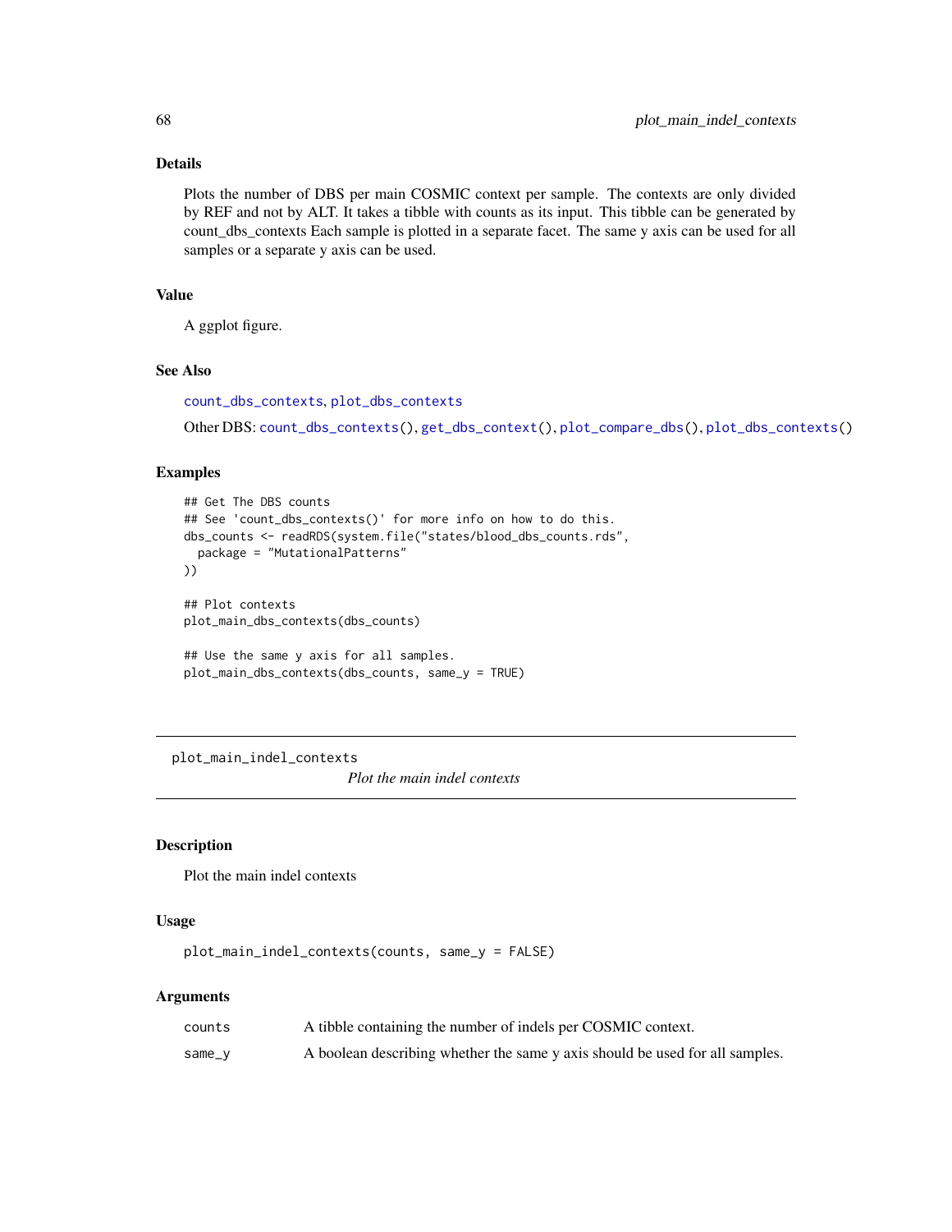### Details

Plots the number of DBS per main COSMIC context per sample. The contexts are only divided by REF and not by ALT. It takes a tibble with counts as its input. This tibble can be generated by count_dbs_contexts Each sample is plotted in a separate facet. The same y axis can be used for all samples or a separate y axis can be used.

### Value

A ggplot figure.

### See Also

count_dbs_contexts, plot_dbs_contexts

Other DBS: count_dbs_contexts(), get_dbs_context(), plot_compare_dbs(), plot_dbs_contexts()

### Examples

```
## Get The DBS counts
## See 'count_dbs_contexts()' for more info on how to do this.
dbs_counts <- readRDS(system.file("states/blood_dbs_counts.rds",
  package = "MutationalPatterns"
))

## Plot contexts
plot_main_dbs_contexts(dbs_counts)

## Use the same y axis for all samples.
plot_main_dbs_contexts(dbs_counts, same_y = TRUE)
```

---

## plot_main_indel_contexts

*Plot the main indel contexts*

---

### Description

Plot the main indel contexts

### Usage

```
plot_main_indel_contexts(counts, same_y = FALSE)
```

### Arguments

| | |
|---|---|
| counts | A tibble containing the number of indels per COSMIC context. |
| same_y | A boolean describing whether the same y axis should be used for all samples. |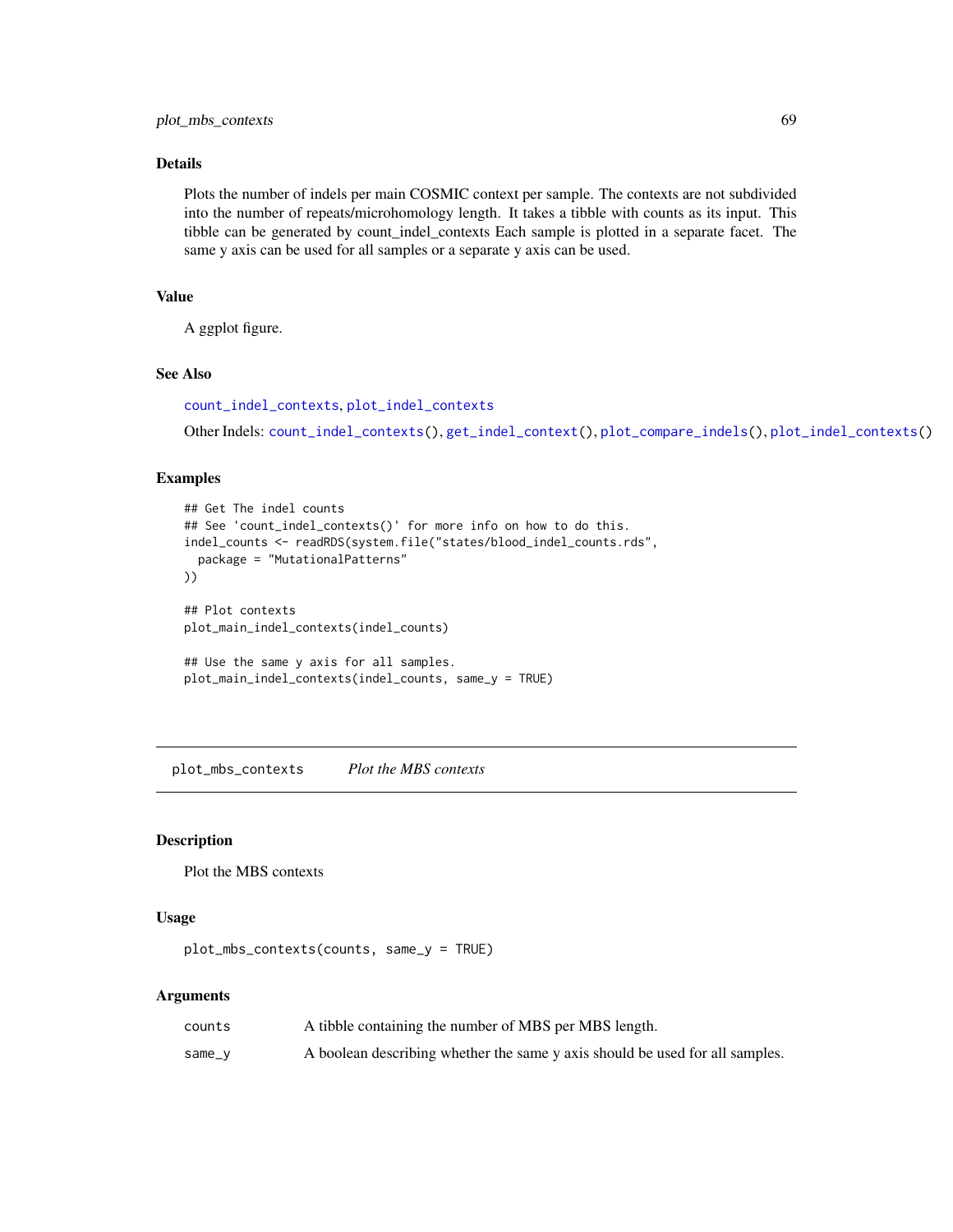### Details

Plots the number of indels per main COSMIC context per sample. The contexts are not subdivided into the number of repeats/microhomology length. It takes a tibble with counts as its input. This tibble can be generated by count_indel_contexts Each sample is plotted in a separate facet. The same y axis can be used for all samples or a separate y axis can be used.

### Value

A ggplot figure.

### See Also

count_indel_contexts, plot_indel_contexts

Other Indels: count_indel_contexts(), get_indel_context(), plot_compare_indels(), plot_indel_contexts()

### Examples

```
## Get The indel counts
## See 'count_indel_contexts()' for more info on how to do this.
indel_counts <- readRDS(system.file("states/blood_indel_counts.rds",
  package = "MutationalPatterns"
))

## Plot contexts
plot_main_indel_contexts(indel_counts)

## Use the same y axis for all samples.
plot_main_indel_contexts(indel_counts, same_y = TRUE)
```

---

## plot_mbs_contexts    *Plot the MBS contexts*

### Description

Plot the MBS contexts

### Usage

```
plot_mbs_contexts(counts, same_y = TRUE)
```

### Arguments

| | |
|---|---|
| counts | A tibble containing the number of MBS per MBS length. |
| same_y | A boolean describing whether the same y axis should be used for all samples. |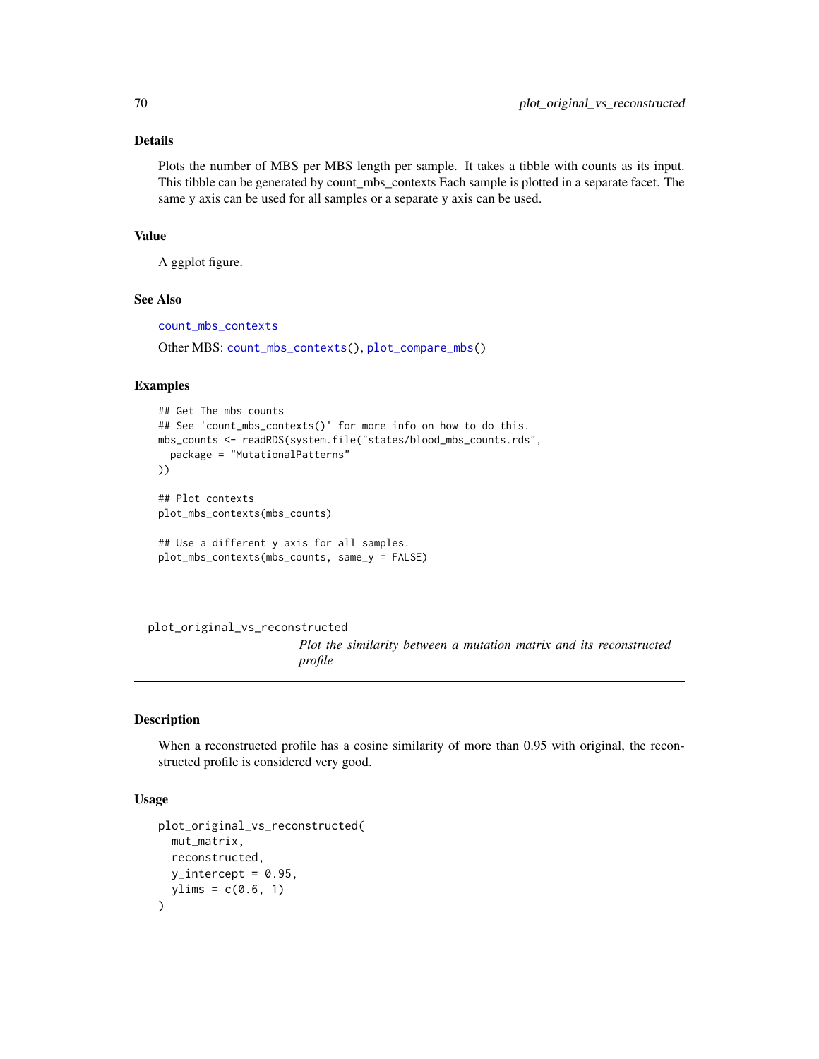### Details

Plots the number of MBS per MBS length per sample. It takes a tibble with counts as its input. This tibble can be generated by count_mbs_contexts Each sample is plotted in a separate facet. The same y axis can be used for all samples or a separate y axis can be used.

### Value

A ggplot figure.

### See Also

count_mbs_contexts

Other MBS: count_mbs_contexts(), plot_compare_mbs()

### Examples

```
## Get The mbs counts
## See 'count_mbs_contexts()' for more info on how to do this.
mbs_counts <- readRDS(system.file("states/blood_mbs_counts.rds",
  package = "MutationalPatterns"
))

## Plot contexts
plot_mbs_contexts(mbs_counts)

## Use a different y axis for all samples.
plot_mbs_contexts(mbs_counts, same_y = FALSE)
```

---

## plot_original_vs_reconstructed

*Plot the similarity between a mutation matrix and its reconstructed profile*

---

### Description

When a reconstructed profile has a cosine similarity of more than 0.95 with original, the reconstructed profile is considered very good.

### Usage

```
plot_original_vs_reconstructed(
  mut_matrix,
  reconstructed,
  y_intercept = 0.95,
  ylims = c(0.6, 1)
)
```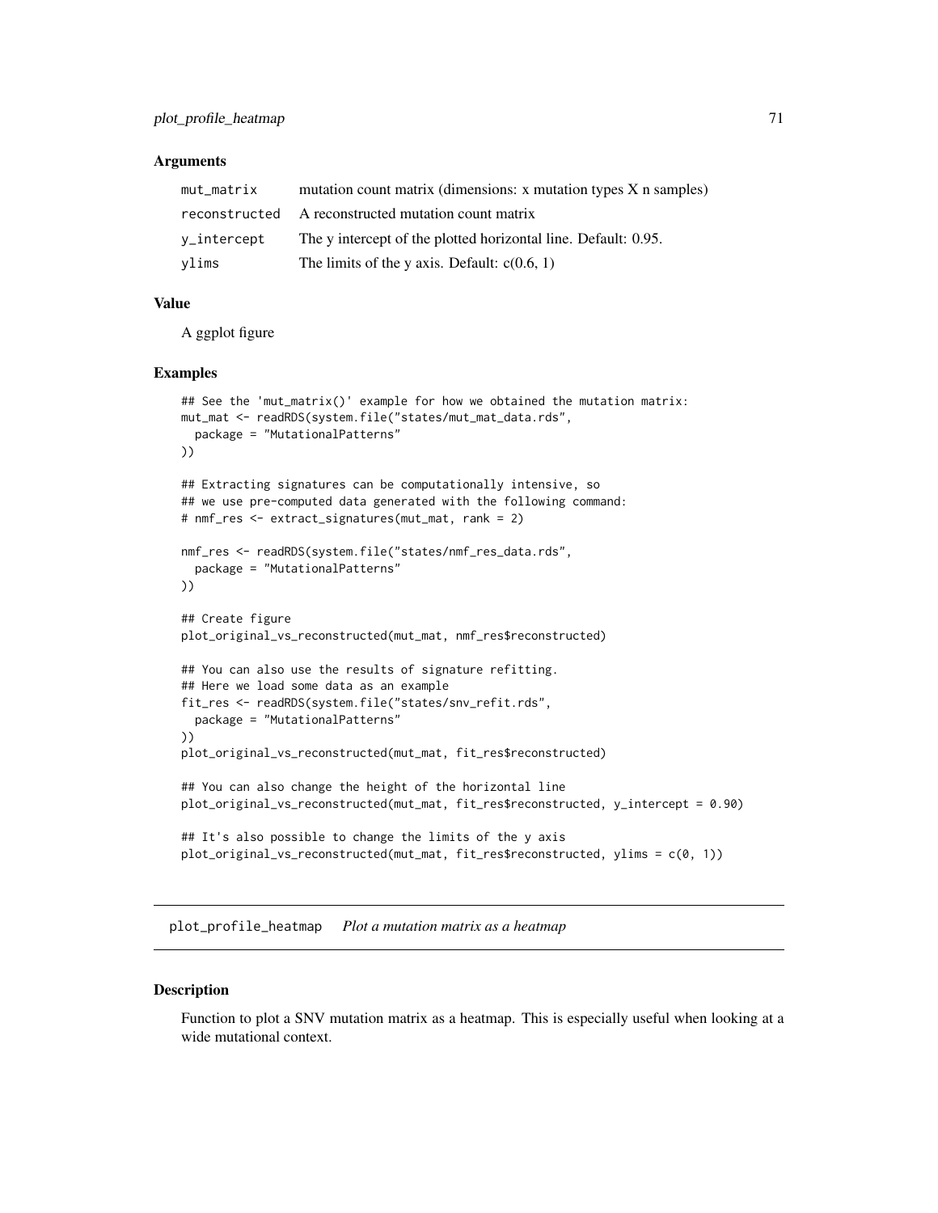### Arguments

| | |
|---|---|
| mut_matrix | mutation count matrix (dimensions: x mutation types X n samples) |
| reconstructed | A reconstructed mutation count matrix |
| y_intercept | The y intercept of the plotted horizontal line. Default: 0.95. |
| ylims | The limits of the y axis. Default: c(0.6, 1) |

### Value

A ggplot figure

### Examples

```
## See the 'mut_matrix()' example for how we obtained the mutation matrix:
mut_mat <- readRDS(system.file("states/mut_mat_data.rds",
  package = "MutationalPatterns"
))

## Extracting signatures can be computationally intensive, so
## we use pre-computed data generated with the following command:
# nmf_res <- extract_signatures(mut_mat, rank = 2)

nmf_res <- readRDS(system.file("states/nmf_res_data.rds",
  package = "MutationalPatterns"
))

## Create figure
plot_original_vs_reconstructed(mut_mat, nmf_res$reconstructed)

## You can also use the results of signature refitting.
## Here we load some data as an example
fit_res <- readRDS(system.file("states/snv_refit.rds",
  package = "MutationalPatterns"
))
plot_original_vs_reconstructed(mut_mat, fit_res$reconstructed)

## You can also change the height of the horizontal line
plot_original_vs_reconstructed(mut_mat, fit_res$reconstructed, y_intercept = 0.90)

## It's also possible to change the limits of the y axis
plot_original_vs_reconstructed(mut_mat, fit_res$reconstructed, ylims = c(0, 1))
```

---

## plot_profile_heatmap    *Plot a mutation matrix as a heatmap*

---

### Description

Function to plot a SNV mutation matrix as a heatmap. This is especially useful when looking at a wide mutational context.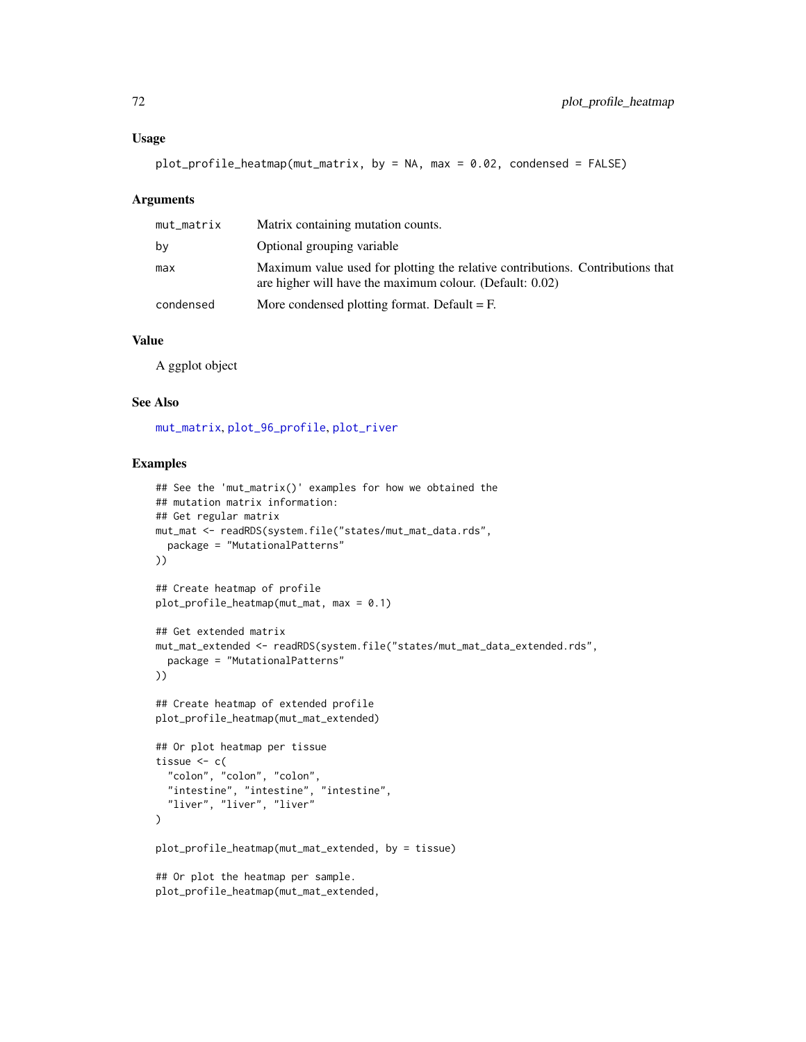## Usage

```
plot_profile_heatmap(mut_matrix, by = NA, max = 0.02, condensed = FALSE)
```

## Arguments

| | |
|---|---|
| mut_matrix | Matrix containing mutation counts. |
| by | Optional grouping variable |
| max | Maximum value used for plotting the relative contributions. Contributions that are higher will have the maximum colour. (Default: 0.02) |
| condensed | More condensed plotting format. Default = F. |

## Value

A ggplot object

## See Also

mut_matrix, plot_96_profile, plot_river

## Examples

```
## See the 'mut_matrix()' examples for how we obtained the
## mutation matrix information:
## Get regular matrix
mut_mat <- readRDS(system.file("states/mut_mat_data.rds",
  package = "MutationalPatterns"
))

## Create heatmap of profile
plot_profile_heatmap(mut_mat, max = 0.1)

## Get extended matrix
mut_mat_extended <- readRDS(system.file("states/mut_mat_data_extended.rds",
  package = "MutationalPatterns"
))

## Create heatmap of extended profile
plot_profile_heatmap(mut_mat_extended)

## Or plot heatmap per tissue
tissue <- c(
  "colon", "colon", "colon",
  "intestine", "intestine", "intestine",
  "liver", "liver", "liver"
)

plot_profile_heatmap(mut_mat_extended, by = tissue)

## Or plot the heatmap per sample.
plot_profile_heatmap(mut_mat_extended,
```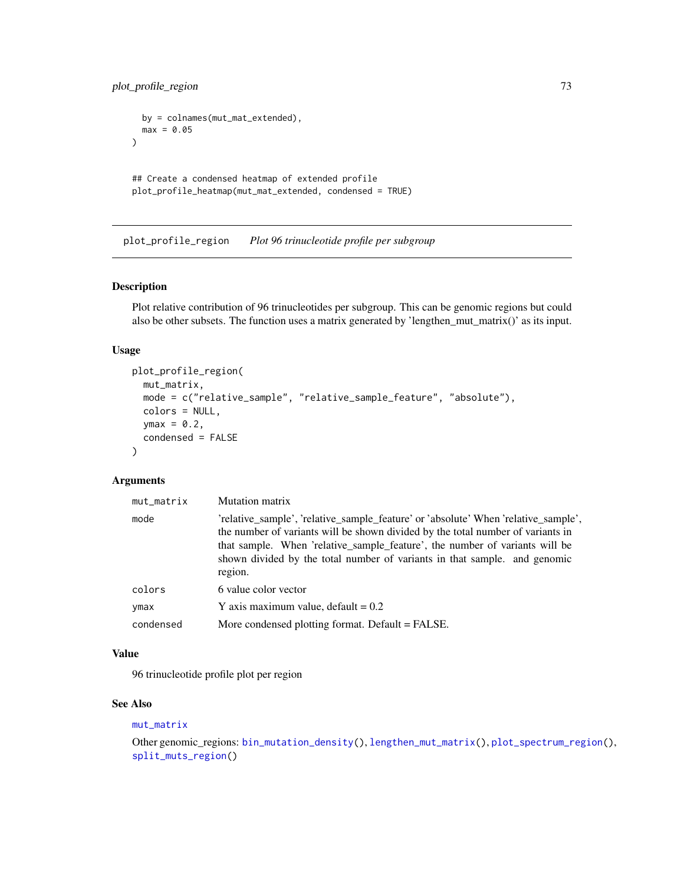```
  by = colnames(mut_mat_extended),
  max = 0.05
)

## Create a condensed heatmap of extended profile
plot_profile_heatmap(mut_mat_extended, condensed = TRUE)
```

## plot_profile_region *Plot 96 trinucleotide profile per subgroup*

### Description

Plot relative contribution of 96 trinucleotides per subgroup. This can be genomic regions but could also be other subsets. The function uses a matrix generated by 'lengthen_mut_matrix()' as its input.

### Usage

```
plot_profile_region(
  mut_matrix,
  mode = c("relative_sample", "relative_sample_feature", "absolute"),
  colors = NULL,
  ymax = 0.2,
  condensed = FALSE
)
```

### Arguments

| | |
|---|---|
| `mut_matrix` | Mutation matrix |
| `mode` | 'relative_sample', 'relative_sample_feature' or 'absolute' When 'relative_sample', the number of variants will be shown divided by the total number of variants in that sample. When 'relative_sample_feature', the number of variants will be shown divided by the total number of variants in that sample. and genomic region. |
| `colors` | 6 value color vector |
| `ymax` | Y axis maximum value, default = 0.2 |
| `condensed` | More condensed plotting format. Default = FALSE. |

### Value

96 trinucleotide profile plot per region

### See Also

`mut_matrix`

Other genomic_regions: `bin_mutation_density()`, `lengthen_mut_matrix()`, `plot_spectrum_region()`, `split_muts_region()`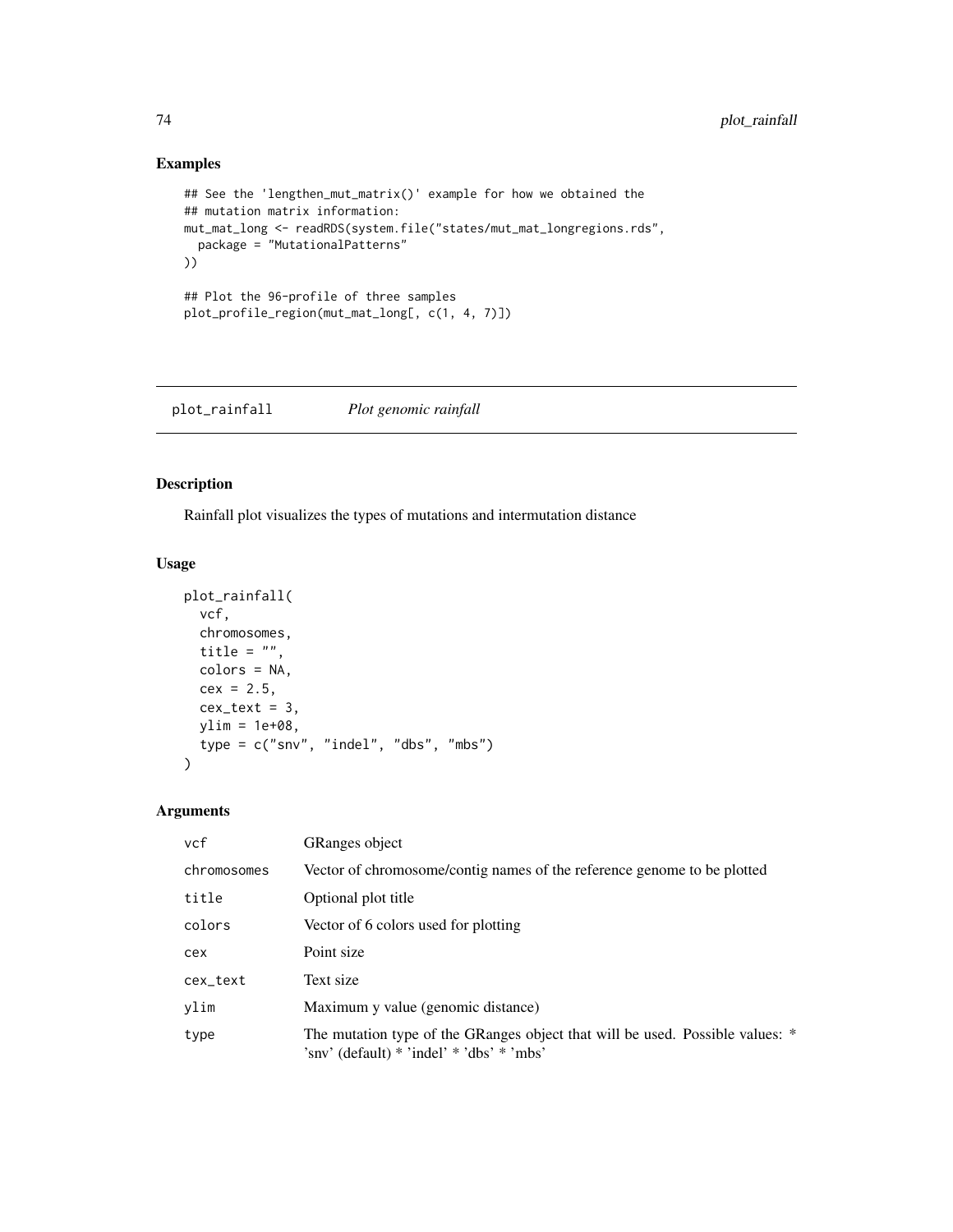## Examples

```
## See the 'lengthen_mut_matrix()' example for how we obtained the
## mutation matrix information:
mut_mat_long <- readRDS(system.file("states/mut_mat_longregions.rds",
  package = "MutationalPatterns"
))

## Plot the 96-profile of three samples
plot_profile_region(mut_mat_long[, c(1, 4, 7)])
```

---

# plot_rainfall *Plot genomic rainfall*

---

## Description

Rainfall plot visualizes the types of mutations and intermutation distance

## Usage

```
plot_rainfall(
  vcf,
  chromosomes,
  title = "",
  colors = NA,
  cex = 2.5,
  cex_text = 3,
  ylim = 1e+08,
  type = c("snv", "indel", "dbs", "mbs")
)
```

## Arguments

| | |
|---|---|
| vcf | GRanges object |
| chromosomes | Vector of chromosome/contig names of the reference genome to be plotted |
| title | Optional plot title |
| colors | Vector of 6 colors used for plotting |
| cex | Point size |
| cex_text | Text size |
| ylim | Maximum y value (genomic distance) |
| type | The mutation type of the GRanges object that will be used. Possible values: * 'snv' (default) * 'indel' * 'dbs' * 'mbs' |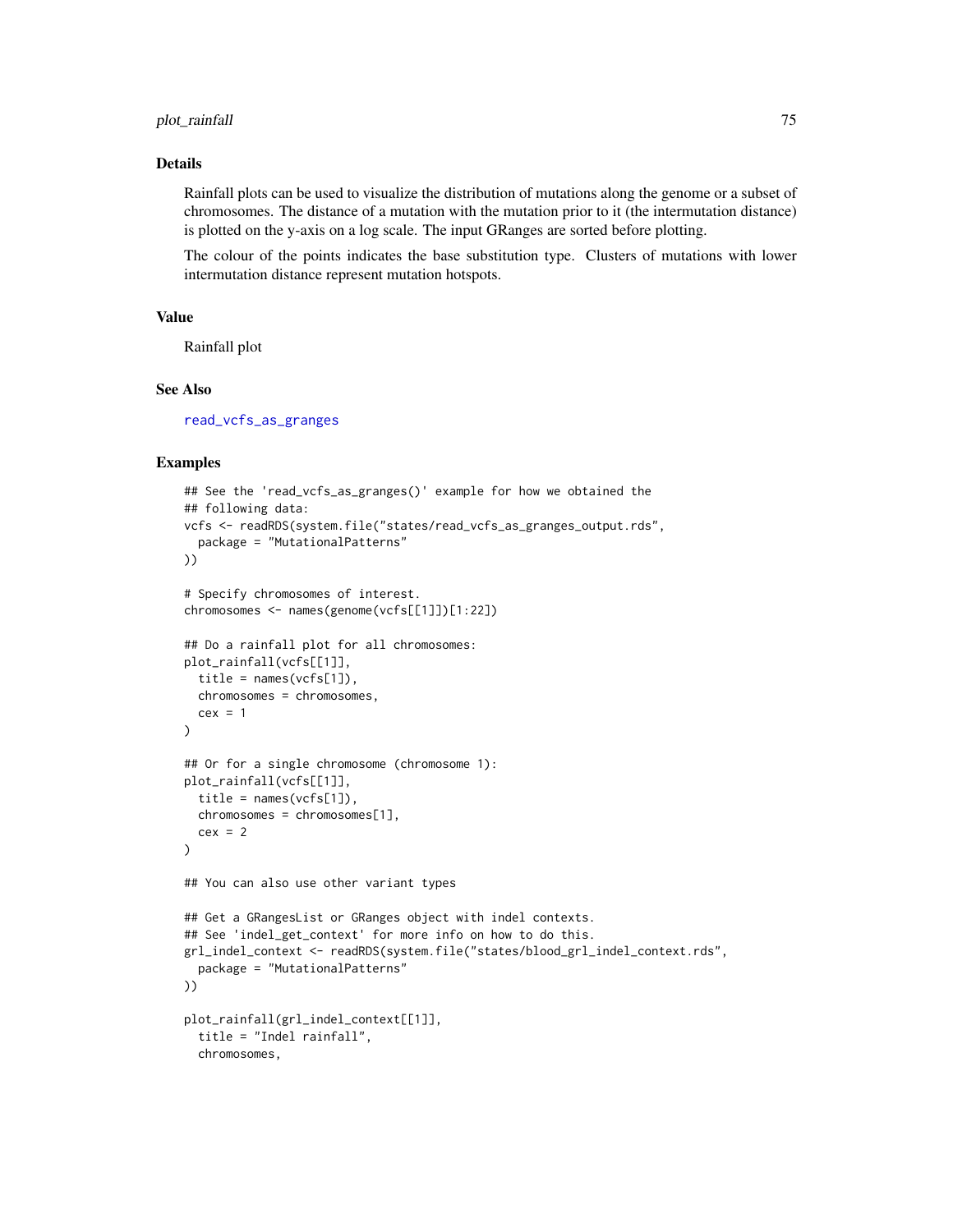## Details

Rainfall plots can be used to visualize the distribution of mutations along the genome or a subset of chromosomes. The distance of a mutation with the mutation prior to it (the intermutation distance) is plotted on the y-axis on a log scale. The input GRanges are sorted before plotting.

The colour of the points indicates the base substitution type. Clusters of mutations with lower intermutation distance represent mutation hotspots.

## Value

Rainfall plot

## See Also

read_vcfs_as_granges

## Examples

```
## See the 'read_vcfs_as_granges()' example for how we obtained the
## following data:
vcfs <- readRDS(system.file("states/read_vcfs_as_granges_output.rds",
  package = "MutationalPatterns"
))

# Specify chromosomes of interest.
chromosomes <- names(genome(vcfs[[1]])[1:22])

## Do a rainfall plot for all chromosomes:
plot_rainfall(vcfs[[1]],
  title = names(vcfs[1]),
  chromosomes = chromosomes,
  cex = 1
)

## Or for a single chromosome (chromosome 1):
plot_rainfall(vcfs[[1]],
  title = names(vcfs[1]),
  chromosomes = chromosomes[1],
  cex = 2
)

## You can also use other variant types

## Get a GRangesList or GRanges object with indel contexts.
## See 'indel_get_context' for more info on how to do this.
grl_indel_context <- readRDS(system.file("states/blood_grl_indel_context.rds",
  package = "MutationalPatterns"
))

plot_rainfall(grl_indel_context[[1]],
  title = "Indel rainfall",
  chromosomes,
```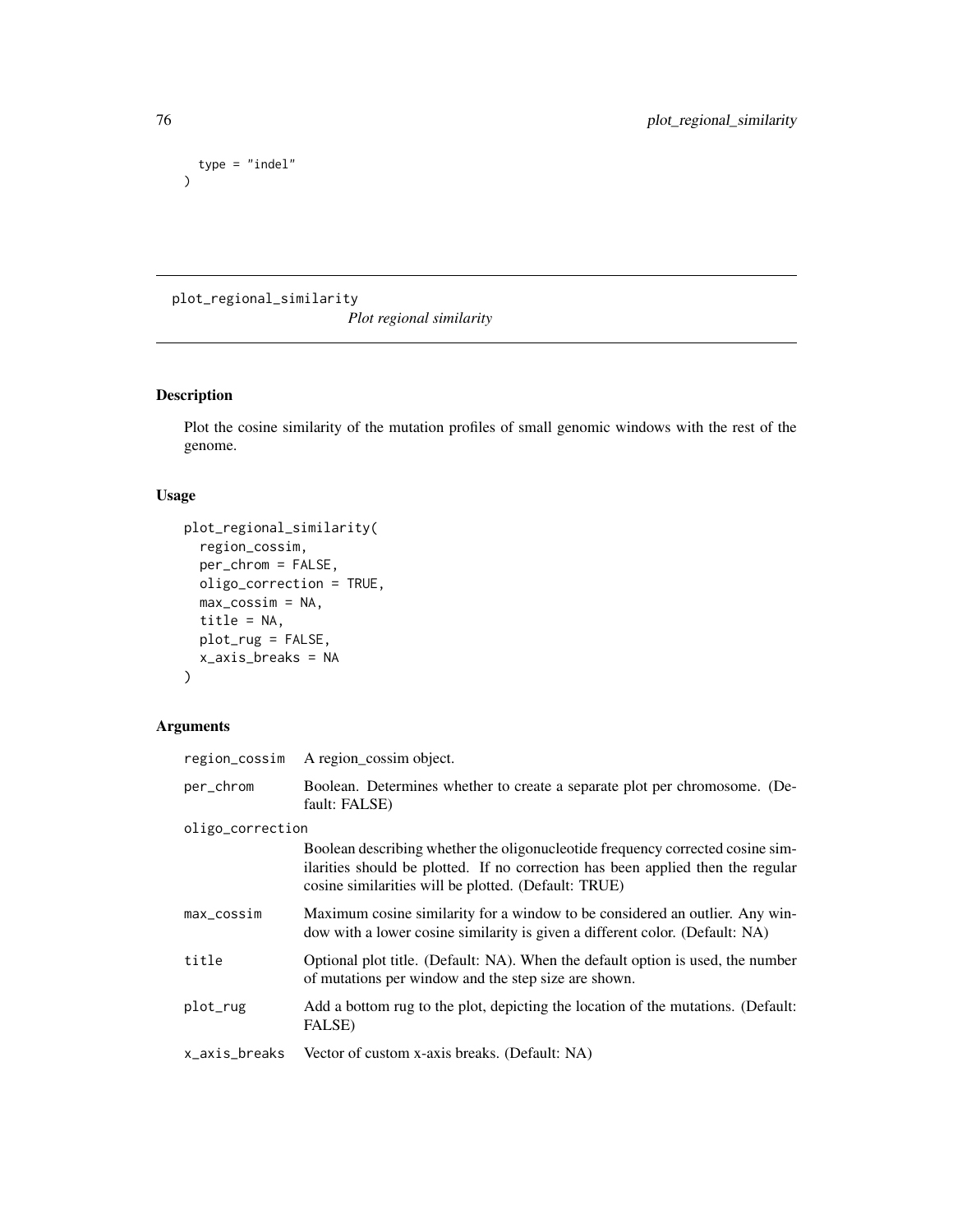```
  type = "indel"
)
```

---

## plot_regional_similarity

*Plot regional similarity*

---

### Description

Plot the cosine similarity of the mutation profiles of small genomic windows with the rest of the genome.

### Usage

```
plot_regional_similarity(
  region_cossim,
  per_chrom = FALSE,
  oligo_correction = TRUE,
  max_cossim = NA,
  title = NA,
  plot_rug = FALSE,
  x_axis_breaks = NA
)
```

### Arguments

| Argument | Description |
|---|---|
| region_cossim | A region_cossim object. |
| per_chrom | Boolean. Determines whether to create a separate plot per chromosome. (Default: FALSE) |
| oligo_correction | Boolean describing whether the oligonucleotide frequency corrected cosine similarities should be plotted. If no correction has been applied then the regular cosine similarities will be plotted. (Default: TRUE) |
| max_cossim | Maximum cosine similarity for a window to be considered an outlier. Any window with a lower cosine similarity is given a different color. (Default: NA) |
| title | Optional plot title. (Default: NA). When the default option is used, the number of mutations per window and the step size are shown. |
| plot_rug | Add a bottom rug to the plot, depicting the location of the mutations. (Default: FALSE) |
| x_axis_breaks | Vector of custom x-axis breaks. (Default: NA) |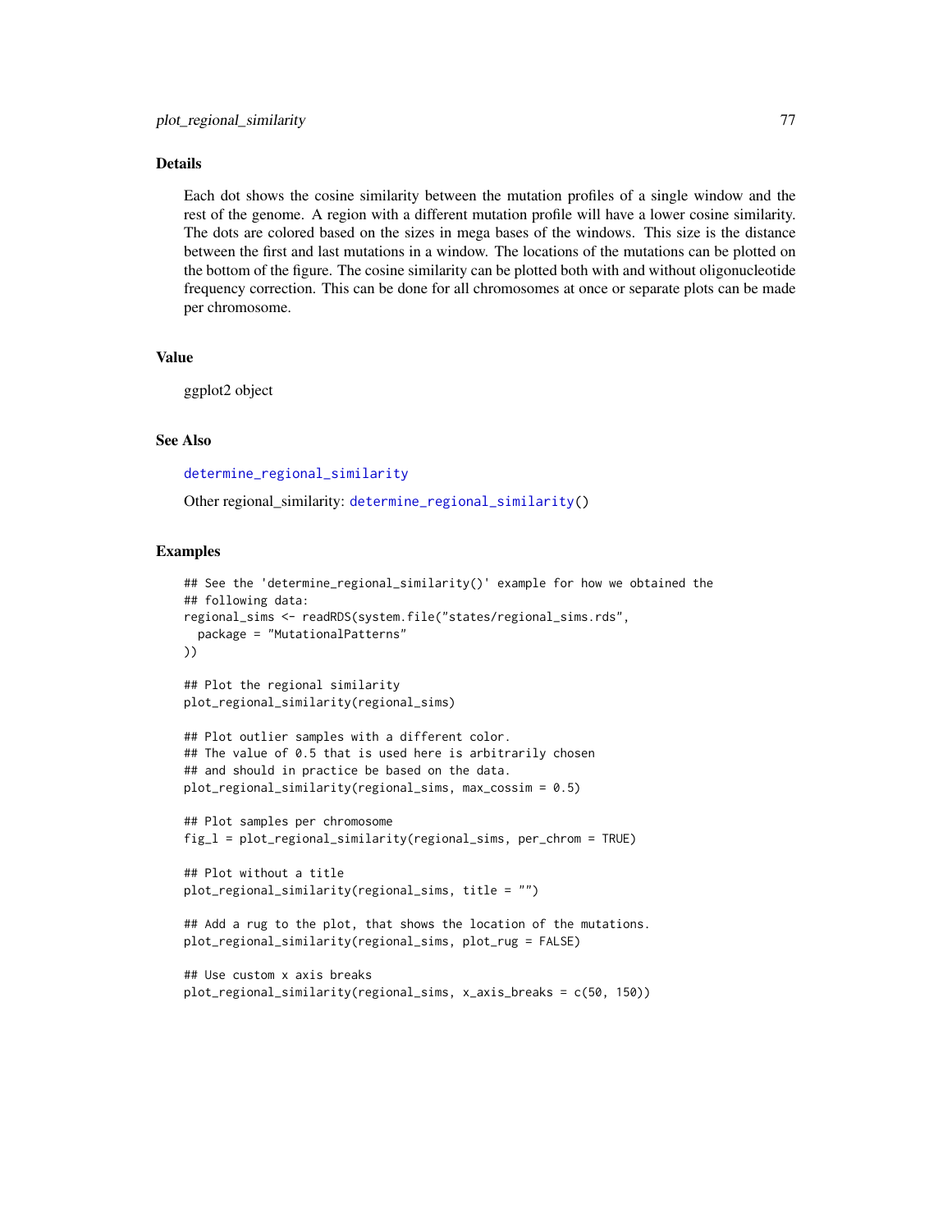## Details

Each dot shows the cosine similarity between the mutation profiles of a single window and the rest of the genome. A region with a different mutation profile will have a lower cosine similarity. The dots are colored based on the sizes in mega bases of the windows. This size is the distance between the first and last mutations in a window. The locations of the mutations can be plotted on the bottom of the figure. The cosine similarity can be plotted both with and without oligonucleotide frequency correction. This can be done for all chromosomes at once or separate plots can be made per chromosome.

## Value

ggplot2 object

## See Also

determine_regional_similarity

Other regional_similarity: determine_regional_similarity()

## Examples

```
## See the 'determine_regional_similarity()' example for how we obtained the
## following data:
regional_sims <- readRDS(system.file("states/regional_sims.rds",
  package = "MutationalPatterns"
))

## Plot the regional similarity
plot_regional_similarity(regional_sims)

## Plot outlier samples with a different color.
## The value of 0.5 that is used here is arbitrarily chosen
## and should in practice be based on the data.
plot_regional_similarity(regional_sims, max_cossim = 0.5)

## Plot samples per chromosome
fig_l = plot_regional_similarity(regional_sims, per_chrom = TRUE)

## Plot without a title
plot_regional_similarity(regional_sims, title = "")

## Add a rug to the plot, that shows the location of the mutations.
plot_regional_similarity(regional_sims, plot_rug = FALSE)

## Use custom x axis breaks
plot_regional_similarity(regional_sims, x_axis_breaks = c(50, 150))
```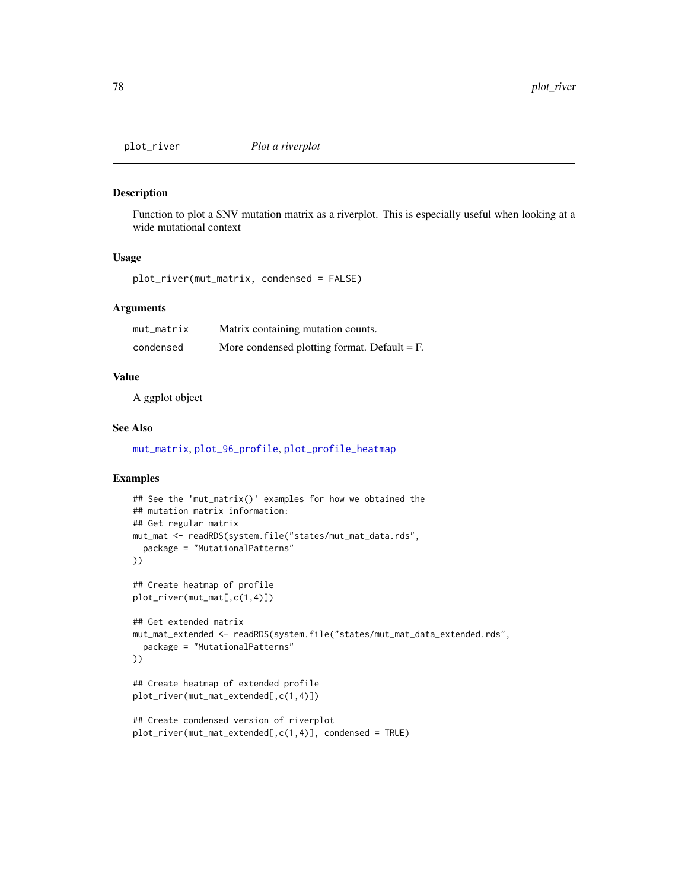plot_river *Plot a riverplot*

## Description

Function to plot a SNV mutation matrix as a riverplot. This is especially useful when looking at a wide mutational context

## Usage

```
plot_river(mut_matrix, condensed = FALSE)
```

## Arguments

| | |
|---|---|
| mut_matrix | Matrix containing mutation counts. |
| condensed | More condensed plotting format. Default = F. |

## Value

A ggplot object

## See Also

mut_matrix, plot_96_profile, plot_profile_heatmap

## Examples

```
## See the 'mut_matrix()' examples for how we obtained the
## mutation matrix information:
## Get regular matrix
mut_mat <- readRDS(system.file("states/mut_mat_data.rds",
  package = "MutationalPatterns"
))

## Create heatmap of profile
plot_river(mut_mat[,c(1,4)])

## Get extended matrix
mut_mat_extended <- readRDS(system.file("states/mut_mat_data_extended.rds",
  package = "MutationalPatterns"
))

## Create heatmap of extended profile
plot_river(mut_mat_extended[,c(1,4)])

## Create condensed version of riverplot
plot_river(mut_mat_extended[,c(1,4)], condensed = TRUE)
```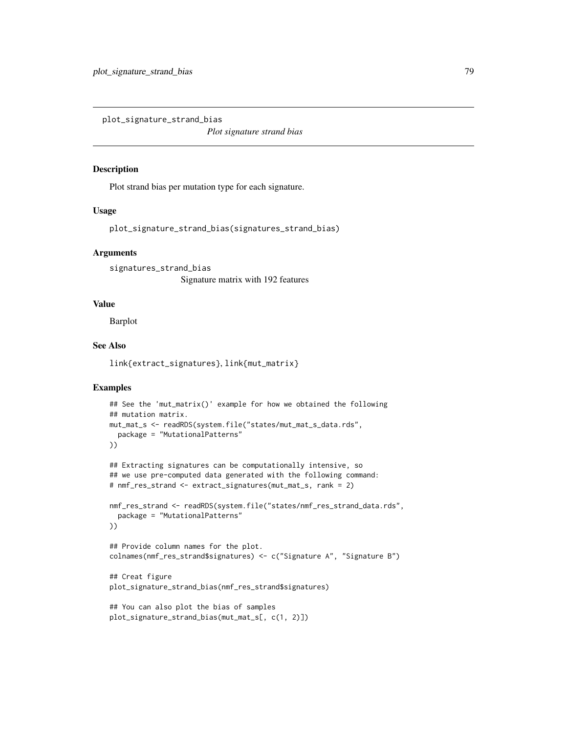plot_signature_strand_bias

*Plot signature strand bias*

## Description

Plot strand bias per mutation type for each signature.

## Usage

```
plot_signature_strand_bias(signatures_strand_bias)
```

## Arguments

signatures_strand_bias
: Signature matrix with 192 features

## Value

Barplot

## See Also

link{extract_signatures}, link{mut_matrix}

## Examples

```
## See the 'mut_matrix()' example for how we obtained the following
## mutation matrix.
mut_mat_s <- readRDS(system.file("states/mut_mat_s_data.rds",
  package = "MutationalPatterns"
))

## Extracting signatures can be computationally intensive, so
## we use pre-computed data generated with the following command:
# nmf_res_strand <- extract_signatures(mut_mat_s, rank = 2)

nmf_res_strand <- readRDS(system.file("states/nmf_res_strand_data.rds",
  package = "MutationalPatterns"
))

## Provide column names for the plot.
colnames(nmf_res_strand$signatures) <- c("Signature A", "Signature B")

## Creat figure
plot_signature_strand_bias(nmf_res_strand$signatures)

## You can also plot the bias of samples
plot_signature_strand_bias(mut_mat_s[, c(1, 2)])
```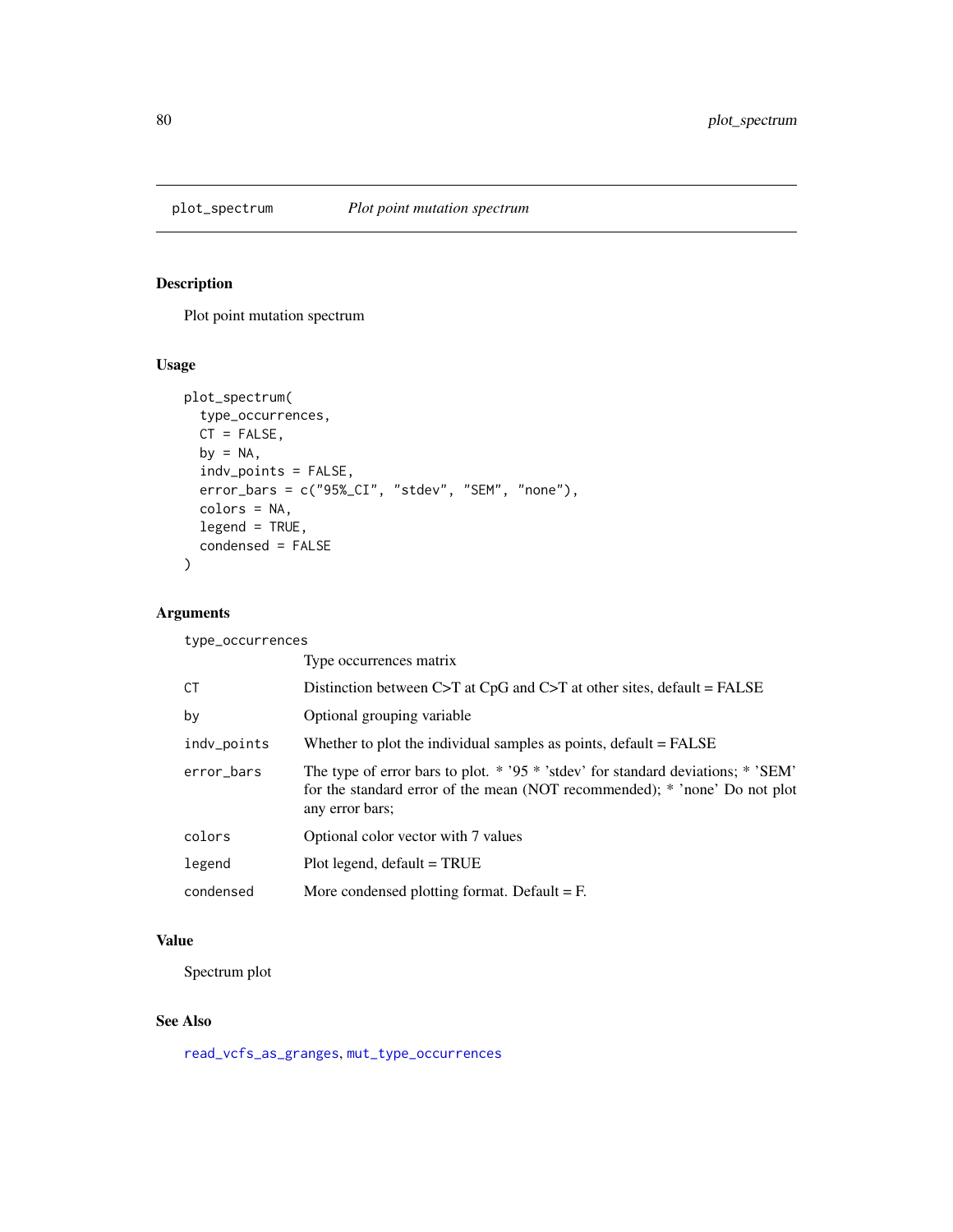# plot_spectrum *Plot point mutation spectrum*

## Description

Plot point mutation spectrum

## Usage

```
plot_spectrum(
  type_occurrences,
  CT = FALSE,
  by = NA,
  indv_points = FALSE,
  error_bars = c("95%_CI", "stdev", "SEM", "none"),
  colors = NA,
  legend = TRUE,
  condensed = FALSE
)
```

## Arguments

| | |
|---|---|
| `type_occurrences` | Type occurrences matrix |
| `CT` | Distinction between C>T at CpG and C>T at other sites, default = FALSE |
| `by` | Optional grouping variable |
| `indv_points` | Whether to plot the individual samples as points, default = FALSE |
| `error_bars` | The type of error bars to plot. * '95 * 'stdev' for standard deviations; * 'SEM' for the standard error of the mean (NOT recommended); * 'none' Do not plot any error bars; |
| `colors` | Optional color vector with 7 values |
| `legend` | Plot legend, default = TRUE |
| `condensed` | More condensed plotting format. Default = F. |

## Value

Spectrum plot

## See Also

`read_vcfs_as_granges`, `mut_type_occurrences`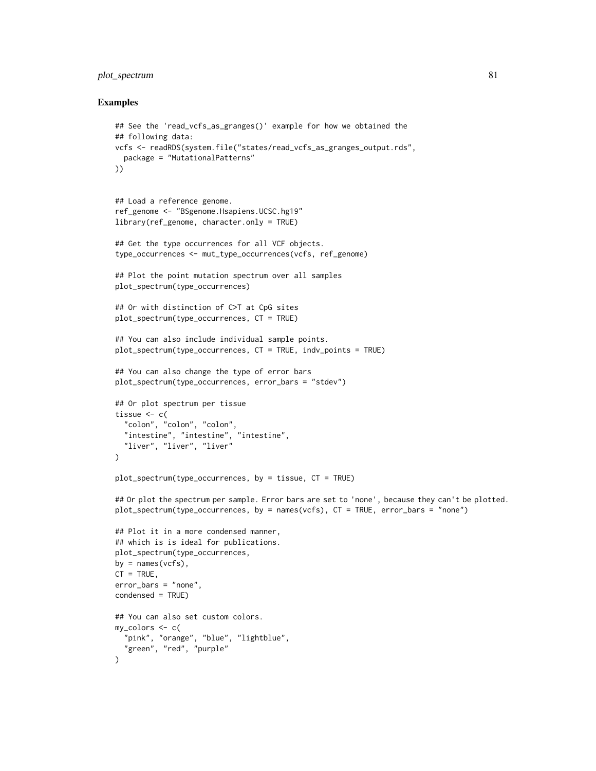## Examples

```
## See the 'read_vcfs_as_granges()' example for how we obtained the
## following data:
vcfs <- readRDS(system.file("states/read_vcfs_as_granges_output.rds",
  package = "MutationalPatterns"
))


## Load a reference genome.
ref_genome <- "BSgenome.Hsapiens.UCSC.hg19"
library(ref_genome, character.only = TRUE)

## Get the type occurrences for all VCF objects.
type_occurrences <- mut_type_occurrences(vcfs, ref_genome)

## Plot the point mutation spectrum over all samples
plot_spectrum(type_occurrences)

## Or with distinction of C>T at CpG sites
plot_spectrum(type_occurrences, CT = TRUE)

## You can also include individual sample points.
plot_spectrum(type_occurrences, CT = TRUE, indv_points = TRUE)

## You can also change the type of error bars
plot_spectrum(type_occurrences, error_bars = "stdev")

## Or plot spectrum per tissue
tissue <- c(
  "colon", "colon", "colon",
  "intestine", "intestine", "intestine",
  "liver", "liver", "liver"
)

plot_spectrum(type_occurrences, by = tissue, CT = TRUE)

## Or plot the spectrum per sample. Error bars are set to 'none', because they can't be plotted.
plot_spectrum(type_occurrences, by = names(vcfs), CT = TRUE, error_bars = "none")

## Plot it in a more condensed manner,
## which is is ideal for publications.
plot_spectrum(type_occurrences,
by = names(vcfs),
CT = TRUE,
error_bars = "none",
condensed = TRUE)

## You can also set custom colors.
my_colors <- c(
  "pink", "orange", "blue", "lightblue",
  "green", "red", "purple"
)
```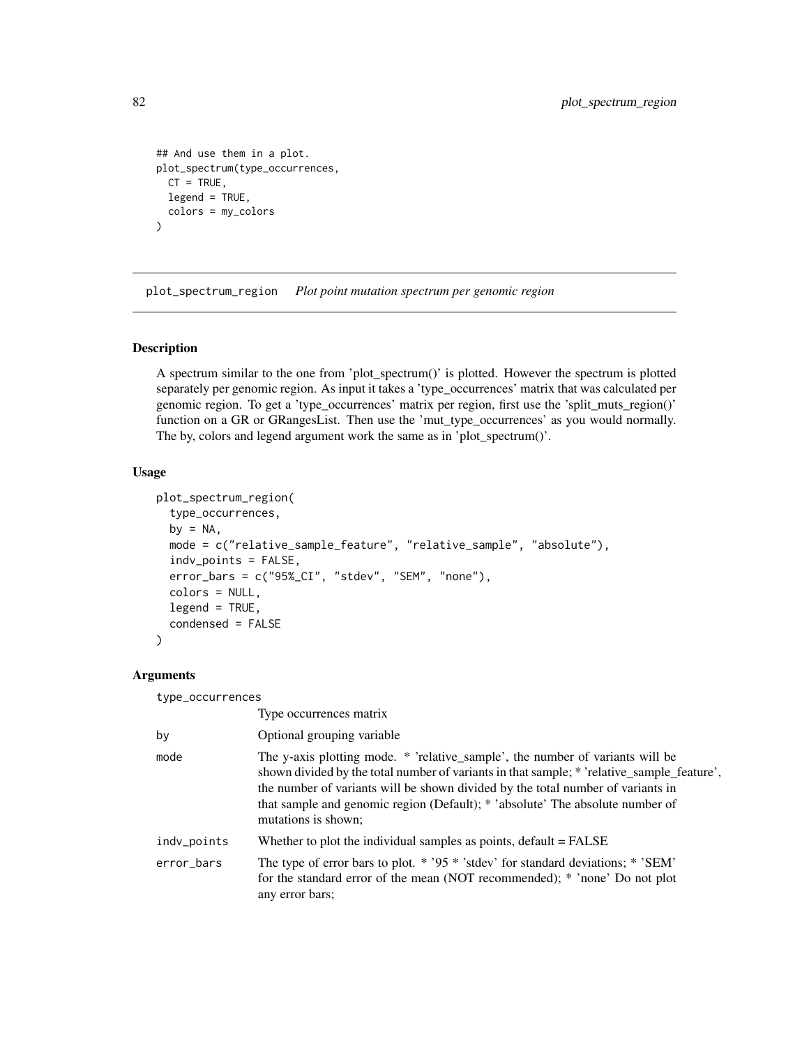```
## And use them in a plot.
plot_spectrum(type_occurrences,
  CT = TRUE,
  legend = TRUE,
  colors = my_colors
)
```

---

## plot_spectrum_region *Plot point mutation spectrum per genomic region*

---

### Description

A spectrum similar to the one from 'plot_spectrum()' is plotted. However the spectrum is plotted separately per genomic region. As input it takes a 'type_occurrences' matrix that was calculated per genomic region. To get a 'type_occurrences' matrix per region, first use the 'split_muts_region()' function on a GR or GRangesList. Then use the 'mut_type_occurrences' as you would normally. The by, colors and legend argument work the same as in 'plot_spectrum()'.

### Usage

```
plot_spectrum_region(
  type_occurrences,
  by = NA,
  mode = c("relative_sample_feature", "relative_sample", "absolute"),
  indv_points = FALSE,
  error_bars = c("95%_CI", "stdev", "SEM", "none"),
  colors = NULL,
  legend = TRUE,
  condensed = FALSE
)
```

### Arguments

| | |
|---|---|
| type_occurrences | Type occurrences matrix |
| by | Optional grouping variable |
| mode | The y-axis plotting mode. * 'relative_sample', the number of variants will be shown divided by the total number of variants in that sample; * 'relative_sample_feature', the number of variants will be shown divided by the total number of variants in that sample and genomic region (Default); * 'absolute' The absolute number of mutations is shown; |
| indv_points | Whether to plot the individual samples as points, default = FALSE |
| error_bars | The type of error bars to plot. * '95 * 'stdev' for standard deviations; * 'SEM' for the standard error of the mean (NOT recommended); * 'none' Do not plot any error bars; |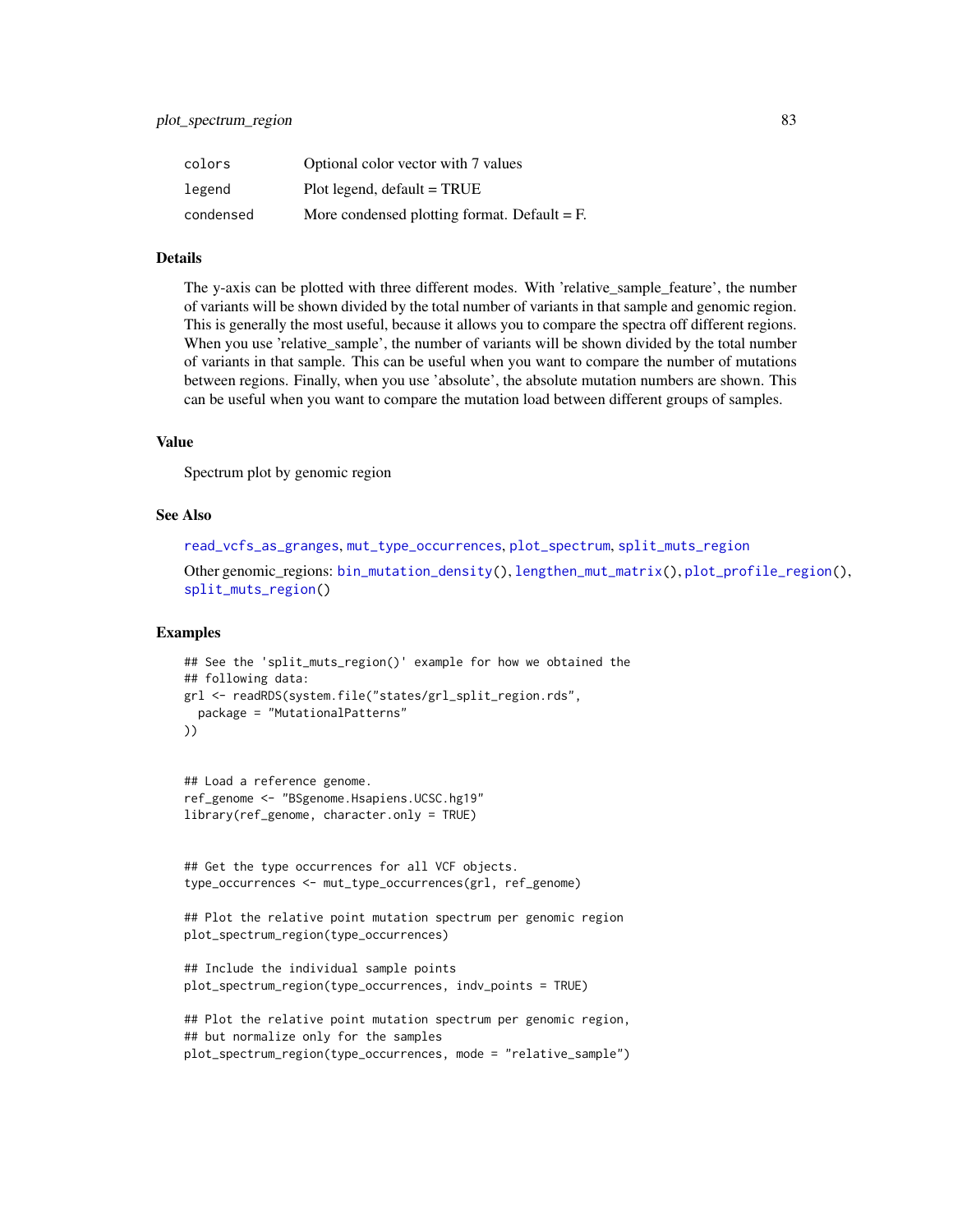| | |
|---|---|
| colors | Optional color vector with 7 values |
| legend | Plot legend, default = TRUE |
| condensed | More condensed plotting format. Default = F. |

### Details

The y-axis can be plotted with three different modes. With 'relative_sample_feature', the number of variants will be shown divided by the total number of variants in that sample and genomic region. This is generally the most useful, because it allows you to compare the spectra off different regions. When you use 'relative_sample', the number of variants will be shown divided by the total number of variants in that sample. This can be useful when you want to compare the number of mutations between regions. Finally, when you use 'absolute', the absolute mutation numbers are shown. This can be useful when you want to compare the mutation load between different groups of samples.

### Value

Spectrum plot by genomic region

### See Also

read_vcfs_as_granges, mut_type_occurrences, plot_spectrum, split_muts_region

Other genomic_regions: bin_mutation_density(), lengthen_mut_matrix(), plot_profile_region(), split_muts_region()

### Examples

```
## See the 'split_muts_region()' example for how we obtained the
## following data:
grl <- readRDS(system.file("states/grl_split_region.rds",
  package = "MutationalPatterns"
))


## Load a reference genome.
ref_genome <- "BSgenome.Hsapiens.UCSC.hg19"
library(ref_genome, character.only = TRUE)


## Get the type occurrences for all VCF objects.
type_occurrences <- mut_type_occurrences(grl, ref_genome)

## Plot the relative point mutation spectrum per genomic region
plot_spectrum_region(type_occurrences)

## Include the individual sample points
plot_spectrum_region(type_occurrences, indv_points = TRUE)

## Plot the relative point mutation spectrum per genomic region,
## but normalize only for the samples
plot_spectrum_region(type_occurrences, mode = "relative_sample")
```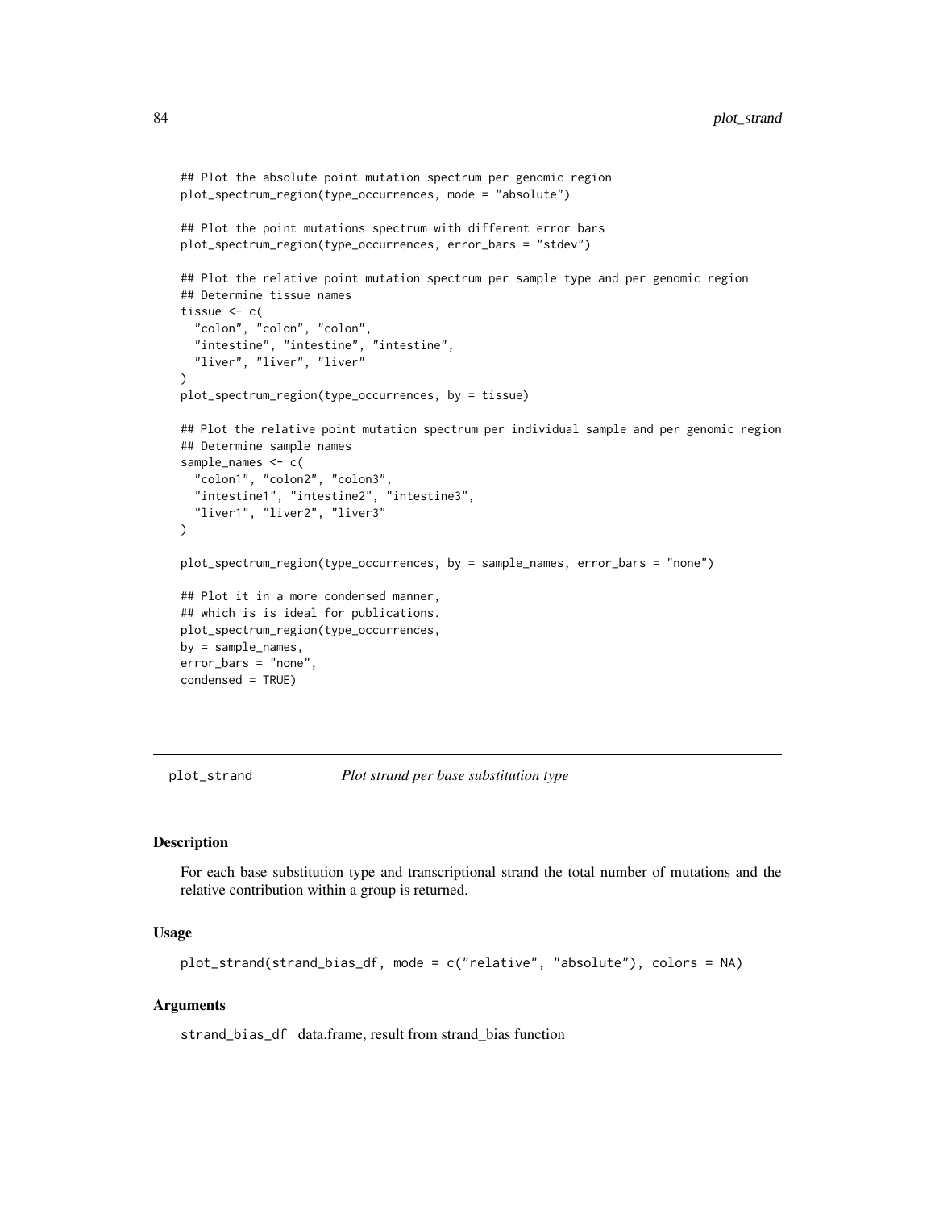```r
## Plot the absolute point mutation spectrum per genomic region
plot_spectrum_region(type_occurrences, mode = "absolute")

## Plot the point mutations spectrum with different error bars
plot_spectrum_region(type_occurrences, error_bars = "stdev")

## Plot the relative point mutation spectrum per sample type and per genomic region
## Determine tissue names
tissue <- c(
  "colon", "colon", "colon",
  "intestine", "intestine", "intestine",
  "liver", "liver", "liver"
)
plot_spectrum_region(type_occurrences, by = tissue)

## Plot the relative point mutation spectrum per individual sample and per genomic region
## Determine sample names
sample_names <- c(
  "colon1", "colon2", "colon3",
  "intestine1", "intestine2", "intestine3",
  "liver1", "liver2", "liver3"
)

plot_spectrum_region(type_occurrences, by = sample_names, error_bars = "none")

## Plot it in a more condensed manner,
## which is is ideal for publications.
plot_spectrum_region(type_occurrences,
by = sample_names,
error_bars = "none",
condensed = TRUE)
```

## plot_strand — *Plot strand per base substitution type*

### Description

For each base substitution type and transcriptional strand the total number of mutations and the relative contribution within a group is returned.

### Usage

```r
plot_strand(strand_bias_df, mode = c("relative", "absolute"), colors = NA)
```

### Arguments

`strand_bias_df` data.frame, result from strand_bias function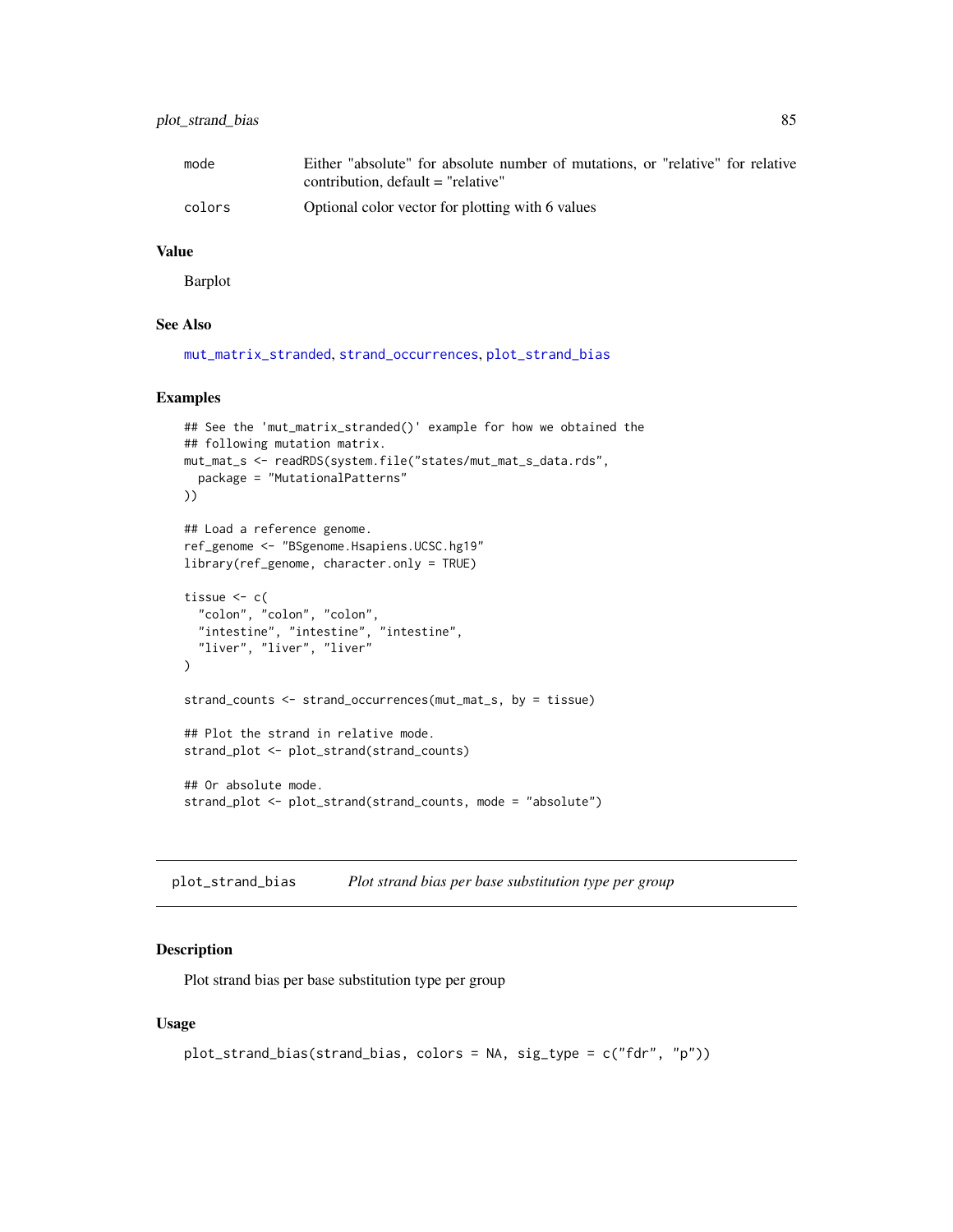| | |
|---|---|
| mode | Either "absolute" for absolute number of mutations, or "relative" for relative contribution, default = "relative" |
| colors | Optional color vector for plotting with 6 values |

### Value

Barplot

### See Also

mut_matrix_stranded, strand_occurrences, plot_strand_bias

### Examples

```
## See the 'mut_matrix_stranded()' example for how we obtained the
## following mutation matrix.
mut_mat_s <- readRDS(system.file("states/mut_mat_s_data.rds",
  package = "MutationalPatterns"
))

## Load a reference genome.
ref_genome <- "BSgenome.Hsapiens.UCSC.hg19"
library(ref_genome, character.only = TRUE)

tissue <- c(
  "colon", "colon", "colon",
  "intestine", "intestine", "intestine",
  "liver", "liver", "liver"
)

strand_counts <- strand_occurrences(mut_mat_s, by = tissue)

## Plot the strand in relative mode.
strand_plot <- plot_strand(strand_counts)

## Or absolute mode.
strand_plot <- plot_strand(strand_counts, mode = "absolute")
```

## plot_strand_bias — *Plot strand bias per base substitution type per group*

### Description

Plot strand bias per base substitution type per group

### Usage

```
plot_strand_bias(strand_bias, colors = NA, sig_type = c("fdr", "p"))
```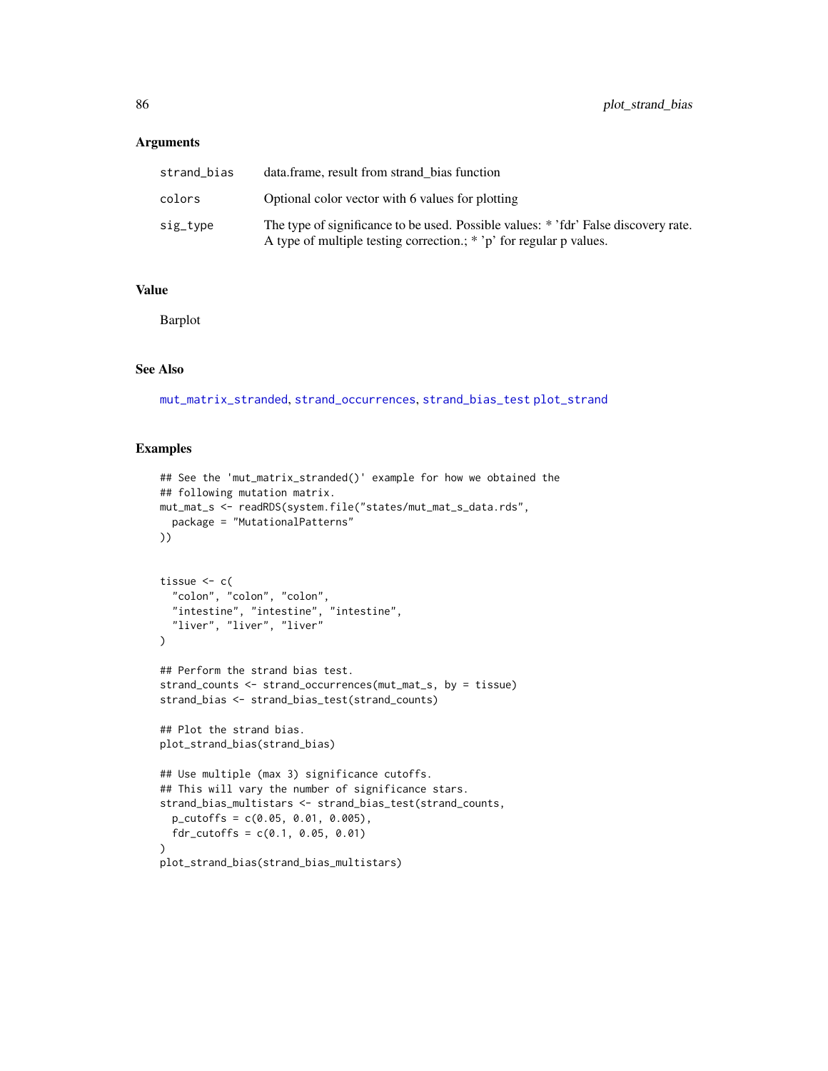### Arguments

| | |
|---|---|
| strand_bias | data.frame, result from strand_bias function |
| colors | Optional color vector with 6 values for plotting |
| sig_type | The type of significance to be used. Possible values: * 'fdr' False discovery rate. A type of multiple testing correction.; * 'p' for regular p values. |

### Value

Barplot

### See Also

mut_matrix_stranded, strand_occurrences, strand_bias_test plot_strand

### Examples

```
## See the 'mut_matrix_stranded()' example for how we obtained the
## following mutation matrix.
mut_mat_s <- readRDS(system.file("states/mut_mat_s_data.rds",
  package = "MutationalPatterns"
))


tissue <- c(
  "colon", "colon", "colon",
  "intestine", "intestine", "intestine",
  "liver", "liver", "liver"
)

## Perform the strand bias test.
strand_counts <- strand_occurrences(mut_mat_s, by = tissue)
strand_bias <- strand_bias_test(strand_counts)

## Plot the strand bias.
plot_strand_bias(strand_bias)

## Use multiple (max 3) significance cutoffs.
## This will vary the number of significance stars.
strand_bias_multistars <- strand_bias_test(strand_counts,
  p_cutoffs = c(0.05, 0.01, 0.005),
  fdr_cutoffs = c(0.1, 0.05, 0.01)
)
plot_strand_bias(strand_bias_multistars)
```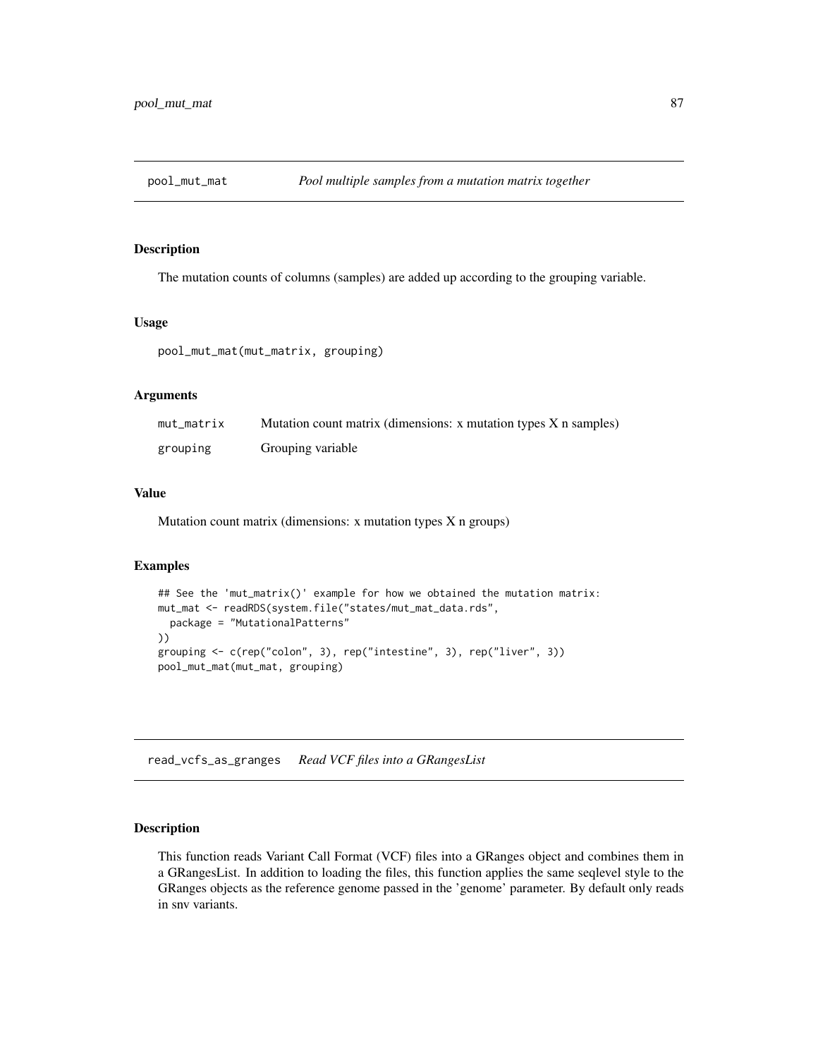## pool_mut_mat *Pool multiple samples from a mutation matrix together*

### Description

The mutation counts of columns (samples) are added up according to the grouping variable.

### Usage

```
pool_mut_mat(mut_matrix, grouping)
```

### Arguments

| | |
|---|---|
| mut_matrix | Mutation count matrix (dimensions: x mutation types X n samples) |
| grouping | Grouping variable |

### Value

Mutation count matrix (dimensions: x mutation types X n groups)

### Examples

```
## See the 'mut_matrix()' example for how we obtained the mutation matrix:
mut_mat <- readRDS(system.file("states/mut_mat_data.rds",
  package = "MutationalPatterns"
))
grouping <- c(rep("colon", 3), rep("intestine", 3), rep("liver", 3))
pool_mut_mat(mut_mat, grouping)
```

## read_vcfs_as_granges *Read VCF files into a GRangesList*

### Description

This function reads Variant Call Format (VCF) files into a GRanges object and combines them in a GRangesList. In addition to loading the files, this function applies the same seqlevel style to the GRanges objects as the reference genome passed in the 'genome' parameter. By default only reads in snv variants.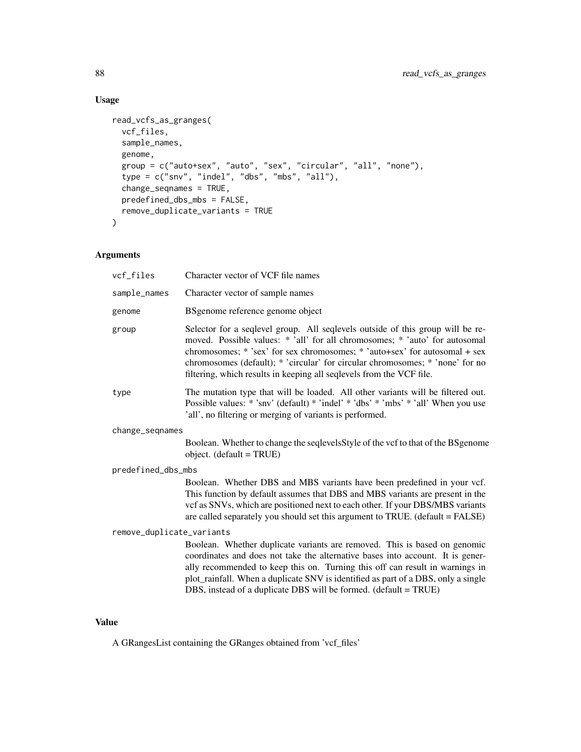## Usage

```
read_vcfs_as_granges(
  vcf_files,
  sample_names,
  genome,
  group = c("auto+sex", "auto", "sex", "circular", "all", "none"),
  type = c("snv", "indel", "dbs", "mbs", "all"),
  change_seqnames = TRUE,
  predefined_dbs_mbs = FALSE,
  remove_duplicate_variants = TRUE
)
```

## Arguments

| | |
|---|---|
| `vcf_files` | Character vector of VCF file names |
| `sample_names` | Character vector of sample names |
| `genome` | BSgenome reference genome object |
| `group` | Selector for a seqlevel group. All seqlevels outside of this group will be removed. Possible values: * 'all' for all chromosomes; * 'auto' for autosomal chromosomes; * 'sex' for sex chromosomes; * 'auto+sex' for autosomal + sex chromosomes (default); * 'circular' for circular chromosomes; * 'none' for no filtering, which results in keeping all seqlevels from the VCF file. |
| `type` | The mutation type that will be loaded. All other variants will be filtered out. Possible values: * 'snv' (default) * 'indel' * 'dbs' * 'mbs' * 'all' When you use 'all', no filtering or merging of variants is performed. |
| `change_seqnames` | Boolean. Whether to change the seqlevelsStyle of the vcf to that of the BSgenome object. (default = TRUE) |
| `predefined_dbs_mbs` | Boolean. Whether DBS and MBS variants have been predefined in your vcf. This function by default assumes that DBS and MBS variants are present in the vcf as SNVs, which are positioned next to each other. If your DBS/MBS variants are called separately you should set this argument to TRUE. (default = FALSE) |
| `remove_duplicate_variants` | Boolean. Whether duplicate variants are removed. This is based on genomic coordinates and does not take the alternative bases into account. It is generally recommended to keep this on. Turning this off can result in warnings in plot_rainfall. When a duplicate SNV is identified as part of a DBS, only a single DBS, instead of a duplicate DBS will be formed. (default = TRUE) |

## Value

A GRangesList containing the GRanges obtained from 'vcf_files'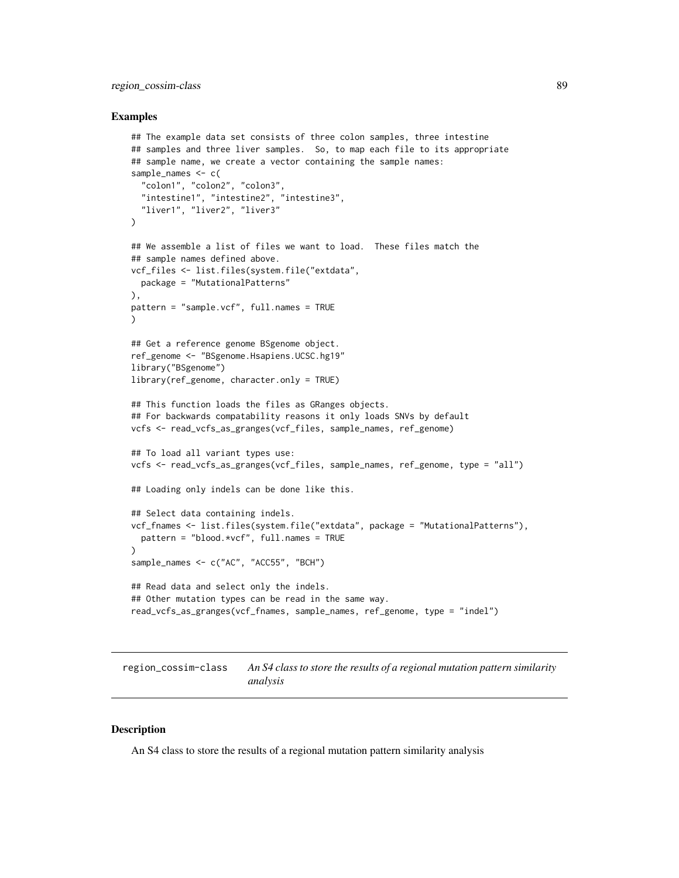### Examples

```
## The example data set consists of three colon samples, three intestine
## samples and three liver samples.  So, to map each file to its appropriate
## sample name, we create a vector containing the sample names:
sample_names <- c(
  "colon1", "colon2", "colon3",
  "intestine1", "intestine2", "intestine3",
  "liver1", "liver2", "liver3"
)

## We assemble a list of files we want to load.  These files match the
## sample names defined above.
vcf_files <- list.files(system.file("extdata",
  package = "MutationalPatterns"
),
pattern = "sample.vcf", full.names = TRUE
)

## Get a reference genome BSgenome object.
ref_genome <- "BSgenome.Hsapiens.UCSC.hg19"
library("BSgenome")
library(ref_genome, character.only = TRUE)

## This function loads the files as GRanges objects.
## For backwards compatability reasons it only loads SNVs by default
vcfs <- read_vcfs_as_granges(vcf_files, sample_names, ref_genome)

## To load all variant types use:
vcfs <- read_vcfs_as_granges(vcf_files, sample_names, ref_genome, type = "all")

## Loading only indels can be done like this.

## Select data containing indels.
vcf_fnames <- list.files(system.file("extdata", package = "MutationalPatterns"),
  pattern = "blood.*vcf", full.names = TRUE
)
sample_names <- c("AC", "ACC55", "BCH")

## Read data and select only the indels.
## Other mutation types can be read in the same way.
read_vcfs_as_granges(vcf_fnames, sample_names, ref_genome, type = "indel")
```

---

## region_cossim-class *An S4 class to store the results of a regional mutation pattern similarity analysis*

---

### Description

An S4 class to store the results of a regional mutation pattern similarity analysis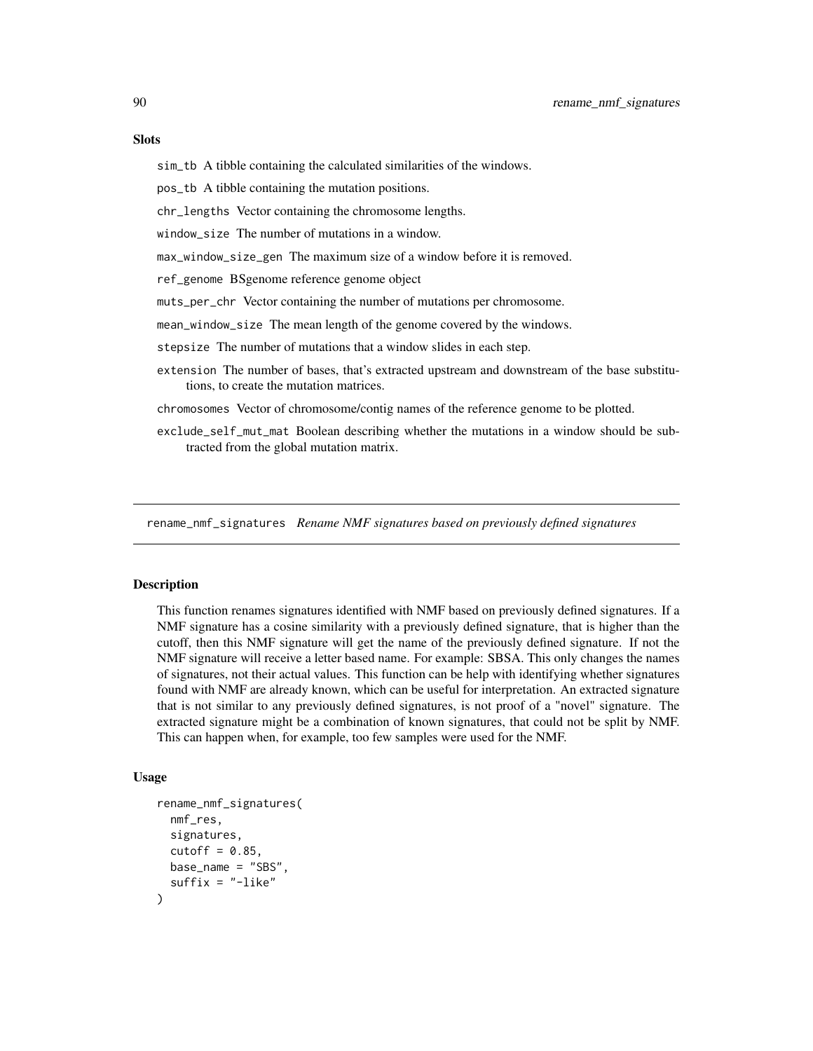### Slots

`sim_tb` A tibble containing the calculated similarities of the windows.

`pos_tb` A tibble containing the mutation positions.

`chr_lengths` Vector containing the chromosome lengths.

`window_size` The number of mutations in a window.

`max_window_size_gen` The maximum size of a window before it is removed.

`ref_genome` BSgenome reference genome object

`muts_per_chr` Vector containing the number of mutations per chromosome.

`mean_window_size` The mean length of the genome covered by the windows.

`stepsize` The number of mutations that a window slides in each step.

`extension` The number of bases, that's extracted upstream and downstream of the base substitutions, to create the mutation matrices.

`chromosomes` Vector of chromosome/contig names of the reference genome to be plotted.

`exclude_self_mut_mat` Boolean describing whether the mutations in a window should be subtracted from the global mutation matrix.

---

## rename_nmf_signatures *Rename NMF signatures based on previously defined signatures*

### Description

This function renames signatures identified with NMF based on previously defined signatures. If a NMF signature has a cosine similarity with a previously defined signature, that is higher than the cutoff, then this NMF signature will get the name of the previously defined signature. If not the NMF signature will receive a letter based name. For example: SBSA. This only changes the names of signatures, not their actual values. This function can be help with identifying whether signatures found with NMF are already known, which can be useful for interpretation. An extracted signature that is not similar to any previously defined signatures, is not proof of a "novel" signature. The extracted signature might be a combination of known signatures, that could not be split by NMF. This can happen when, for example, too few samples were used for the NMF.

### Usage

```
rename_nmf_signatures(
  nmf_res,
  signatures,
  cutoff = 0.85,
  base_name = "SBS",
  suffix = "-like"
)
```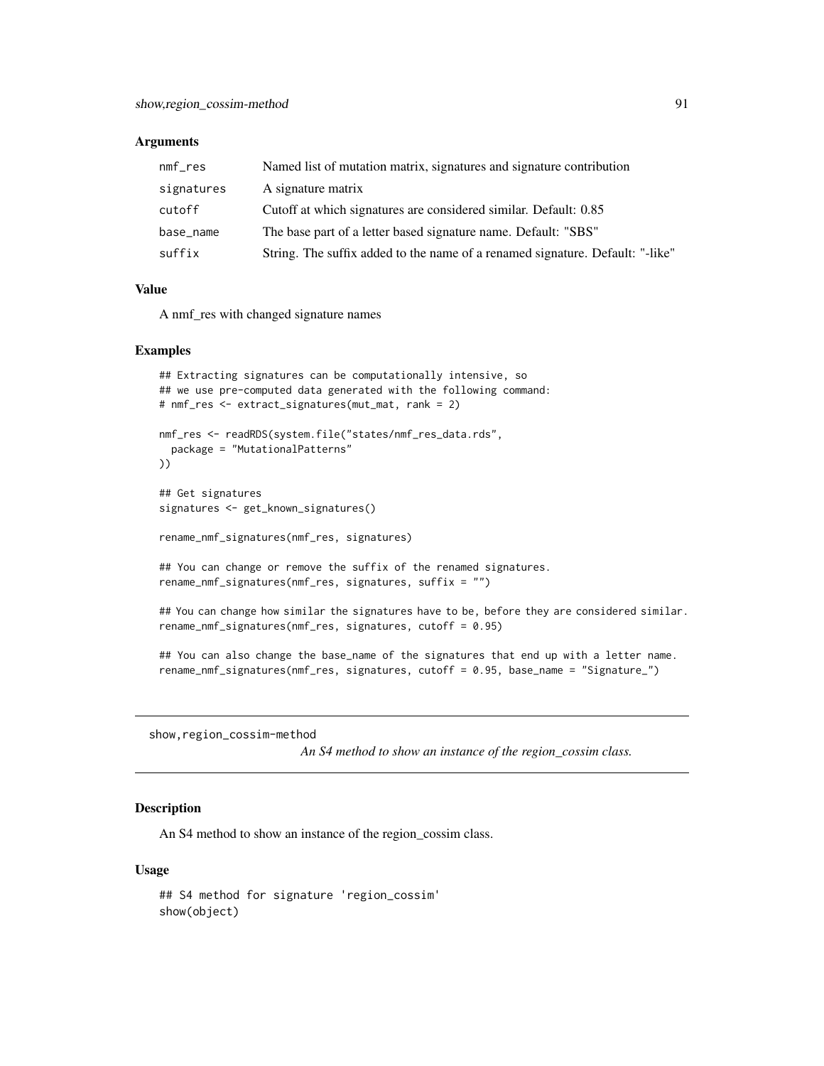### Arguments

| | |
|---|---|
| nmf_res | Named list of mutation matrix, signatures and signature contribution |
| signatures | A signature matrix |
| cutoff | Cutoff at which signatures are considered similar. Default: 0.85 |
| base_name | The base part of a letter based signature name. Default: "SBS" |
| suffix | String. The suffix added to the name of a renamed signature. Default: "-like" |

### Value

A nmf_res with changed signature names

### Examples

```
## Extracting signatures can be computationally intensive, so
## we use pre-computed data generated with the following command:
# nmf_res <- extract_signatures(mut_mat, rank = 2)

nmf_res <- readRDS(system.file("states/nmf_res_data.rds",
  package = "MutationalPatterns"
))

## Get signatures
signatures <- get_known_signatures()

rename_nmf_signatures(nmf_res, signatures)

## You can change or remove the suffix of the renamed signatures.
rename_nmf_signatures(nmf_res, signatures, suffix = "")

## You can change how similar the signatures have to be, before they are considered similar.
rename_nmf_signatures(nmf_res, signatures, cutoff = 0.95)

## You can also change the base_name of the signatures that end up with a letter name.
rename_nmf_signatures(nmf_res, signatures, cutoff = 0.95, base_name = "Signature_")
```

## show,region_cossim-method

*An S4 method to show an instance of the region_cossim class.*

### Description

An S4 method to show an instance of the region_cossim class.

### Usage

```
## S4 method for signature 'region_cossim'
show(object)
```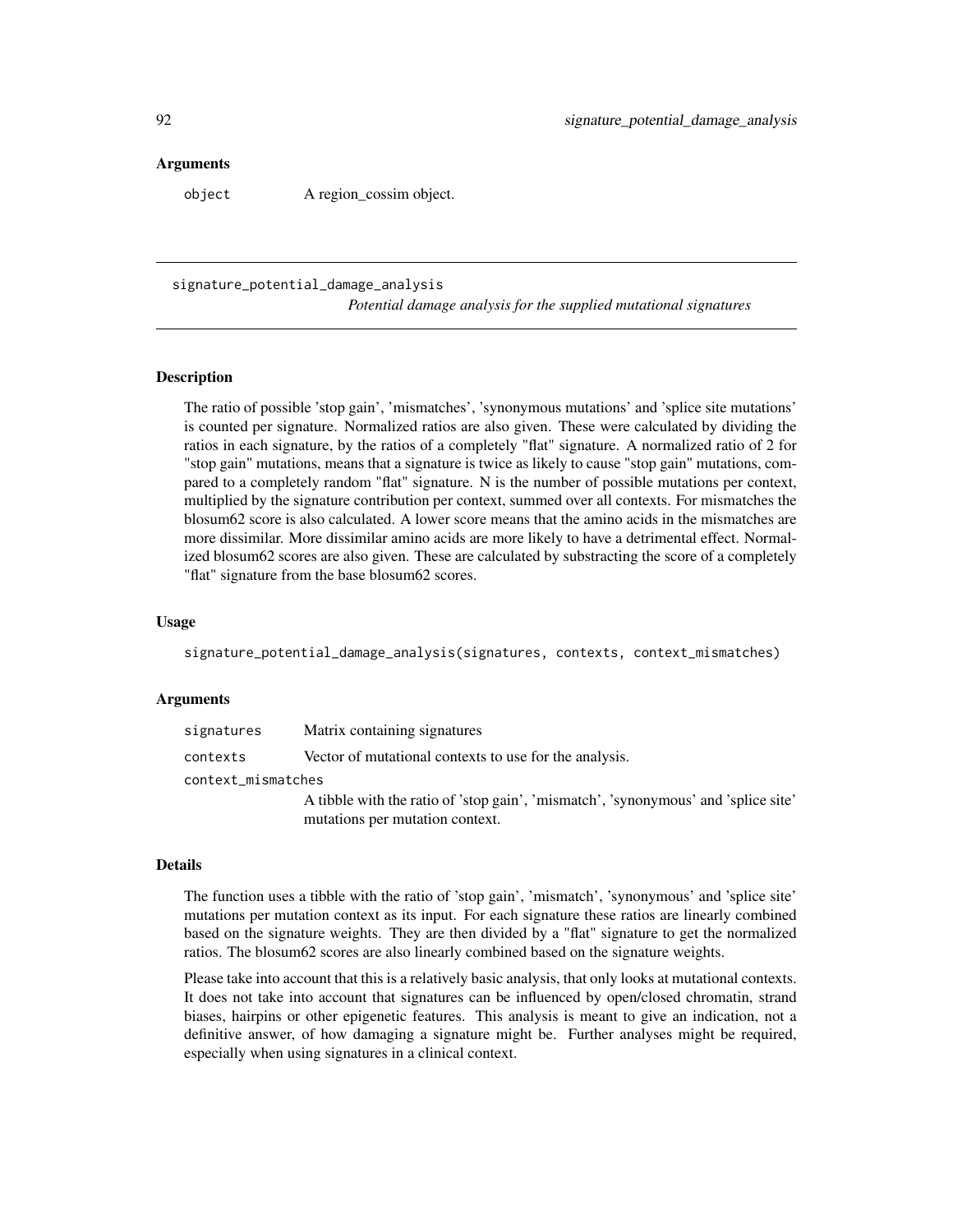### Arguments

object A region_cossim object.

---

## signature_potential_damage_analysis

*Potential damage analysis for the supplied mutational signatures*

---

### Description

The ratio of possible 'stop gain', 'mismatches', 'synonymous mutations' and 'splice site mutations' is counted per signature. Normalized ratios are also given. These were calculated by dividing the ratios in each signature, by the ratios of a completely "flat" signature. A normalized ratio of 2 for "stop gain" mutations, means that a signature is twice as likely to cause "stop gain" mutations, compared to a completely random "flat" signature. N is the number of possible mutations per context, multiplied by the signature contribution per context, summed over all contexts. For mismatches the blosum62 score is also calculated. A lower score means that the amino acids in the mismatches are more dissimilar. More dissimilar amino acids are more likely to have a detrimental effect. Normalized blosum62 scores are also given. These are calculated by substracting the score of a completely "flat" signature from the base blosum62 scores.

### Usage

```
signature_potential_damage_analysis(signatures, contexts, context_mismatches)
```

### Arguments

signatures Matrix containing signatures

contexts Vector of mutational contexts to use for the analysis.

context_mismatches
A tibble with the ratio of 'stop gain', 'mismatch', 'synonymous' and 'splice site' mutations per mutation context.

### Details

The function uses a tibble with the ratio of 'stop gain', 'mismatch', 'synonymous' and 'splice site' mutations per mutation context as its input. For each signature these ratios are linearly combined based on the signature weights. They are then divided by a "flat" signature to get the normalized ratios. The blosum62 scores are also linearly combined based on the signature weights.

Please take into account that this is a relatively basic analysis, that only looks at mutational contexts. It does not take into account that signatures can be influenced by open/closed chromatin, strand biases, hairpins or other epigenetic features. This analysis is meant to give an indication, not a definitive answer, of how damaging a signature might be. Further analyses might be required, especially when using signatures in a clinical context.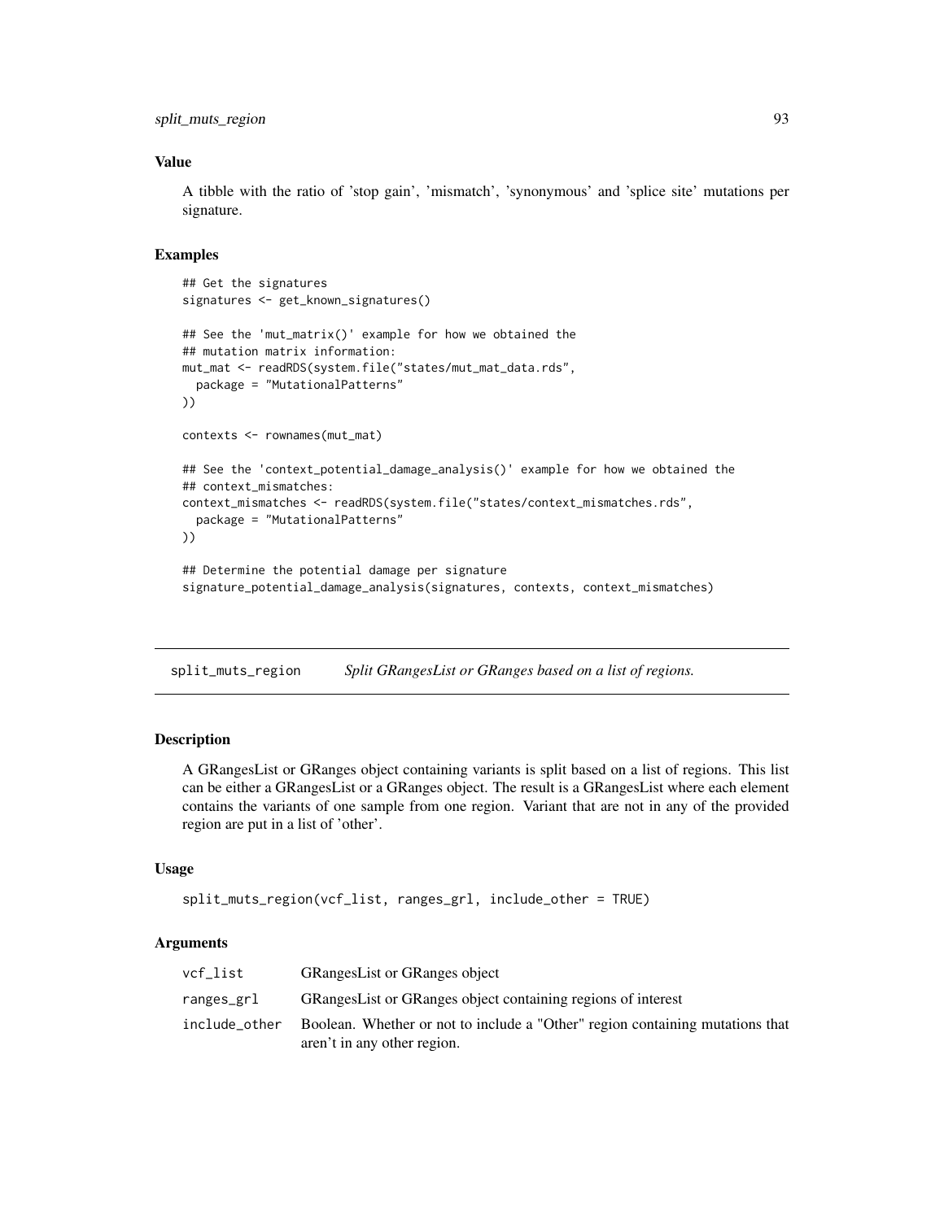### Value

A tibble with the ratio of 'stop gain', 'mismatch', 'synonymous' and 'splice site' mutations per signature.

### Examples

```
## Get the signatures
signatures <- get_known_signatures()

## See the 'mut_matrix()' example for how we obtained the
## mutation matrix information:
mut_mat <- readRDS(system.file("states/mut_mat_data.rds",
  package = "MutationalPatterns"
))

contexts <- rownames(mut_mat)

## See the 'context_potential_damage_analysis()' example for how we obtained the
## context_mismatches:
context_mismatches <- readRDS(system.file("states/context_mismatches.rds",
  package = "MutationalPatterns"
))

## Determine the potential damage per signature
signature_potential_damage_analysis(signatures, contexts, context_mismatches)
```

---

## split_muts_region &nbsp;&nbsp;&nbsp; *Split GRangesList or GRanges based on a list of regions.*

---

### Description

A GRangesList or GRanges object containing variants is split based on a list of regions. This list can be either a GRangesList or a GRanges object. The result is a GRangesList where each element contains the variants of one sample from one region. Variant that are not in any of the provided region are put in a list of 'other'.

### Usage

```
split_muts_region(vcf_list, ranges_grl, include_other = TRUE)
```

### Arguments

| | |
|---|---|
| `vcf_list` | GRangesList or GRanges object |
| `ranges_grl` | GRangesList or GRanges object containing regions of interest |
| `include_other` | Boolean. Whether or not to include a "Other" region containing mutations that aren't in any other region. |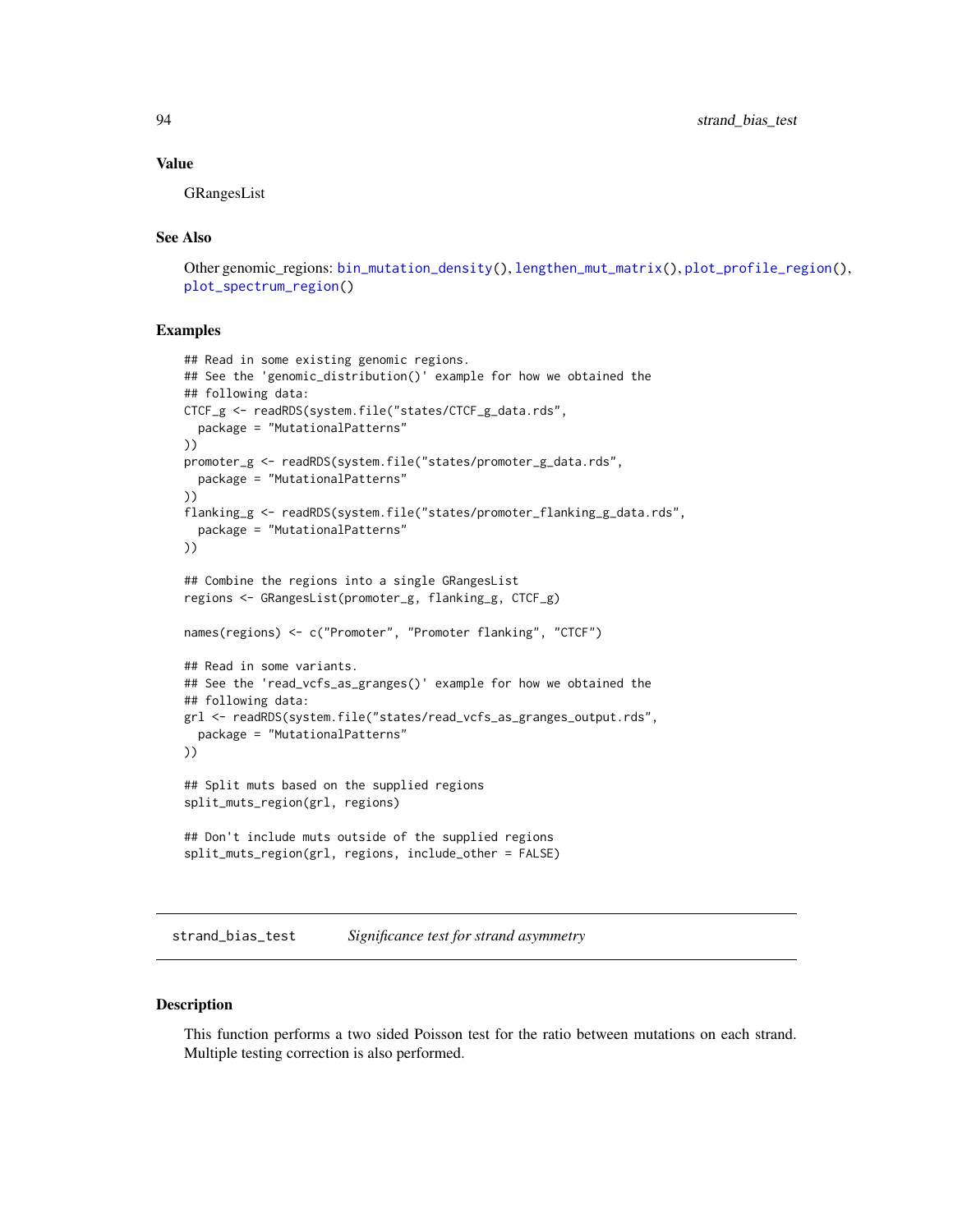## Value

GRangesList

## See Also

Other genomic_regions: bin_mutation_density(), lengthen_mut_matrix(), plot_profile_region(), plot_spectrum_region()

## Examples

```
## Read in some existing genomic regions.
## See the 'genomic_distribution()' example for how we obtained the
## following data:
CTCF_g <- readRDS(system.file("states/CTCF_g_data.rds",
  package = "MutationalPatterns"
))
promoter_g <- readRDS(system.file("states/promoter_g_data.rds",
  package = "MutationalPatterns"
))
flanking_g <- readRDS(system.file("states/promoter_flanking_g_data.rds",
  package = "MutationalPatterns"
))

## Combine the regions into a single GRangesList
regions <- GRangesList(promoter_g, flanking_g, CTCF_g)

names(regions) <- c("Promoter", "Promoter flanking", "CTCF")

## Read in some variants.
## See the 'read_vcfs_as_granges()' example for how we obtained the
## following data:
grl <- readRDS(system.file("states/read_vcfs_as_granges_output.rds",
  package = "MutationalPatterns"
))

## Split muts based on the supplied regions
split_muts_region(grl, regions)

## Don't include muts outside of the supplied regions
split_muts_region(grl, regions, include_other = FALSE)
```

---

# strand_bias_test    *Significance test for strand asymmetry*

## Description

This function performs a two sided Poisson test for the ratio between mutations on each strand. Multiple testing correction is also performed.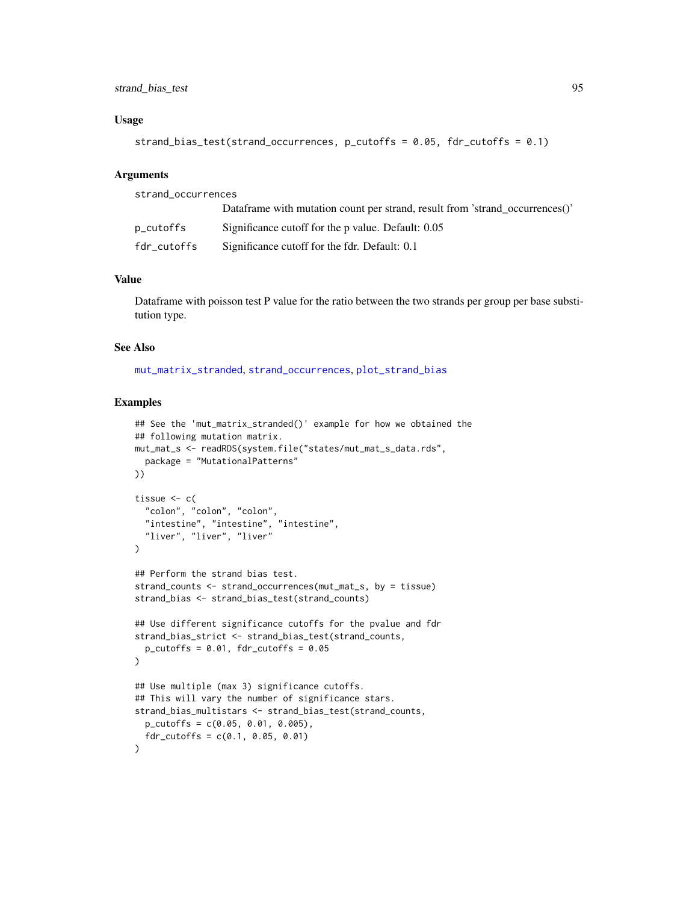### Usage

```
strand_bias_test(strand_occurrences, p_cutoffs = 0.05, fdr_cutoffs = 0.1)
```

### Arguments

| | |
|---|---|
| strand_occurrences | Dataframe with mutation count per strand, result from 'strand_occurrences()' |
| p_cutoffs | Significance cutoff for the p value. Default: 0.05 |
| fdr_cutoffs | Significance cutoff for the fdr. Default: 0.1 |

### Value

Dataframe with poisson test P value for the ratio between the two strands per group per base substitution type.

### See Also

mut_matrix_stranded, strand_occurrences, plot_strand_bias

### Examples

```
## See the 'mut_matrix_stranded()' example for how we obtained the
## following mutation matrix.
mut_mat_s <- readRDS(system.file("states/mut_mat_s_data.rds",
  package = "MutationalPatterns"
))

tissue <- c(
  "colon", "colon", "colon",
  "intestine", "intestine", "intestine",
  "liver", "liver", "liver"
)

## Perform the strand bias test.
strand_counts <- strand_occurrences(mut_mat_s, by = tissue)
strand_bias <- strand_bias_test(strand_counts)

## Use different significance cutoffs for the pvalue and fdr
strand_bias_strict <- strand_bias_test(strand_counts,
  p_cutoffs = 0.01, fdr_cutoffs = 0.05
)

## Use multiple (max 3) significance cutoffs.
## This will vary the number of significance stars.
strand_bias_multistars <- strand_bias_test(strand_counts,
  p_cutoffs = c(0.05, 0.01, 0.005),
  fdr_cutoffs = c(0.1, 0.05, 0.01)
)
```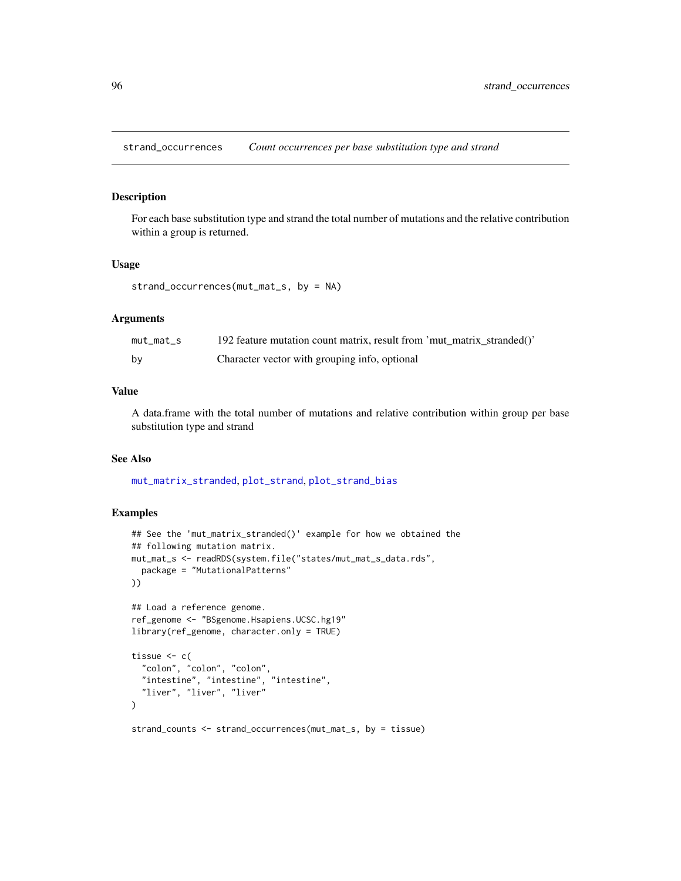## strand_occurrences — *Count occurrences per base substitution type and strand*

### Description

For each base substitution type and strand the total number of mutations and the relative contribution within a group is returned.

### Usage

```
strand_occurrences(mut_mat_s, by = NA)
```

### Arguments

| | |
|---|---|
| mut_mat_s | 192 feature mutation count matrix, result from 'mut_matrix_stranded()' |
| by | Character vector with grouping info, optional |

### Value

A data.frame with the total number of mutations and relative contribution within group per base substitution type and strand

### See Also

mut_matrix_stranded, plot_strand, plot_strand_bias

### Examples

```
## See the 'mut_matrix_stranded()' example for how we obtained the
## following mutation matrix.
mut_mat_s <- readRDS(system.file("states/mut_mat_s_data.rds",
  package = "MutationalPatterns"
))

## Load a reference genome.
ref_genome <- "BSgenome.Hsapiens.UCSC.hg19"
library(ref_genome, character.only = TRUE)

tissue <- c(
  "colon", "colon", "colon",
  "intestine", "intestine", "intestine",
  "liver", "liver", "liver"
)

strand_counts <- strand_occurrences(mut_mat_s, by = tissue)
```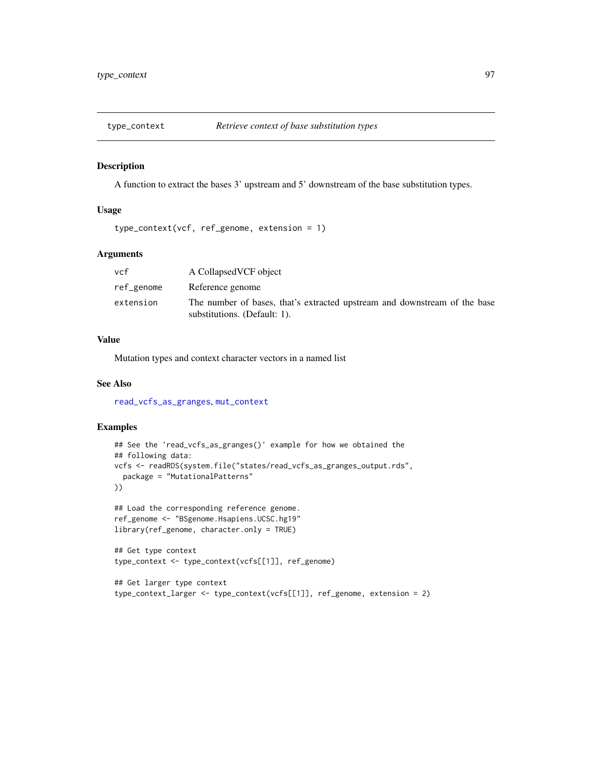## type_context — *Retrieve context of base substitution types*

### Description

A function to extract the bases 3' upstream and 5' downstream of the base substitution types.

### Usage

```
type_context(vcf, ref_genome, extension = 1)
```

### Arguments

| | |
|---|---|
| vcf | A CollapsedVCF object |
| ref_genome | Reference genome |
| extension | The number of bases, that's extracted upstream and downstream of the base substitutions. (Default: 1). |

### Value

Mutation types and context character vectors in a named list

### See Also

read_vcfs_as_granges, mut_context

### Examples

```
## See the 'read_vcfs_as_granges()' example for how we obtained the
## following data:
vcfs <- readRDS(system.file("states/read_vcfs_as_granges_output.rds",
  package = "MutationalPatterns"
))

## Load the corresponding reference genome.
ref_genome <- "BSgenome.Hsapiens.UCSC.hg19"
library(ref_genome, character.only = TRUE)

## Get type context
type_context <- type_context(vcfs[[1]], ref_genome)

## Get larger type context
type_context_larger <- type_context(vcfs[[1]], ref_genome, extension = 2)
```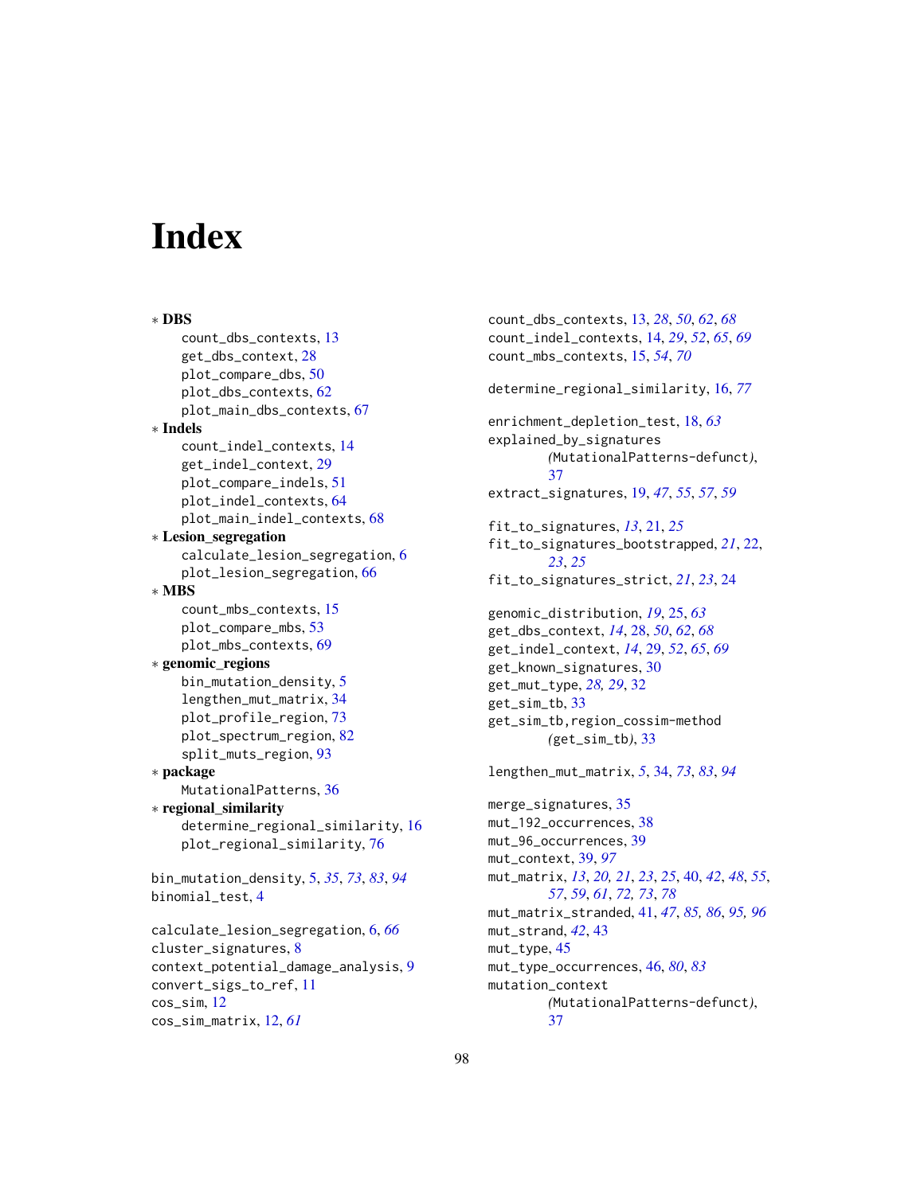# Index

∗ **DBS**
  count_dbs_contexts, 13
  get_dbs_context, 28
  plot_compare_dbs, 50
  plot_dbs_contexts, 62
  plot_main_dbs_contexts, 67

∗ **Indels**
  count_indel_contexts, 14
  get_indel_context, 29
  plot_compare_indels, 51
  plot_indel_contexts, 64
  plot_main_indel_contexts, 68

∗ **Lesion_segregation**
  calculate_lesion_segregation, 6
  plot_lesion_segregation, 66

∗ **MBS**
  count_mbs_contexts, 15
  plot_compare_mbs, 53
  plot_mbs_contexts, 69

∗ **genomic_regions**
  bin_mutation_density, 5
  lengthen_mut_matrix, 34
  plot_profile_region, 73
  plot_spectrum_region, 82
  split_muts_region, 93

∗ **package**
  MutationalPatterns, 36

∗ **regional_similarity**
  determine_regional_similarity, 16
  plot_regional_similarity, 76

bin_mutation_density, 5, *35*, *73*, *83*, *94*
binomial_test, 4

calculate_lesion_segregation, 6, *66*
cluster_signatures, 8
context_potential_damage_analysis, 9
convert_sigs_to_ref, 11
cos_sim, 12
cos_sim_matrix, 12, *61*

count_dbs_contexts, 13, *28*, *50*, *62*, *68*
count_indel_contexts, 14, *29*, *52*, *65*, *69*
count_mbs_contexts, 15, *54*, *70*

determine_regional_similarity, 16, *77*

enrichment_depletion_test, 18, *63*
explained_by_signatures (MutationalPatterns-defunct), 37
extract_signatures, 19, *47*, *55*, *57*, *59*

fit_to_signatures, *13*, 21, *25*
fit_to_signatures_bootstrapped, *21*, 22, *23*, *25*
fit_to_signatures_strict, *21*, *23*, 24

genomic_distribution, *19*, 25, *63*
get_dbs_context, *14*, 28, *50*, *62*, *68*
get_indel_context, *14*, 29, *52*, *65*, *69*
get_known_signatures, 30
get_mut_type, *28, 29*, 32
get_sim_tb, 33
get_sim_tb,region_cossim-method (get_sim_tb), 33

lengthen_mut_matrix, *5*, 34, *73*, *83*, *94*

merge_signatures, 35
mut_192_occurrences, 38
mut_96_occurrences, 39
mut_context, 39, *97*
mut_matrix, *13*, *20, 21*, *23*, *25*, 40, *42*, *48*, *55*, *57*, *59*, *61*, *72, 73*, *78*
mut_matrix_stranded, 41, *47*, *85, 86*, *95, 96*
mut_strand, *42*, 43
mut_type, 45
mut_type_occurrences, 46, *80*, *83*
mutation_context (MutationalPatterns-defunct), 37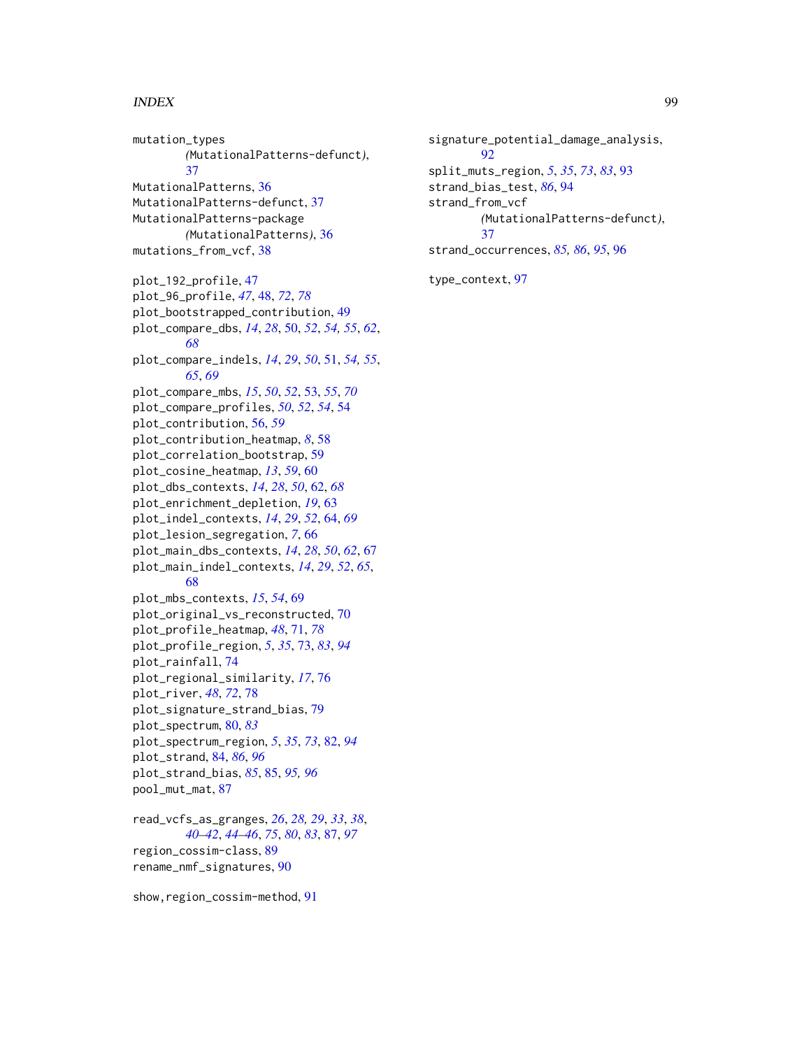mutation_types (MutationalPatterns-defunct), 37
MutationalPatterns, 36
MutationalPatterns-defunct, 37
MutationalPatterns-package (MutationalPatterns), 36
mutations_from_vcf, 38

plot_192_profile, 47
plot_96_profile, *47*, 48, *72*, *78*
plot_bootstrapped_contribution, 49
plot_compare_dbs, *14*, *28*, 50, *52*, *54*, *55*, *62*, *68*
plot_compare_indels, *14*, *29*, *50*, 51, *54*, *55*, *65*, *69*
plot_compare_mbs, *15*, *50*, *52*, 53, *55*, *70*
plot_compare_profiles, *50*, *52*, *54*, 54
plot_contribution, 56, *59*
plot_contribution_heatmap, *8*, 58
plot_correlation_bootstrap, 59
plot_cosine_heatmap, *13*, *59*, 60
plot_dbs_contexts, *14*, *28*, *50*, 62, *68*
plot_enrichment_depletion, *19*, 63
plot_indel_contexts, *14*, *29*, *52*, 64, *69*
plot_lesion_segregation, *7*, 66
plot_main_dbs_contexts, *14*, *28*, *50*, *62*, 67
plot_main_indel_contexts, *14*, *29*, *52*, *65*, 68
plot_mbs_contexts, *15*, *54*, 69
plot_original_vs_reconstructed, 70
plot_profile_heatmap, *48*, 71, *78*
plot_profile_region, *5*, *35*, 73, *83*, *94*
plot_rainfall, 74
plot_regional_similarity, *17*, 76
plot_river, *48*, *72*, 78
plot_signature_strand_bias, 79
plot_spectrum, 80, *83*
plot_spectrum_region, *5*, *35*, *73*, 82, *94*
plot_strand, 84, *86*, *96*
plot_strand_bias, *85*, 85, *95*, *96*
pool_mut_mat, 87

read_vcfs_as_granges, *26*, *28*, *29*, *33*, *38*, *40–42*, *44–46*, *75*, *80*, *83*, 87, *97*
region_cossim-class, 89
rename_nmf_signatures, 90

show,region_cossim-method, 91
signature_potential_damage_analysis, 92
split_muts_region, *5*, *35*, *73*, *83*, 93
strand_bias_test, *86*, 94
strand_from_vcf (MutationalPatterns-defunct), 37
strand_occurrences, *85*, *86*, *95*, 96

type_context, 97